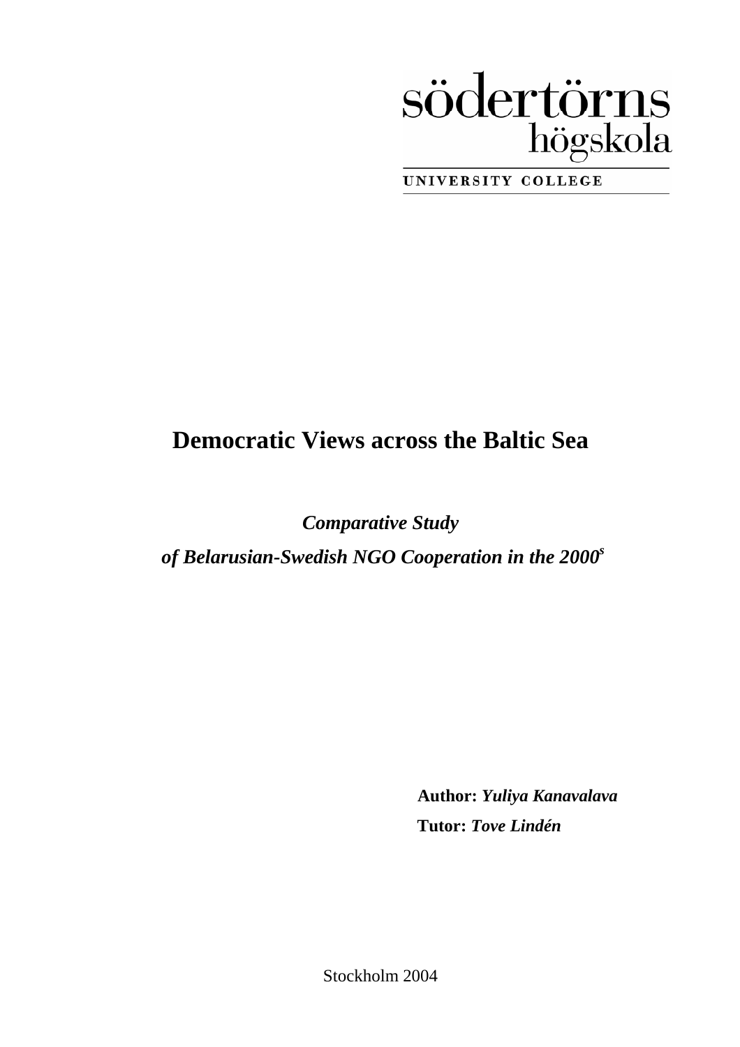södertörns
högskola

UNIVERSITY COLLEGE

# Democratic Views across the Baltic Sea

***Comparative Study***

***of Belarusian-Swedish NGO Cooperation in the 2000$^s$***

**Author:** ***Yuliya Kanavalava***

**Tutor:** ***Tove Lindén***

Stockholm 2004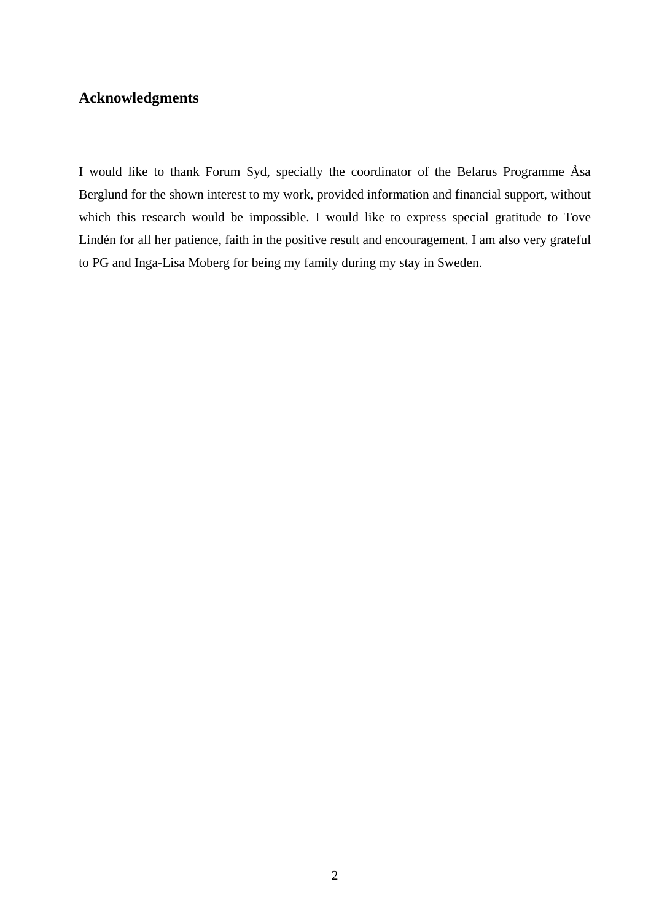## Acknowledgments

I would like to thank Forum Syd, specially the coordinator of the Belarus Programme Åsa Berglund for the shown interest to my work, provided information and financial support, without which this research would be impossible. I would like to express special gratitude to Tove Lindén for all her patience, faith in the positive result and encouragement. I am also very grateful to PG and Inga-Lisa Moberg for being my family during my stay in Sweden.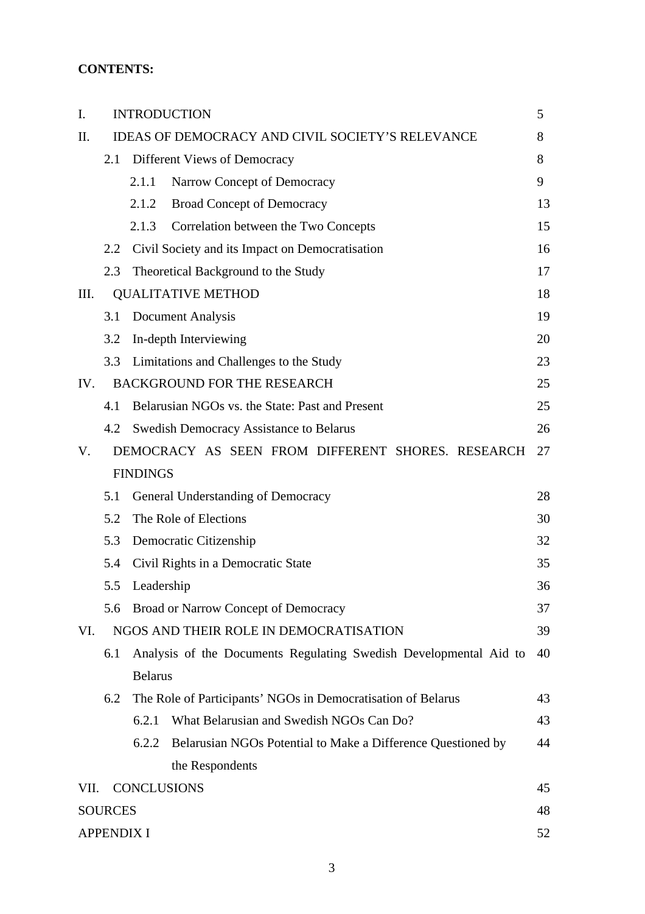**CONTENTS:**

| | | |
|---|---|---|
| I. | INTRODUCTION | 5 |
| II. | IDEAS OF DEMOCRACY AND CIVIL SOCIETY'S RELEVANCE | 8 |
| | 2.1 Different Views of Democracy | 8 |
| | 2.1.1 Narrow Concept of Democracy | 9 |
| | 2.1.2 Broad Concept of Democracy | 13 |
| | 2.1.3 Correlation between the Two Concepts | 15 |
| | 2.2 Civil Society and its Impact on Democratisation | 16 |
| | 2.3 Theoretical Background to the Study | 17 |
| III. | QUALITATIVE METHOD | 18 |
| | 3.1 Document Analysis | 19 |
| | 3.2 In-depth Interviewing | 20 |
| | 3.3 Limitations and Challenges to the Study | 23 |
| IV. | BACKGROUND FOR THE RESEARCH | 25 |
| | 4.1 Belarusian NGOs vs. the State: Past and Present | 25 |
| | 4.2 Swedish Democracy Assistance to Belarus | 26 |
| V. | DEMOCRACY AS SEEN FROM DIFFERENT SHORES. RESEARCH FINDINGS | 27 |
| | 5.1 General Understanding of Democracy | 28 |
| | 5.2 The Role of Elections | 30 |
| | 5.3 Democratic Citizenship | 32 |
| | 5.4 Civil Rights in a Democratic State | 35 |
| | 5.5 Leadership | 36 |
| | 5.6 Broad or Narrow Concept of Democracy | 37 |
| VI. | NGOS AND THEIR ROLE IN DEMOCRATISATION | 39 |
| | 6.1 Analysis of the Documents Regulating Swedish Developmental Aid to Belarus | 40 |
| | 6.2 The Role of Participants' NGOs in Democratisation of Belarus | 43 |
| | 6.2.1 What Belarusian and Swedish NGOs Can Do? | 43 |
| | 6.2.2 Belarusian NGOs Potential to Make a Difference Questioned by the Respondents | 44 |
| VII. | CONCLUSIONS | 45 |
| SOURCES | | 48 |
| APPENDIX I | | 52 |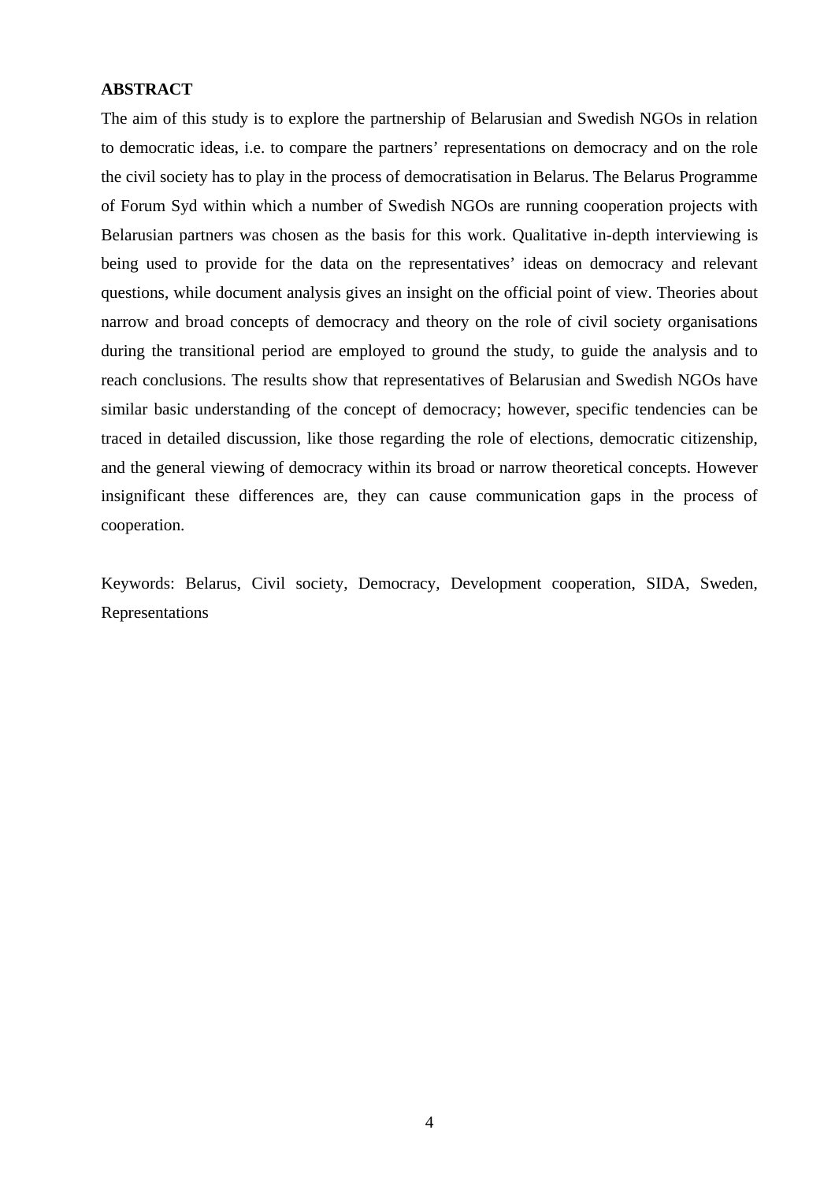**ABSTRACT**

The aim of this study is to explore the partnership of Belarusian and Swedish NGOs in relation to democratic ideas, i.e. to compare the partners' representations on democracy and on the role the civil society has to play in the process of democratisation in Belarus. The Belarus Programme of Forum Syd within which a number of Swedish NGOs are running cooperation projects with Belarusian partners was chosen as the basis for this work. Qualitative in-depth interviewing is being used to provide for the data on the representatives' ideas on democracy and relevant questions, while document analysis gives an insight on the official point of view. Theories about narrow and broad concepts of democracy and theory on the role of civil society organisations during the transitional period are employed to ground the study, to guide the analysis and to reach conclusions. The results show that representatives of Belarusian and Swedish NGOs have similar basic understanding of the concept of democracy; however, specific tendencies can be traced in detailed discussion, like those regarding the role of elections, democratic citizenship, and the general viewing of democracy within its broad or narrow theoretical concepts. However insignificant these differences are, they can cause communication gaps in the process of cooperation.

Keywords: Belarus, Civil society, Democracy, Development cooperation, SIDA, Sweden, Representations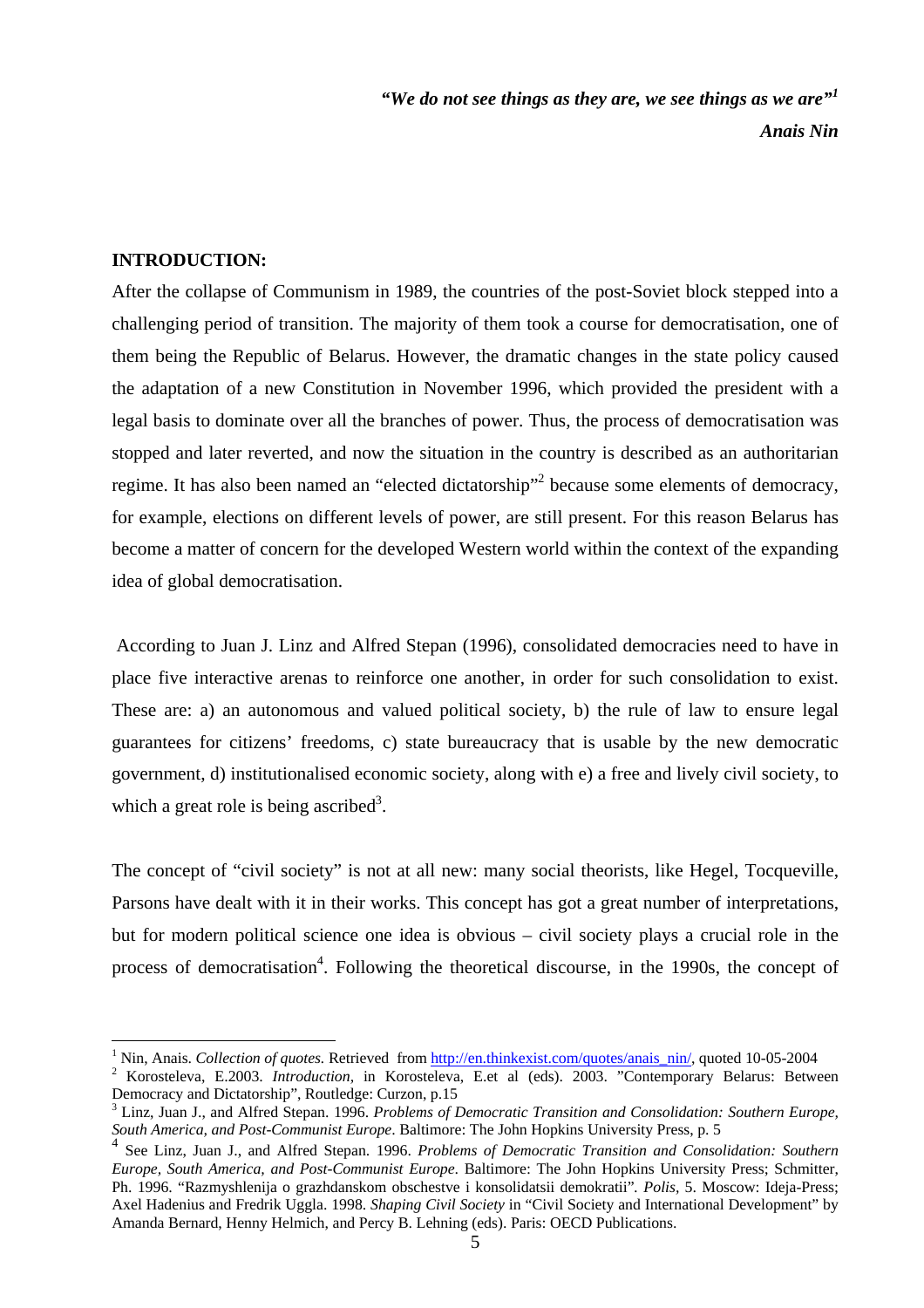***"We do not see things as they are, we see things as we are"*[1]**
***Anais Nin***

**INTRODUCTION:**

After the collapse of Communism in 1989, the countries of the post-Soviet block stepped into a challenging period of transition. The majority of them took a course for democratisation, one of them being the Republic of Belarus. However, the dramatic changes in the state policy caused the adaptation of a new Constitution in November 1996, which provided the president with a legal basis to dominate over all the branches of power. Thus, the process of democratisation was stopped and later reverted, and now the situation in the country is described as an authoritarian regime. It has also been named an "elected dictatorship"[2] because some elements of democracy, for example, elections on different levels of power, are still present. For this reason Belarus has become a matter of concern for the developed Western world within the context of the expanding idea of global democratisation.

According to Juan J. Linz and Alfred Stepan (1996), consolidated democracies need to have in place five interactive arenas to reinforce one another, in order for such consolidation to exist. These are: a) an autonomous and valued political society, b) the rule of law to ensure legal guarantees for citizens' freedoms, c) state bureaucracy that is usable by the new democratic government, d) institutionalised economic society, along with e) a free and lively civil society, to which a great role is being ascribed[3].

The concept of "civil society" is not at all new: many social theorists, like Hegel, Tocqueville, Parsons have dealt with it in their works. This concept has got a great number of interpretations, but for modern political science one idea is obvious – civil society plays a crucial role in the process of democratisation[4]. Following the theoretical discourse, in the 1990s, the concept of

---

[1] Nin, Anais. *Collection of quotes.* Retrieved from http://en.thinkexist.com/quotes/anais_nin/, quoted 10-05-2004

[2] Korosteleva, E.2003. *Introduction,* in Korosteleva, E.et al (eds). 2003. "Contemporary Belarus: Between Democracy and Dictatorship", Routledge: Curzon, p.15

[3] Linz, Juan J., and Alfred Stepan. 1996. *Problems of Democratic Transition and Consolidation: Southern Europe, South America, and Post-Communist Europe*. Baltimore: The John Hopkins University Press, p. 5

[4] See Linz, Juan J., and Alfred Stepan. 1996. *Problems of Democratic Transition and Consolidation: Southern Europe, South America, and Post-Communist Europe*. Baltimore: The John Hopkins University Press; Schmitter, Ph. 1996. "Razmyshlenija o grazhdanskom obschestve i konsolidatsii demokratii". *Polis,* 5. Moscow: Ideja-Press; Axel Hadenius and Fredrik Uggla. 1998. *Shaping Civil Society* in "Civil Society and International Development" by Amanda Bernard, Henny Helmich, and Percy B. Lehning (eds). Paris: OECD Publications.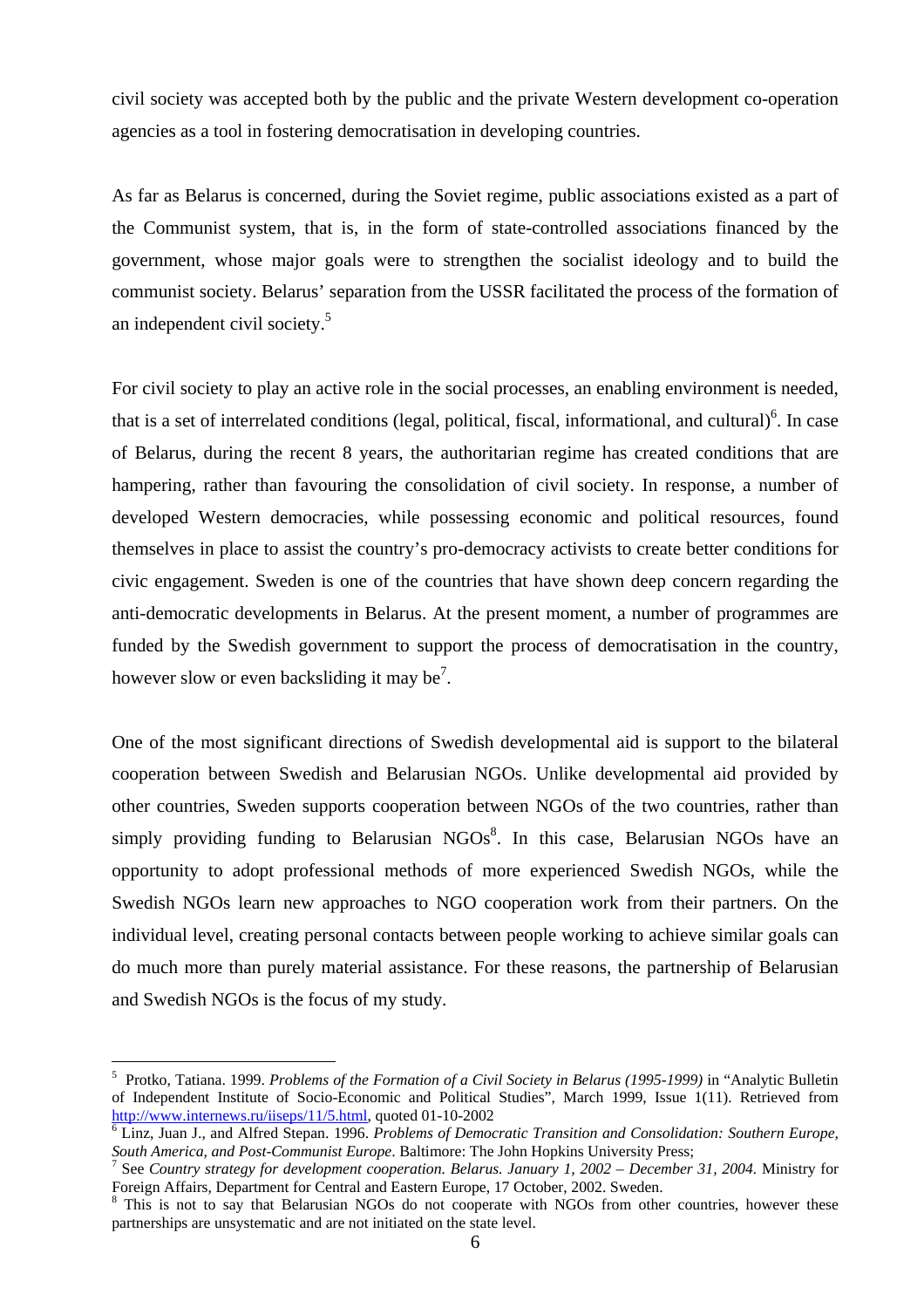civil society was accepted both by the public and the private Western development co-operation agencies as a tool in fostering democratisation in developing countries.

As far as Belarus is concerned, during the Soviet regime, public associations existed as a part of the Communist system, that is, in the form of state-controlled associations financed by the government, whose major goals were to strengthen the socialist ideology and to build the communist society. Belarus' separation from the USSR facilitated the process of the formation of an independent civil society.[5]

For civil society to play an active role in the social processes, an enabling environment is needed, that is a set of interrelated conditions (legal, political, fiscal, informational, and cultural)[6]. In case of Belarus, during the recent 8 years, the authoritarian regime has created conditions that are hampering, rather than favouring the consolidation of civil society. In response, a number of developed Western democracies, while possessing economic and political resources, found themselves in place to assist the country's pro-democracy activists to create better conditions for civic engagement. Sweden is one of the countries that have shown deep concern regarding the anti-democratic developments in Belarus. At the present moment, a number of programmes are funded by the Swedish government to support the process of democratisation in the country, however slow or even backsliding it may be[7].

One of the most significant directions of Swedish developmental aid is support to the bilateral cooperation between Swedish and Belarusian NGOs. Unlike developmental aid provided by other countries, Sweden supports cooperation between NGOs of the two countries, rather than simply providing funding to Belarusian NGOs[8]. In this case, Belarusian NGOs have an opportunity to adopt professional methods of more experienced Swedish NGOs, while the Swedish NGOs learn new approaches to NGO cooperation work from their partners. On the individual level, creating personal contacts between people working to achieve similar goals can do much more than purely material assistance. For these reasons, the partnership of Belarusian and Swedish NGOs is the focus of my study.

---

[5] Protko, Tatiana. 1999. *Problems of the Formation of a Civil Society in Belarus (1995-1999)* in "Analytic Bulletin of Independent Institute of Socio-Economic and Political Studies", March 1999, Issue 1(11). Retrieved from http://www.internews.ru/iiseps/11/5.html, quoted 01-10-2002

[6] Linz, Juan J., and Alfred Stepan. 1996. *Problems of Democratic Transition and Consolidation: Southern Europe, South America, and Post-Communist Europe*. Baltimore: The John Hopkins University Press;

[7] See *Country strategy for development cooperation. Belarus. January 1, 2002 – December 31, 2004.* Ministry for Foreign Affairs, Department for Central and Eastern Europe, 17 October, 2002. Sweden.

[8] This is not to say that Belarusian NGOs do not cooperate with NGOs from other countries, however these partnerships are unsystematic and are not initiated on the state level.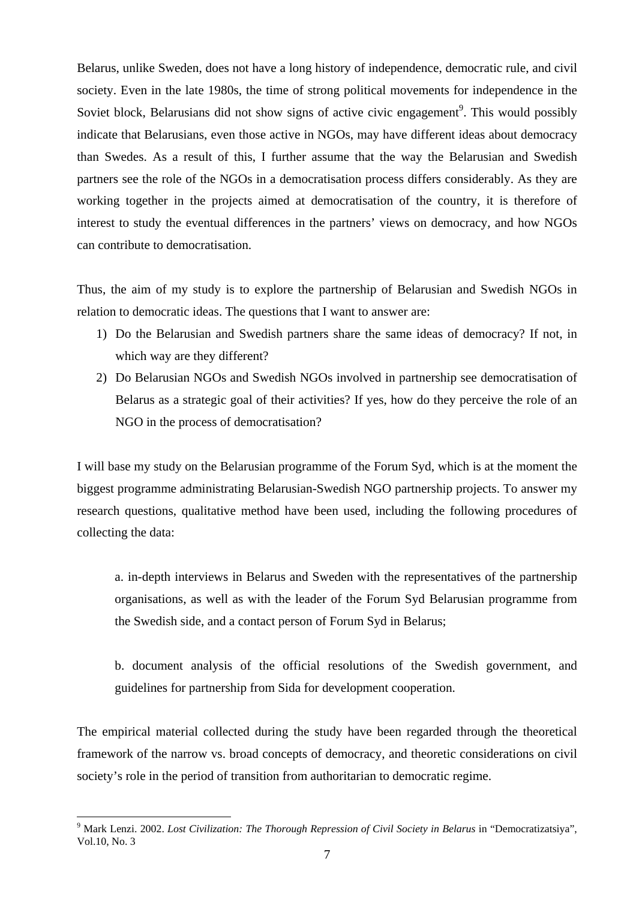Belarus, unlike Sweden, does not have a long history of independence, democratic rule, and civil society. Even in the late 1980s, the time of strong political movements for independence in the Soviet block, Belarusians did not show signs of active civic engagement[9]. This would possibly indicate that Belarusians, even those active in NGOs, may have different ideas about democracy than Swedes. As a result of this, I further assume that the way the Belarusian and Swedish partners see the role of the NGOs in a democratisation process differs considerably. As they are working together in the projects aimed at democratisation of the country, it is therefore of interest to study the eventual differences in the partners' views on democracy, and how NGOs can contribute to democratisation.

Thus, the aim of my study is to explore the partnership of Belarusian and Swedish NGOs in relation to democratic ideas. The questions that I want to answer are:

1) Do the Belarusian and Swedish partners share the same ideas of democracy? If not, in which way are they different?
2) Do Belarusian NGOs and Swedish NGOs involved in partnership see democratisation of Belarus as a strategic goal of their activities? If yes, how do they perceive the role of an NGO in the process of democratisation?

I will base my study on the Belarusian programme of the Forum Syd, which is at the moment the biggest programme administrating Belarusian-Swedish NGO partnership projects. To answer my research questions, qualitative method have been used, including the following procedures of collecting the data:

a. in-depth interviews in Belarus and Sweden with the representatives of the partnership organisations, as well as with the leader of the Forum Syd Belarusian programme from the Swedish side, and a contact person of Forum Syd in Belarus;

b. document analysis of the official resolutions of the Swedish government, and guidelines for partnership from Sida for development cooperation.

The empirical material collected during the study have been regarded through the theoretical framework of the narrow vs. broad concepts of democracy, and theoretic considerations on civil society's role in the period of transition from authoritarian to democratic regime.

---

[9] Mark Lenzi. 2002. *Lost Civilization: The Thorough Repression of Civil Society in Belarus* in "Democratizatsiya", Vol.10, No. 3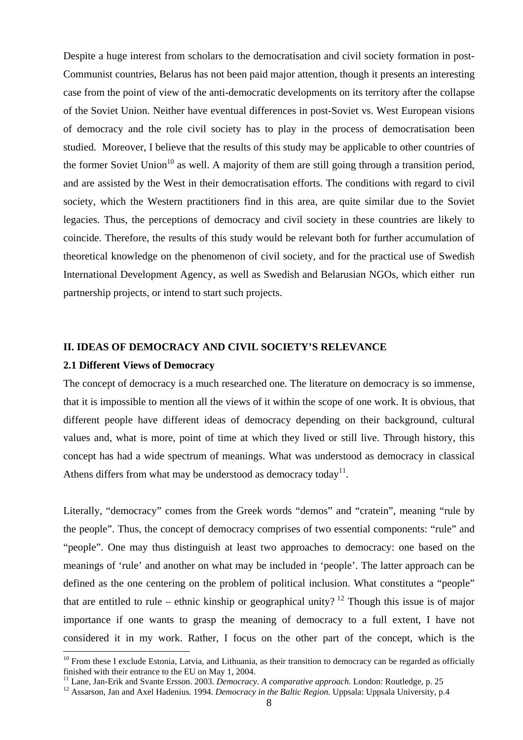Despite a huge interest from scholars to the democratisation and civil society formation in post-Communist countries, Belarus has not been paid major attention, though it presents an interesting case from the point of view of the anti-democratic developments on its territory after the collapse of the Soviet Union. Neither have eventual differences in post-Soviet vs. West European visions of democracy and the role civil society has to play in the process of democratisation been studied. Moreover, I believe that the results of this study may be applicable to other countries of the former Soviet Union[10] as well. A majority of them are still going through a transition period, and are assisted by the West in their democratisation efforts. The conditions with regard to civil society, which the Western practitioners find in this area, are quite similar due to the Soviet legacies. Thus, the perceptions of democracy and civil society in these countries are likely to coincide. Therefore, the results of this study would be relevant both for further accumulation of theoretical knowledge on the phenomenon of civil society, and for the practical use of Swedish International Development Agency, as well as Swedish and Belarusian NGOs, which either run partnership projects, or intend to start such projects.

## II. IDEAS OF DEMOCRACY AND CIVIL SOCIETY'S RELEVANCE

### 2.1 Different Views of Democracy

The concept of democracy is a much researched one. The literature on democracy is so immense, that it is impossible to mention all the views of it within the scope of one work. It is obvious, that different people have different ideas of democracy depending on their background, cultural values and, what is more, point of time at which they lived or still live. Through history, this concept has had a wide spectrum of meanings. What was understood as democracy in classical Athens differs from what may be understood as democracy today[11].

Literally, "democracy" comes from the Greek words "demos" and "cratein", meaning "rule by the people". Thus, the concept of democracy comprises of two essential components: "rule" and "people". One may thus distinguish at least two approaches to democracy: one based on the meanings of 'rule' and another on what may be included in 'people'. The latter approach can be defined as the one centering on the problem of political inclusion. What constitutes a "people" that are entitled to rule – ethnic kinship or geographical unity? [12] Though this issue is of major importance if one wants to grasp the meaning of democracy to a full extent, I have not considered it in my work. Rather, I focus on the other part of the concept, which is the

---

[10] From these I exclude Estonia, Latvia, and Lithuania, as their transition to democracy can be regarded as officially finished with their entrance to the EU on May 1, 2004.

[11] Lane, Jan-Erik and Svante Ersson. 2003. *Democracy. A comparative approach*. London: Routledge, p. 25

[12] Assarson, Jan and Axel Hadenius. 1994. *Democracy in the Baltic Region.* Uppsala: Uppsala University, p.4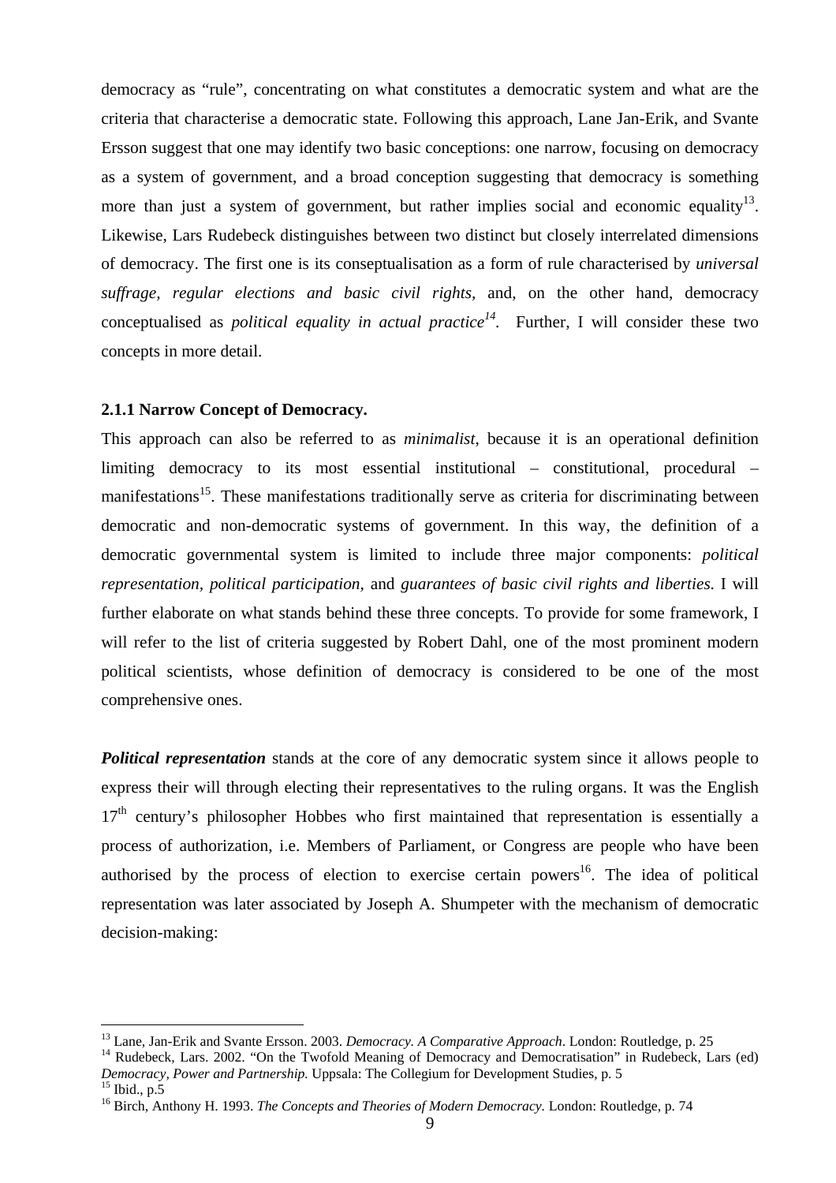democracy as "rule", concentrating on what constitutes a democratic system and what are the criteria that characterise a democratic state. Following this approach, Lane Jan-Erik, and Svante Ersson suggest that one may identify two basic conceptions: one narrow, focusing on democracy as a system of government, and a broad conception suggesting that democracy is something more than just a system of government, but rather implies social and economic equality[13]. Likewise, Lars Rudebeck distinguishes between two distinct but closely interrelated dimensions of democracy. The first one is its conseptualisation as a form of rule characterised by *universal suffrage, regular elections and basic civil rights*, and, on the other hand, democracy conceptualised as *political equality in actual practice*[14]. Further, I will consider these two concepts in more detail.

### 2.1.1 Narrow Concept of Democracy.

This approach can also be referred to as *minimalist*, because it is an operational definition limiting democracy to its most essential institutional – constitutional, procedural – manifestations[15]. These manifestations traditionally serve as criteria for discriminating between democratic and non-democratic systems of government. In this way, the definition of a democratic governmental system is limited to include three major components: *political representation, political participation,* and *guarantees of basic civil rights and liberties.* I will further elaborate on what stands behind these three concepts. To provide for some framework, I will refer to the list of criteria suggested by Robert Dahl, one of the most prominent modern political scientists, whose definition of democracy is considered to be one of the most comprehensive ones.

***Political representation*** stands at the core of any democratic system since it allows people to express their will through electing their representatives to the ruling organs. It was the English 17th century's philosopher Hobbes who first maintained that representation is essentially a process of authorization, i.e. Members of Parliament, or Congress are people who have been authorised by the process of election to exercise certain powers[16]. The idea of political representation was later associated by Joseph A. Shumpeter with the mechanism of democratic decision-making:

---

[13] Lane, Jan-Erik and Svante Ersson. 2003. *Democracy. A Comparative Approach*. London: Routledge, p. 25

[14] Rudebeck, Lars. 2002. "On the Twofold Meaning of Democracy and Democratisation" in Rudebeck, Lars (ed) *Democracy, Power and Partnership.* Uppsala: The Collegium for Development Studies, p. 5

[15] Ibid., p.5

[16] Birch, Anthony H. 1993. *The Concepts and Theories of Modern Democracy.* London: Routledge, p. 74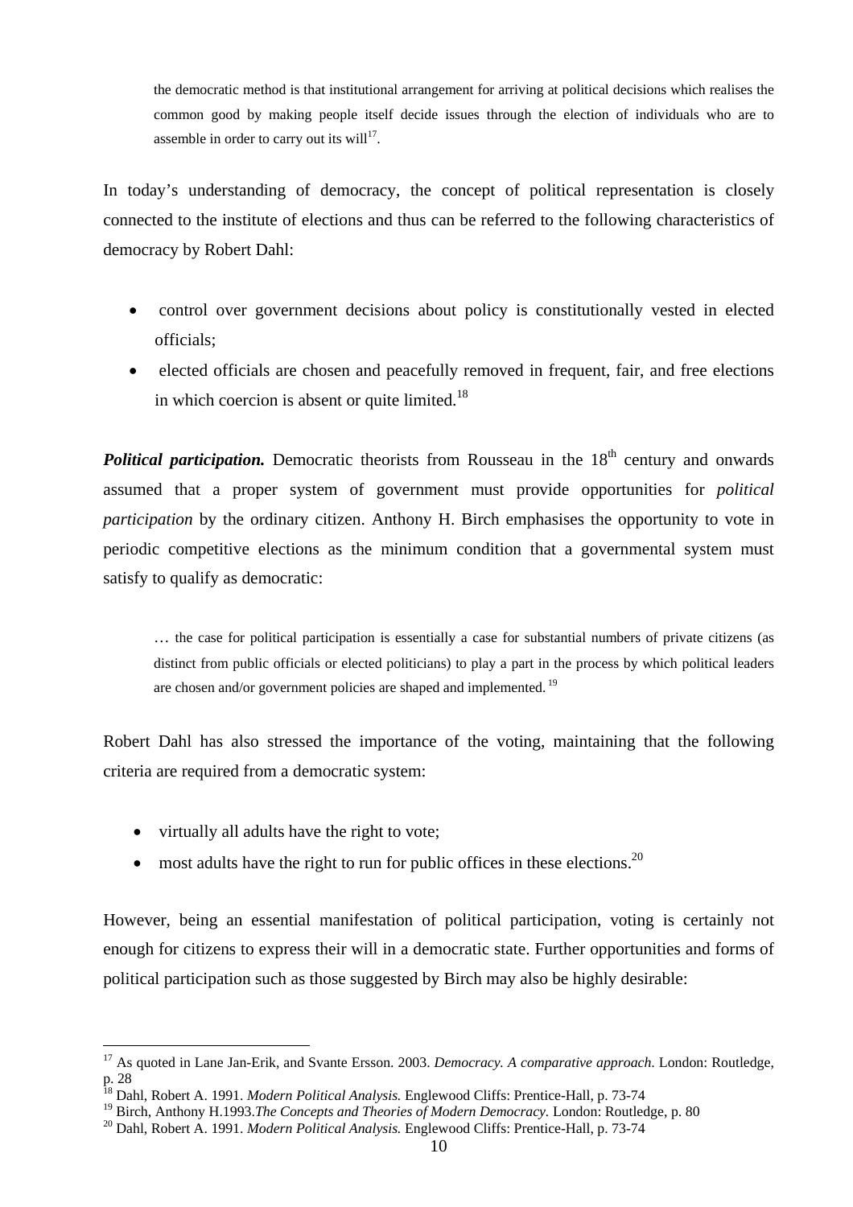> the democratic method is that institutional arrangement for arriving at political decisions which realises the common good by making people itself decide issues through the election of individuals who are to assemble in order to carry out its will[17].

In today's understanding of democracy, the concept of political representation is closely connected to the institute of elections and thus can be referred to the following characteristics of democracy by Robert Dahl:

- control over government decisions about policy is constitutionally vested in elected officials;
- elected officials are chosen and peacefully removed in frequent, fair, and free elections in which coercion is absent or quite limited.[18]

***Political participation.*** Democratic theorists from Rousseau in the 18th century and onwards assumed that a proper system of government must provide opportunities for *political participation* by the ordinary citizen. Anthony H. Birch emphasises the opportunity to vote in periodic competitive elections as the minimum condition that a governmental system must satisfy to qualify as democratic:

> … the case for political participation is essentially a case for substantial numbers of private citizens (as distinct from public officials or elected politicians) to play a part in the process by which political leaders are chosen and/or government policies are shaped and implemented. [19]

Robert Dahl has also stressed the importance of the voting, maintaining that the following criteria are required from a democratic system:

- virtually all adults have the right to vote;
- most adults have the right to run for public offices in these elections.[20]

However, being an essential manifestation of political participation, voting is certainly not enough for citizens to express their will in a democratic state. Further opportunities and forms of political participation such as those suggested by Birch may also be highly desirable:

---

[17] As quoted in Lane Jan-Erik, and Svante Ersson. 2003. *Democracy. A comparative approach.* London: Routledge, p. 28

[18] Dahl, Robert A. 1991. *Modern Political Analysis.* Englewood Cliffs: Prentice-Hall, p. 73-74

[19] Birch, Anthony H.1993.*The Concepts and Theories of Modern Democracy.* London: Routledge, p. 80

[20] Dahl, Robert A. 1991. *Modern Political Analysis.* Englewood Cliffs: Prentice-Hall, p. 73-74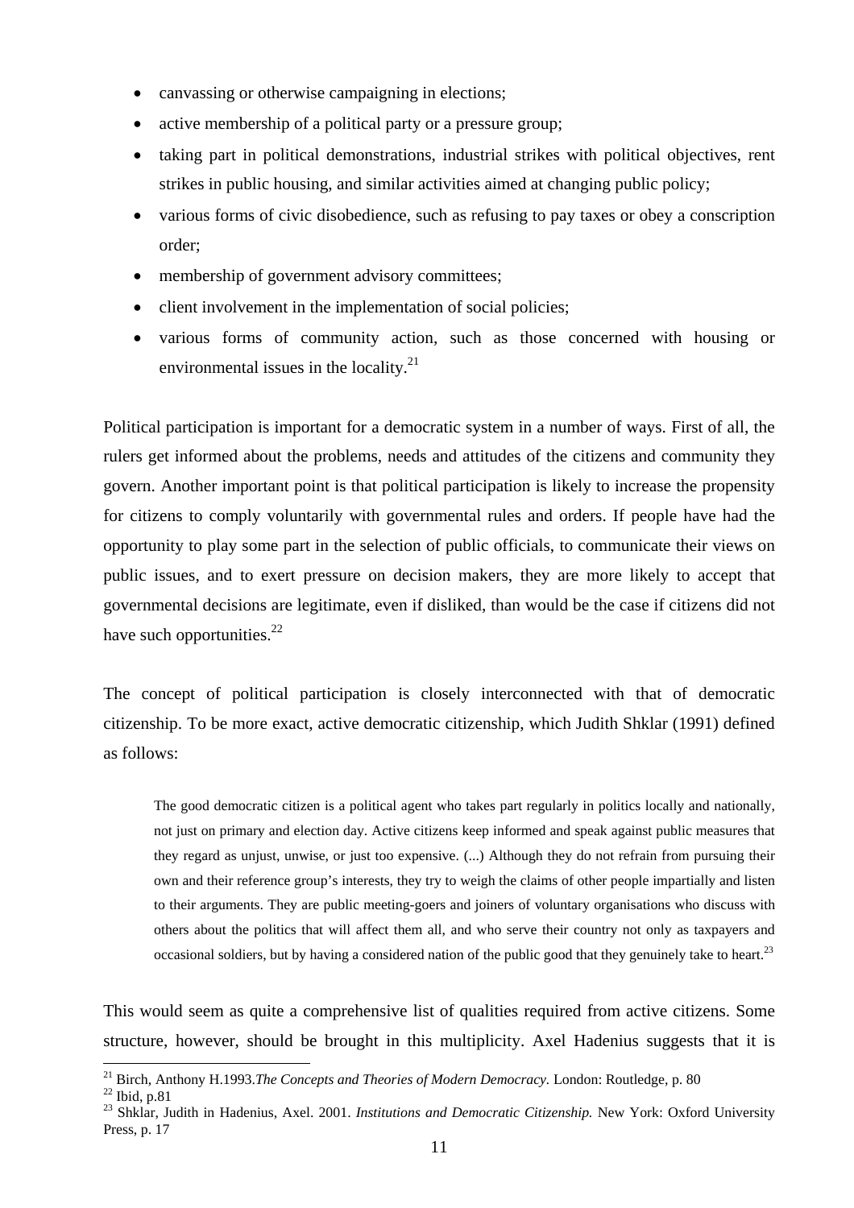- canvassing or otherwise campaigning in elections;
- active membership of a political party or a pressure group;
- taking part in political demonstrations, industrial strikes with political objectives, rent strikes in public housing, and similar activities aimed at changing public policy;
- various forms of civic disobedience, such as refusing to pay taxes or obey a conscription order;
- membership of government advisory committees;
- client involvement in the implementation of social policies;
- various forms of community action, such as those concerned with housing or environmental issues in the locality.[21]

Political participation is important for a democratic system in a number of ways. First of all, the rulers get informed about the problems, needs and attitudes of the citizens and community they govern. Another important point is that political participation is likely to increase the propensity for citizens to comply voluntarily with governmental rules and orders. If people have had the opportunity to play some part in the selection of public officials, to communicate their views on public issues, and to exert pressure on decision makers, they are more likely to accept that governmental decisions are legitimate, even if disliked, than would be the case if citizens did not have such opportunities.[22]

The concept of political participation is closely interconnected with that of democratic citizenship. To be more exact, active democratic citizenship, which Judith Shklar (1991) defined as follows:

> The good democratic citizen is a political agent who takes part regularly in politics locally and nationally, not just on primary and election day. Active citizens keep informed and speak against public measures that they regard as unjust, unwise, or just too expensive. (...) Although they do not refrain from pursuing their own and their reference group's interests, they try to weigh the claims of other people impartially and listen to their arguments. They are public meeting-goers and joiners of voluntary organisations who discuss with others about the politics that will affect them all, and who serve their country not only as taxpayers and occasional soldiers, but by having a considered nation of the public good that they genuinely take to heart.[23]

This would seem as quite a comprehensive list of qualities required from active citizens. Some structure, however, should be brought in this multiplicity. Axel Hadenius suggests that it is

---

[21] Birch, Anthony H.1993.*The Concepts and Theories of Modern Democracy.* London: Routledge, p. 80

[22] Ibid, p.81

[23] Shklar, Judith in Hadenius, Axel. 2001. *Institutions and Democratic Citizenship.* New York: Oxford University Press, p. 17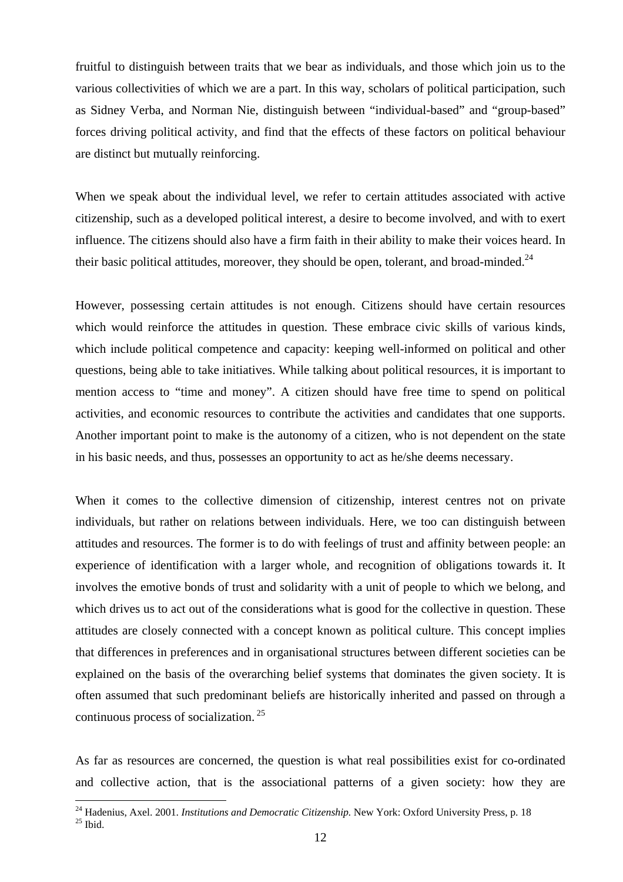fruitful to distinguish between traits that we bear as individuals, and those which join us to the various collectivities of which we are a part. In this way, scholars of political participation, such as Sidney Verba, and Norman Nie, distinguish between "individual-based" and "group-based" forces driving political activity, and find that the effects of these factors on political behaviour are distinct but mutually reinforcing.

When we speak about the individual level, we refer to certain attitudes associated with active citizenship, such as a developed political interest, a desire to become involved, and with to exert influence. The citizens should also have a firm faith in their ability to make their voices heard. In their basic political attitudes, moreover, they should be open, tolerant, and broad-minded.[24]

However, possessing certain attitudes is not enough. Citizens should have certain resources which would reinforce the attitudes in question. These embrace civic skills of various kinds, which include political competence and capacity: keeping well-informed on political and other questions, being able to take initiatives. While talking about political resources, it is important to mention access to "time and money". A citizen should have free time to spend on political activities, and economic resources to contribute the activities and candidates that one supports. Another important point to make is the autonomy of a citizen, who is not dependent on the state in his basic needs, and thus, possesses an opportunity to act as he/she deems necessary.

When it comes to the collective dimension of citizenship, interest centres not on private individuals, but rather on relations between individuals. Here, we too can distinguish between attitudes and resources. The former is to do with feelings of trust and affinity between people: an experience of identification with a larger whole, and recognition of obligations towards it. It involves the emotive bonds of trust and solidarity with a unit of people to which we belong, and which drives us to act out of the considerations what is good for the collective in question. These attitudes are closely connected with a concept known as political culture. This concept implies that differences in preferences and in organisational structures between different societies can be explained on the basis of the overarching belief systems that dominates the given society. It is often assumed that such predominant beliefs are historically inherited and passed on through a continuous process of socialization. [25]

As far as resources are concerned, the question is what real possibilities exist for co-ordinated and collective action, that is the associational patterns of a given society: how they are

[24] Hadenius, Axel. 2001. *Institutions and Democratic Citizenship.* New York: Oxford University Press, p. 18

[25] Ibid.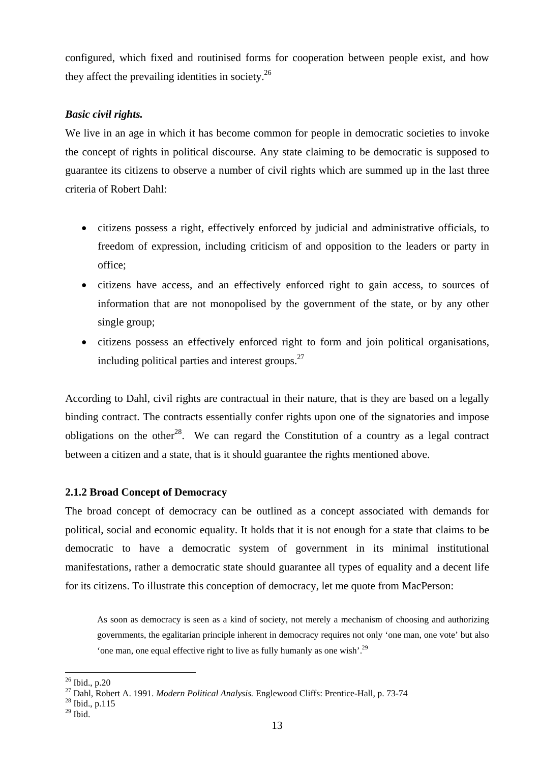configured, which fixed and routinised forms for cooperation between people exist, and how they affect the prevailing identities in society.[26]

***Basic civil rights.***

We live in an age in which it has become common for people in democratic societies to invoke the concept of rights in political discourse. Any state claiming to be democratic is supposed to guarantee its citizens to observe a number of civil rights which are summed up in the last three criteria of Robert Dahl:

- citizens possess a right, effectively enforced by judicial and administrative officials, to freedom of expression, including criticism of and opposition to the leaders or party in office;
- citizens have access, and an effectively enforced right to gain access, to sources of information that are not monopolised by the government of the state, or by any other single group;
- citizens possess an effectively enforced right to form and join political organisations, including political parties and interest groups.[27]

According to Dahl, civil rights are contractual in their nature, that is they are based on a legally binding contract. The contracts essentially confer rights upon one of the signatories and impose obligations on the other[28]. We can regard the Constitution of a country as a legal contract between a citizen and a state, that is it should guarantee the rights mentioned above.

### 2.1.2 Broad Concept of Democracy

The broad concept of democracy can be outlined as a concept associated with demands for political, social and economic equality. It holds that it is not enough for a state that claims to be democratic to have a democratic system of government in its minimal institutional manifestations, rather a democratic state should guarantee all types of equality and a decent life for its citizens. To illustrate this conception of democracy, let me quote from MacPerson:

> As soon as democracy is seen as a kind of society, not merely a mechanism of choosing and authorizing governments, the egalitarian principle inherent in democracy requires not only 'one man, one vote' but also 'one man, one equal effective right to live as fully humanly as one wish'.[29]

---

[26] Ibid., p.20

[27] Dahl, Robert A. 1991. *Modern Political Analysis.* Englewood Cliffs: Prentice-Hall, p. 73-74

[28] Ibid., p.115

[29] Ibid.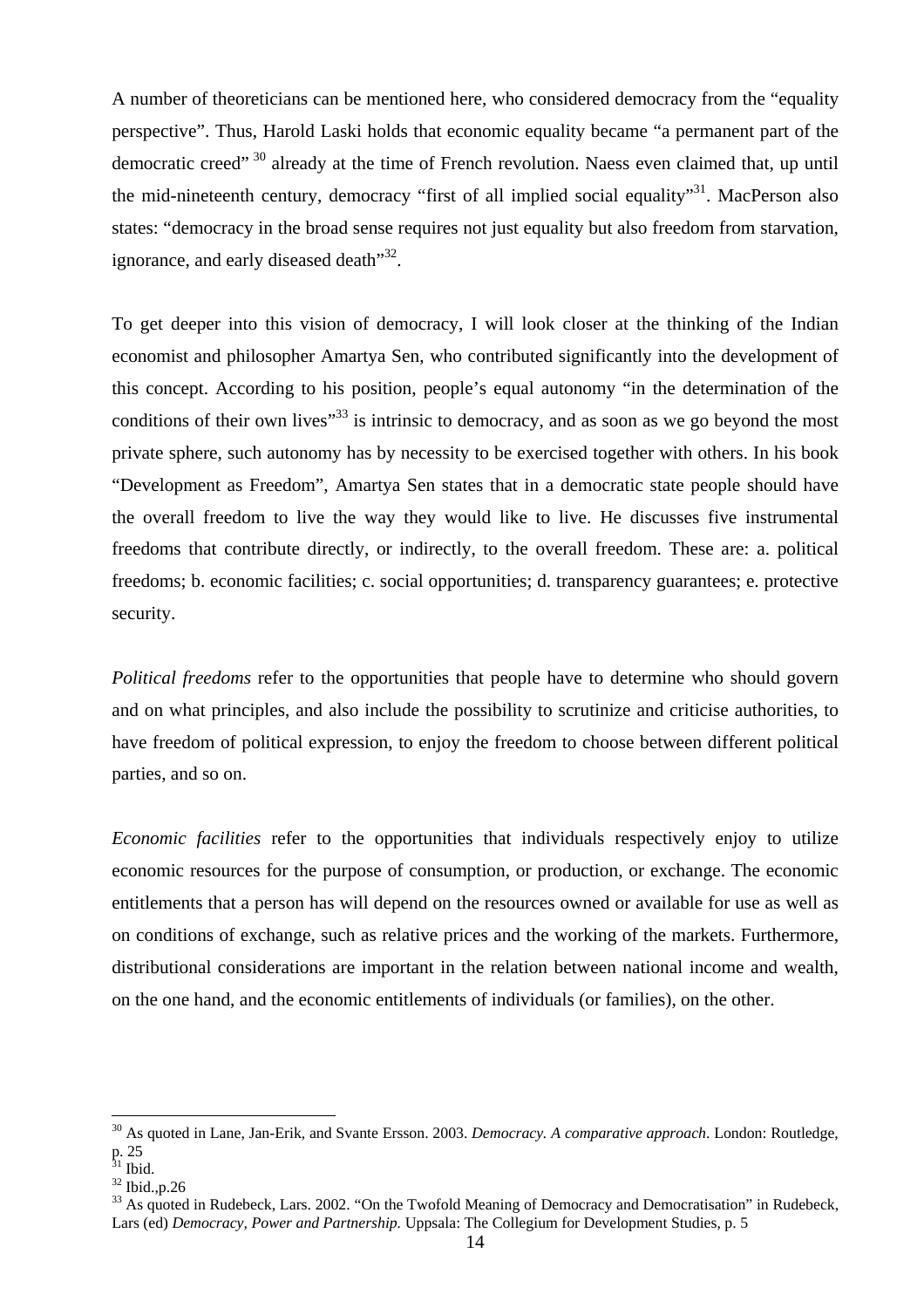A number of theoreticians can be mentioned here, who considered democracy from the "equality perspective". Thus, Harold Laski holds that economic equality became "a permanent part of the democratic creed" [30] already at the time of French revolution. Naess even claimed that, up until the mid-nineteenth century, democracy "first of all implied social equality"[31]. MacPerson also states: "democracy in the broad sense requires not just equality but also freedom from starvation, ignorance, and early diseased death"[32].

To get deeper into this vision of democracy, I will look closer at the thinking of the Indian economist and philosopher Amartya Sen, who contributed significantly into the development of this concept. According to his position, people's equal autonomy "in the determination of the conditions of their own lives"[33] is intrinsic to democracy, and as soon as we go beyond the most private sphere, such autonomy has by necessity to be exercised together with others. In his book "Development as Freedom", Amartya Sen states that in a democratic state people should have the overall freedom to live the way they would like to live. He discusses five instrumental freedoms that contribute directly, or indirectly, to the overall freedom. These are: a. political freedoms; b. economic facilities; c. social opportunities; d. transparency guarantees; e. protective security.

*Political freedoms* refer to the opportunities that people have to determine who should govern and on what principles, and also include the possibility to scrutinize and criticise authorities, to have freedom of political expression, to enjoy the freedom to choose between different political parties, and so on.

*Economic facilities* refer to the opportunities that individuals respectively enjoy to utilize economic resources for the purpose of consumption, or production, or exchange. The economic entitlements that a person has will depend on the resources owned or available for use as well as on conditions of exchange, such as relative prices and the working of the markets. Furthermore, distributional considerations are important in the relation between national income and wealth, on the one hand, and the economic entitlements of individuals (or families), on the other.

---

[30] As quoted in Lane, Jan-Erik, and Svante Ersson. 2003. *Democracy. A comparative approach*. London: Routledge, p. 25

[31] Ibid.

[32] Ibid.,p.26

[33] As quoted in Rudebeck, Lars. 2002. "On the Twofold Meaning of Democracy and Democratisation" in Rudebeck, Lars (ed) *Democracy, Power and Partnership.* Uppsala: The Collegium for Development Studies, p. 5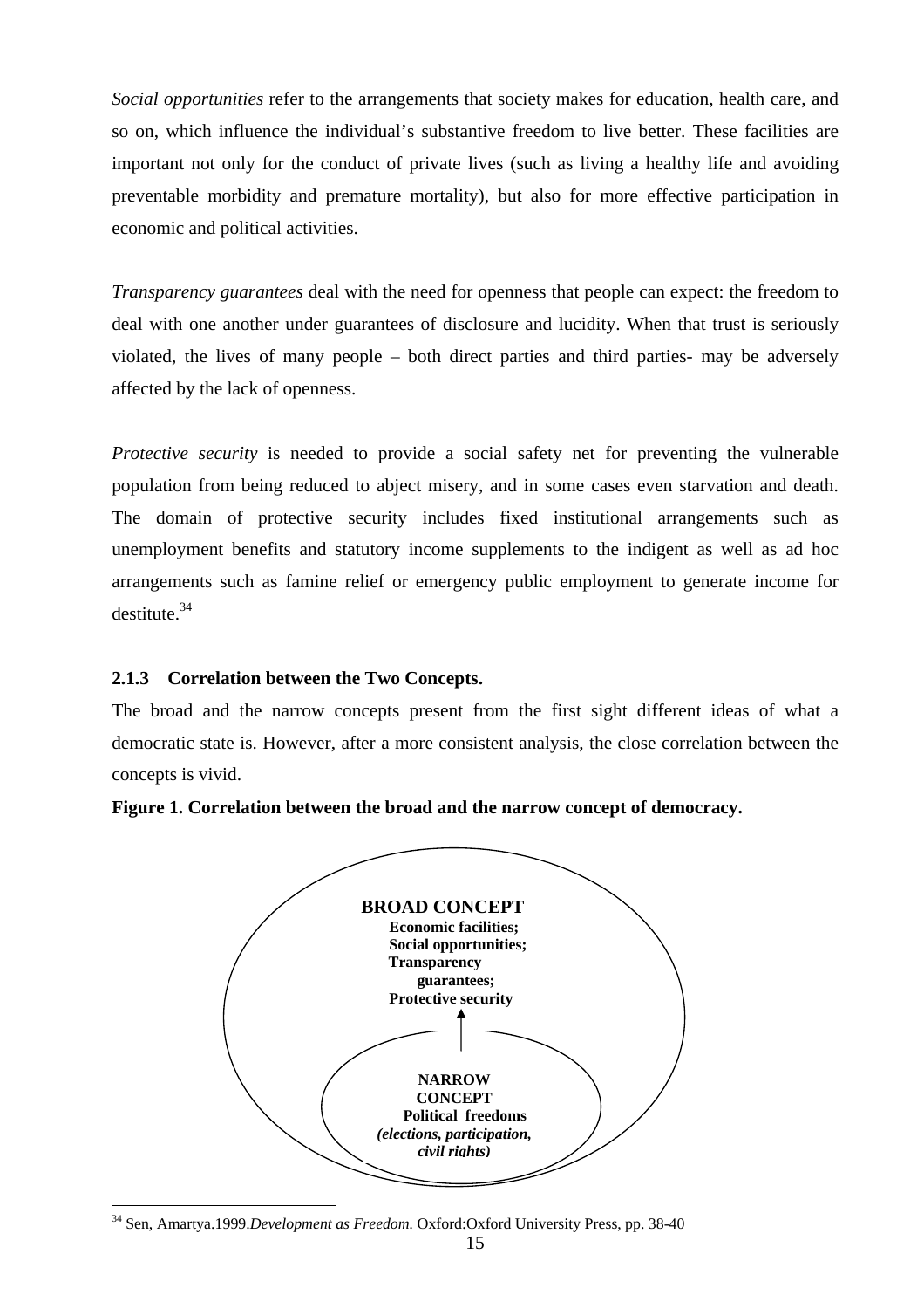*Social opportunities* refer to the arrangements that society makes for education, health care, and so on, which influence the individual's substantive freedom to live better. These facilities are important not only for the conduct of private lives (such as living a healthy life and avoiding preventable morbidity and premature mortality), but also for more effective participation in economic and political activities.

*Transparency guarantees* deal with the need for openness that people can expect: the freedom to deal with one another under guarantees of disclosure and lucidity. When that trust is seriously violated, the lives of many people – both direct parties and third parties- may be adversely affected by the lack of openness.

*Protective security* is needed to provide a social safety net for preventing the vulnerable population from being reduced to abject misery, and in some cases even starvation and death. The domain of protective security includes fixed institutional arrangements such as unemployment benefits and statutory income supplements to the indigent as well as ad hoc arrangements such as famine relief or emergency public employment to generate income for destitute.[34]

### 2.1.3 Correlation between the Two Concepts.

The broad and the narrow concepts present from the first sight different ideas of what a democratic state is. However, after a more consistent analysis, the close correlation between the concepts is vivid.

**Figure 1. Correlation between the broad and the narrow concept of democracy.**

**BROAD CONCEPT**
**Economic facilities;**
**Social opportunities;**
**Transparency guarantees;**
**Protective security**

**NARROW CONCEPT**
**Political freedoms**
***(elections, participation, civil rights)***

---

[34] Sen, Amartya.1999.*Development as Freedom.* Oxford:Oxford University Press, pp. 38-40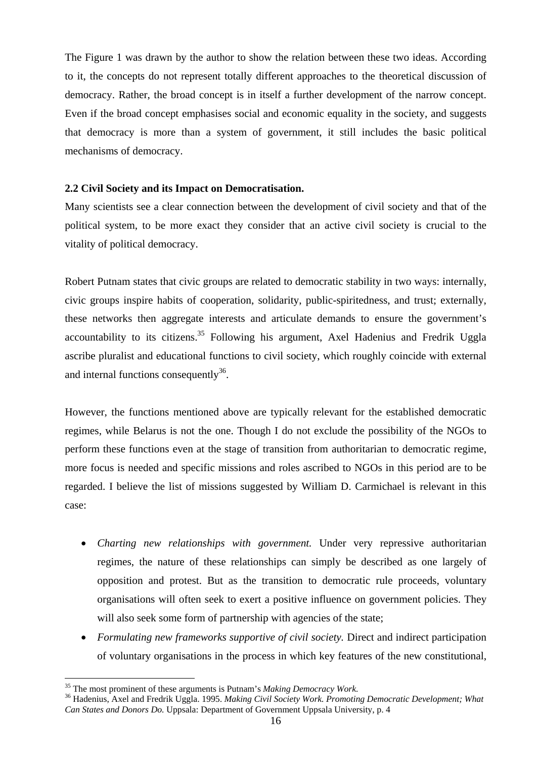The Figure 1 was drawn by the author to show the relation between these two ideas. According to it, the concepts do not represent totally different approaches to the theoretical discussion of democracy. Rather, the broad concept is in itself a further development of the narrow concept. Even if the broad concept emphasises social and economic equality in the society, and suggests that democracy is more than a system of government, it still includes the basic political mechanisms of democracy.

### 2.2 Civil Society and its Impact on Democratisation.

Many scientists see a clear connection between the development of civil society and that of the political system, to be more exact they consider that an active civil society is crucial to the vitality of political democracy.

Robert Putnam states that civic groups are related to democratic stability in two ways: internally, civic groups inspire habits of cooperation, solidarity, public-spiritedness, and trust; externally, these networks then aggregate interests and articulate demands to ensure the government's accountability to its citizens.[35] Following his argument, Axel Hadenius and Fredrik Uggla ascribe pluralist and educational functions to civil society, which roughly coincide with external and internal functions consequently[36].

However, the functions mentioned above are typically relevant for the established democratic regimes, while Belarus is not the one. Though I do not exclude the possibility of the NGOs to perform these functions even at the stage of transition from authoritarian to democratic regime, more focus is needed and specific missions and roles ascribed to NGOs in this period are to be regarded. I believe the list of missions suggested by William D. Carmichael is relevant in this case:

- *Charting new relationships with government.* Under very repressive authoritarian regimes, the nature of these relationships can simply be described as one largely of opposition and protest. But as the transition to democratic rule proceeds, voluntary organisations will often seek to exert a positive influence on government policies. They will also seek some form of partnership with agencies of the state;
- *Formulating new frameworks supportive of civil society.* Direct and indirect participation of voluntary organisations in the process in which key features of the new constitutional,

---

[35] The most prominent of these arguments is Putnam's *Making Democracy Work.*

[36] Hadenius, Axel and Fredrik Uggla. 1995. *Making Civil Society Work. Promoting Democratic Development; What Can States and Donors Do.* Uppsala: Department of Government Uppsala University, p. 4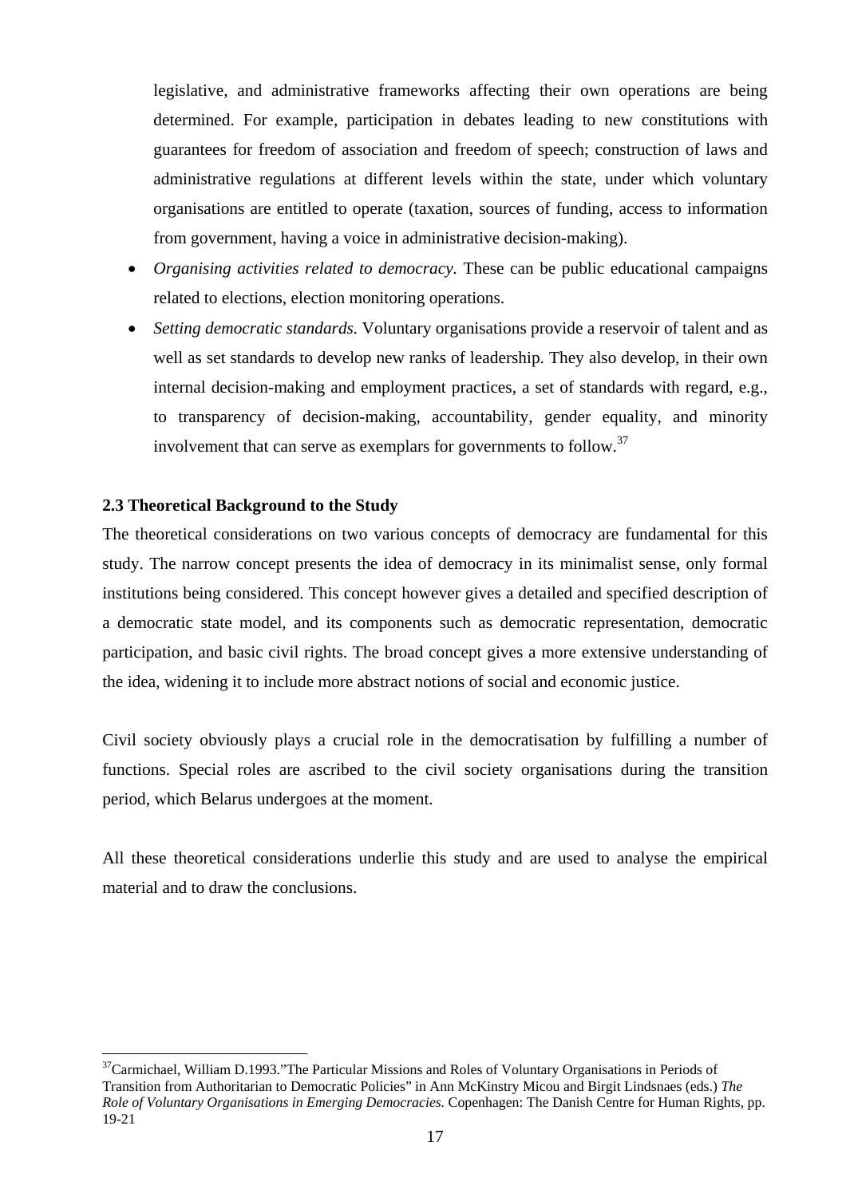legislative, and administrative frameworks affecting their own operations are being determined. For example, participation in debates leading to new constitutions with guarantees for freedom of association and freedom of speech; construction of laws and administrative regulations at different levels within the state, under which voluntary organisations are entitled to operate (taxation, sources of funding, access to information from government, having a voice in administrative decision-making).

- *Organising activities related to democracy.* These can be public educational campaigns related to elections, election monitoring operations.
- *Setting democratic standards.* Voluntary organisations provide a reservoir of talent and as well as set standards to develop new ranks of leadership. They also develop, in their own internal decision-making and employment practices, a set of standards with regard, e.g., to transparency of decision-making, accountability, gender equality, and minority involvement that can serve as exemplars for governments to follow.[37]

### 2.3 Theoretical Background to the Study

The theoretical considerations on two various concepts of democracy are fundamental for this study. The narrow concept presents the idea of democracy in its minimalist sense, only formal institutions being considered. This concept however gives a detailed and specified description of a democratic state model, and its components such as democratic representation, democratic participation, and basic civil rights. The broad concept gives a more extensive understanding of the idea, widening it to include more abstract notions of social and economic justice.

Civil society obviously plays a crucial role in the democratisation by fulfilling a number of functions. Special roles are ascribed to the civil society organisations during the transition period, which Belarus undergoes at the moment.

All these theoretical considerations underlie this study and are used to analyse the empirical material and to draw the conclusions.

---

[37]Carmichael, William D.1993."The Particular Missions and Roles of Voluntary Organisations in Periods of Transition from Authoritarian to Democratic Policies" in Ann McKinstry Micou and Birgit Lindsnaes (eds.) *The Role of Voluntary Organisations in Emerging Democracies.* Copenhagen: The Danish Centre for Human Rights, pp. 19-21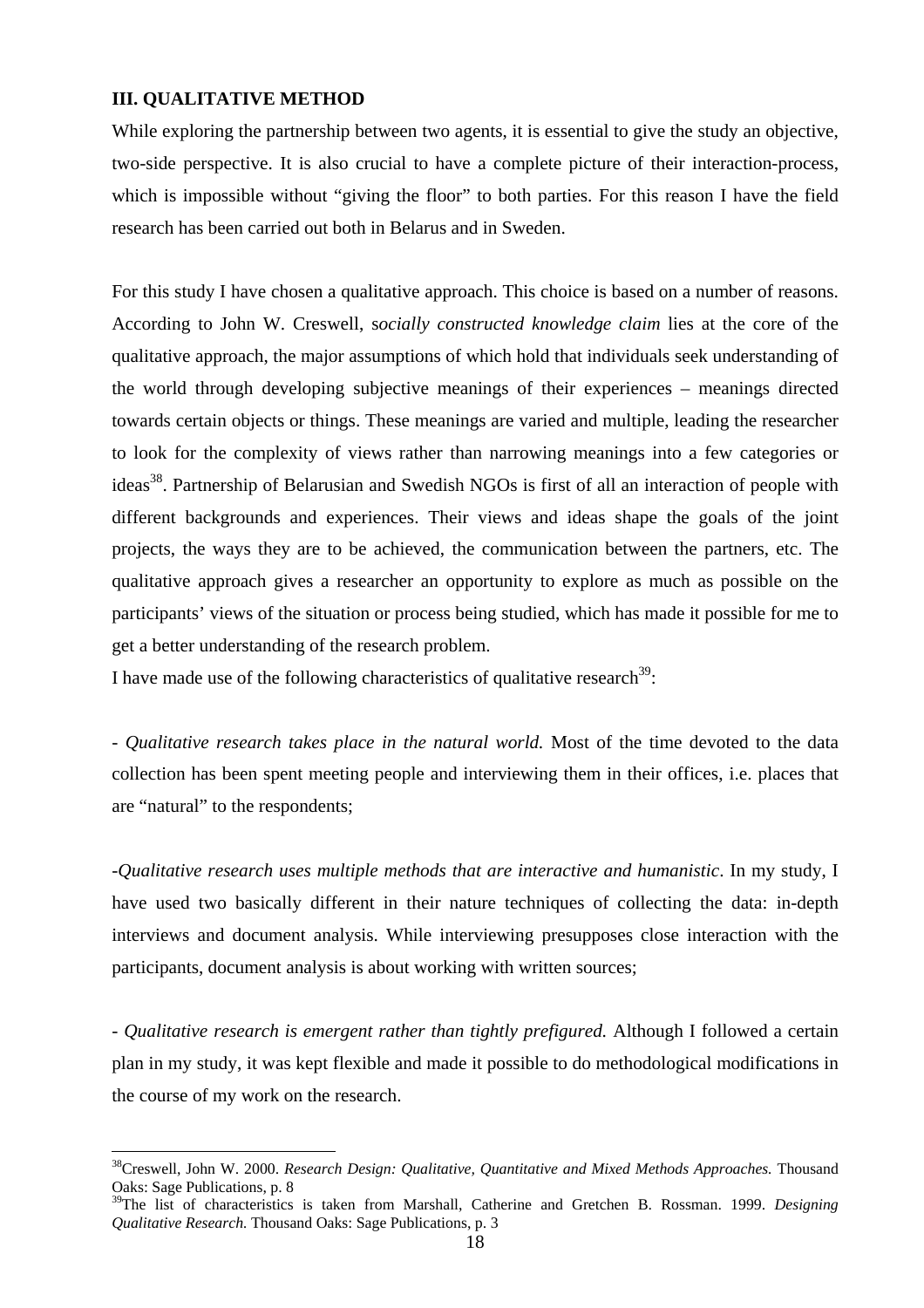### III. QUALITATIVE METHOD

While exploring the partnership between two agents, it is essential to give the study an objective, two-side perspective. It is also crucial to have a complete picture of their interaction-process, which is impossible without "giving the floor" to both parties. For this reason I have the field research has been carried out both in Belarus and in Sweden.

For this study I have chosen a qualitative approach. This choice is based on a number of reasons. According to John W. Creswell, s*ocially constructed knowledge claim* lies at the core of the qualitative approach, the major assumptions of which hold that individuals seek understanding of the world through developing subjective meanings of their experiences – meanings directed towards certain objects or things. These meanings are varied and multiple, leading the researcher to look for the complexity of views rather than narrowing meanings into a few categories or ideas[38]. Partnership of Belarusian and Swedish NGOs is first of all an interaction of people with different backgrounds and experiences. Their views and ideas shape the goals of the joint projects, the ways they are to be achieved, the communication between the partners, etc. The qualitative approach gives a researcher an opportunity to explore as much as possible on the participants' views of the situation or process being studied, which has made it possible for me to get a better understanding of the research problem.

I have made use of the following characteristics of qualitative research[39]:

- *Qualitative research takes place in the natural world.* Most of the time devoted to the data collection has been spent meeting people and interviewing them in their offices, i.e. places that are "natural" to the respondents;

-*Qualitative research uses multiple methods that are interactive and humanistic*. In my study, I have used two basically different in their nature techniques of collecting the data: in-depth interviews and document analysis. While interviewing presupposes close interaction with the participants, document analysis is about working with written sources;

- *Qualitative research is emergent rather than tightly prefigured.* Although I followed a certain plan in my study, it was kept flexible and made it possible to do methodological modifications in the course of my work on the research.

---

[38]Creswell, John W. 2000. *Research Design: Qualitative, Quantitative and Mixed Methods Approaches.* Thousand Oaks: Sage Publications, p. 8

[39]The list of characteristics is taken from Marshall, Catherine and Gretchen B. Rossman. 1999. *Designing Qualitative Research.* Thousand Oaks: Sage Publications, p. 3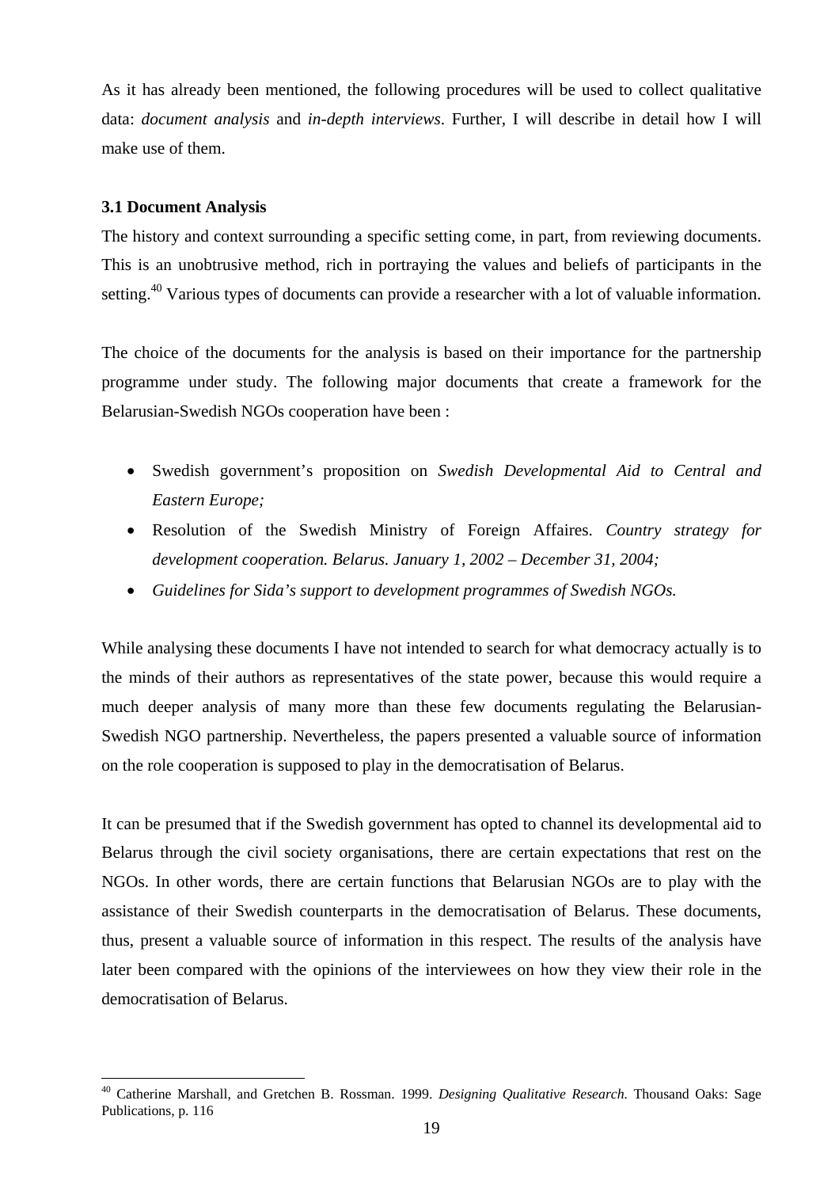As it has already been mentioned, the following procedures will be used to collect qualitative data: *document analysis* and *in-depth interviews*. Further, I will describe in detail how I will make use of them.

### 3.1 Document Analysis

The history and context surrounding a specific setting come, in part, from reviewing documents. This is an unobtrusive method, rich in portraying the values and beliefs of participants in the setting.[40] Various types of documents can provide a researcher with a lot of valuable information.

The choice of the documents for the analysis is based on their importance for the partnership programme under study. The following major documents that create a framework for the Belarusian-Swedish NGOs cooperation have been :

- Swedish government's proposition on *Swedish Developmental Aid to Central and Eastern Europe;*
- Resolution of the Swedish Ministry of Foreign Affaires. *Country strategy for development cooperation. Belarus. January 1, 2002 – December 31, 2004;*
- *Guidelines for Sida's support to development programmes of Swedish NGOs.*

While analysing these documents I have not intended to search for what democracy actually is to the minds of their authors as representatives of the state power, because this would require a much deeper analysis of many more than these few documents regulating the Belarusian-Swedish NGO partnership. Nevertheless, the papers presented a valuable source of information on the role cooperation is supposed to play in the democratisation of Belarus.

It can be presumed that if the Swedish government has opted to channel its developmental aid to Belarus through the civil society organisations, there are certain expectations that rest on the NGOs. In other words, there are certain functions that Belarusian NGOs are to play with the assistance of their Swedish counterparts in the democratisation of Belarus. These documents, thus, present a valuable source of information in this respect. The results of the analysis have later been compared with the opinions of the interviewees on how they view their role in the democratisation of Belarus.

---

[40] Catherine Marshall, and Gretchen B. Rossman. 1999. *Designing Qualitative Research.* Thousand Oaks: Sage Publications, p. 116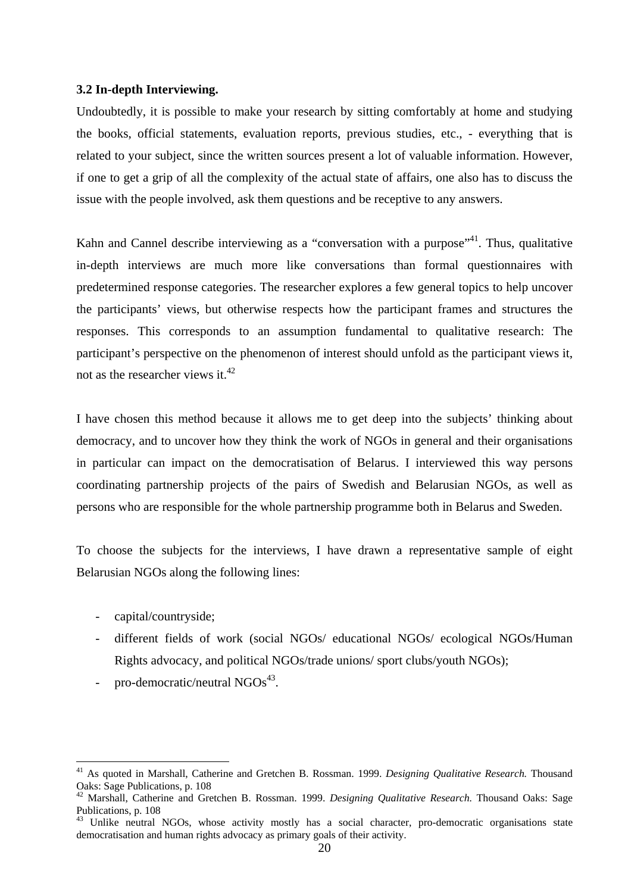**3.2 In-depth Interviewing.**

Undoubtedly, it is possible to make your research by sitting comfortably at home and studying the books, official statements, evaluation reports, previous studies, etc., - everything that is related to your subject, since the written sources present a lot of valuable information. However, if one to get a grip of all the complexity of the actual state of affairs, one also has to discuss the issue with the people involved, ask them questions and be receptive to any answers.

Kahn and Cannel describe interviewing as a "conversation with a purpose"[41]. Thus, qualitative in-depth interviews are much more like conversations than formal questionnaires with predetermined response categories. The researcher explores a few general topics to help uncover the participants' views, but otherwise respects how the participant frames and structures the responses. This corresponds to an assumption fundamental to qualitative research: The participant's perspective on the phenomenon of interest should unfold as the participant views it, not as the researcher views it.[42]

I have chosen this method because it allows me to get deep into the subjects' thinking about democracy, and to uncover how they think the work of NGOs in general and their organisations in particular can impact on the democratisation of Belarus. I interviewed this way persons coordinating partnership projects of the pairs of Swedish and Belarusian NGOs, as well as persons who are responsible for the whole partnership programme both in Belarus and Sweden.

To choose the subjects for the interviews, I have drawn a representative sample of eight Belarusian NGOs along the following lines:

- capital/countryside;
- different fields of work (social NGOs/ educational NGOs/ ecological NGOs/Human Rights advocacy, and political NGOs/trade unions/ sport clubs/youth NGOs);
- pro-democratic/neutral NGOs[43].

---

[41] As quoted in Marshall, Catherine and Gretchen B. Rossman. 1999. *Designing Qualitative Research.* Thousand Oaks: Sage Publications, p. 108

[42] Marshall, Catherine and Gretchen B. Rossman. 1999. *Designing Qualitative Research.* Thousand Oaks: Sage Publications, p. 108

[43] Unlike neutral NGOs, whose activity mostly has a social character, pro-democratic organisations state democratisation and human rights advocacy as primary goals of their activity.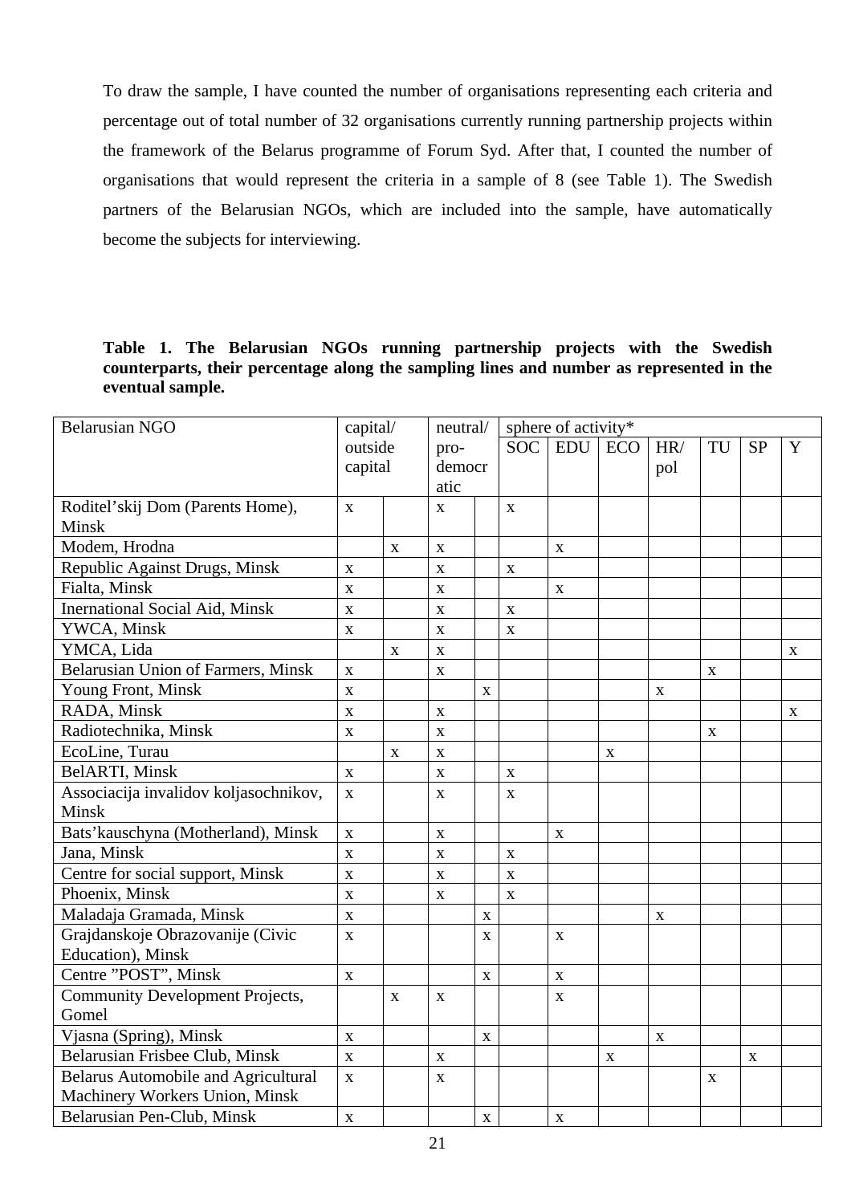To draw the sample, I have counted the number of organisations representing each criteria and percentage out of total number of 32 organisations currently running partnership projects within the framework of the Belarus programme of Forum Syd. After that, I counted the number of organisations that would represent the criteria in a sample of 8 (see Table 1). The Swedish partners of the Belarusian NGOs, which are included into the sample, have automatically become the subjects for interviewing.

**Table 1. The Belarusian NGOs running partnership projects with the Swedish counterparts, their percentage along the sampling lines and number as represented in the eventual sample.**

| Belarusian NGO | capital/ outside capital | | neutral/ pro-democratic | | sphere of activity* | | | | | | |
|---|---|---|---|---|---|---|---|---|---|---|---|
| | | | | | SOC | EDU | ECO | HR/ pol | TU | SP | Y |
| Roditel'skij Dom (Parents Home), Minsk | x | | x | | x | | | | | | |
| Modem, Hrodna | | x | x | | | x | | | | | |
| Republic Against Drugs, Minsk | x | | x | | x | | | | | | |
| Fialta, Minsk | x | | x | | | x | | | | | |
| Inernational Social Aid, Minsk | x | | x | | x | | | | | | |
| YWCA, Minsk | x | | x | | x | | | | | | |
| YMCA, Lida | | x | x | | | | | | | | x |
| Belarusian Union of Farmers, Minsk | x | | x | | | | | | x | | |
| Young Front, Minsk | x | | | x | | | | x | | | |
| RADA, Minsk | x | | x | | | | | | | | x |
| Radiotechnika, Minsk | x | | x | | | | | | x | | |
| EcoLine, Turau | | x | x | | | | x | | | | |
| BelARTI, Minsk | x | | x | | x | | | | | | |
| Associacija invalidov koljasochnikov, Minsk | x | | x | | x | | | | | | |
| Bats'kauschyna (Motherland), Minsk | x | | x | | | x | | | | | |
| Jana, Minsk | x | | x | | x | | | | | | |
| Centre for social support, Minsk | x | | x | | x | | | | | | |
| Phoenix, Minsk | x | | x | | x | | | | | | |
| Maladaja Gramada, Minsk | x | | | x | | | | x | | | |
| Grajdanskoje Obrazovanije (Civic Education), Minsk | x | | | x | | x | | | | | |
| Centre "POST", Minsk | x | | | x | | x | | | | | |
| Community Development Projects, Gomel | | x | x | | | x | | | | | |
| Vjasna (Spring), Minsk | x | | | x | | | | x | | | |
| Belarusian Frisbee Club, Minsk | x | | x | | | | x | | | x | |
| Belarus Automobile and Agricultural Machinery Workers Union, Minsk | x | | x | | | | | | x | | |
| Belarusian Pen-Club, Minsk | x | | | x | | x | | | | | |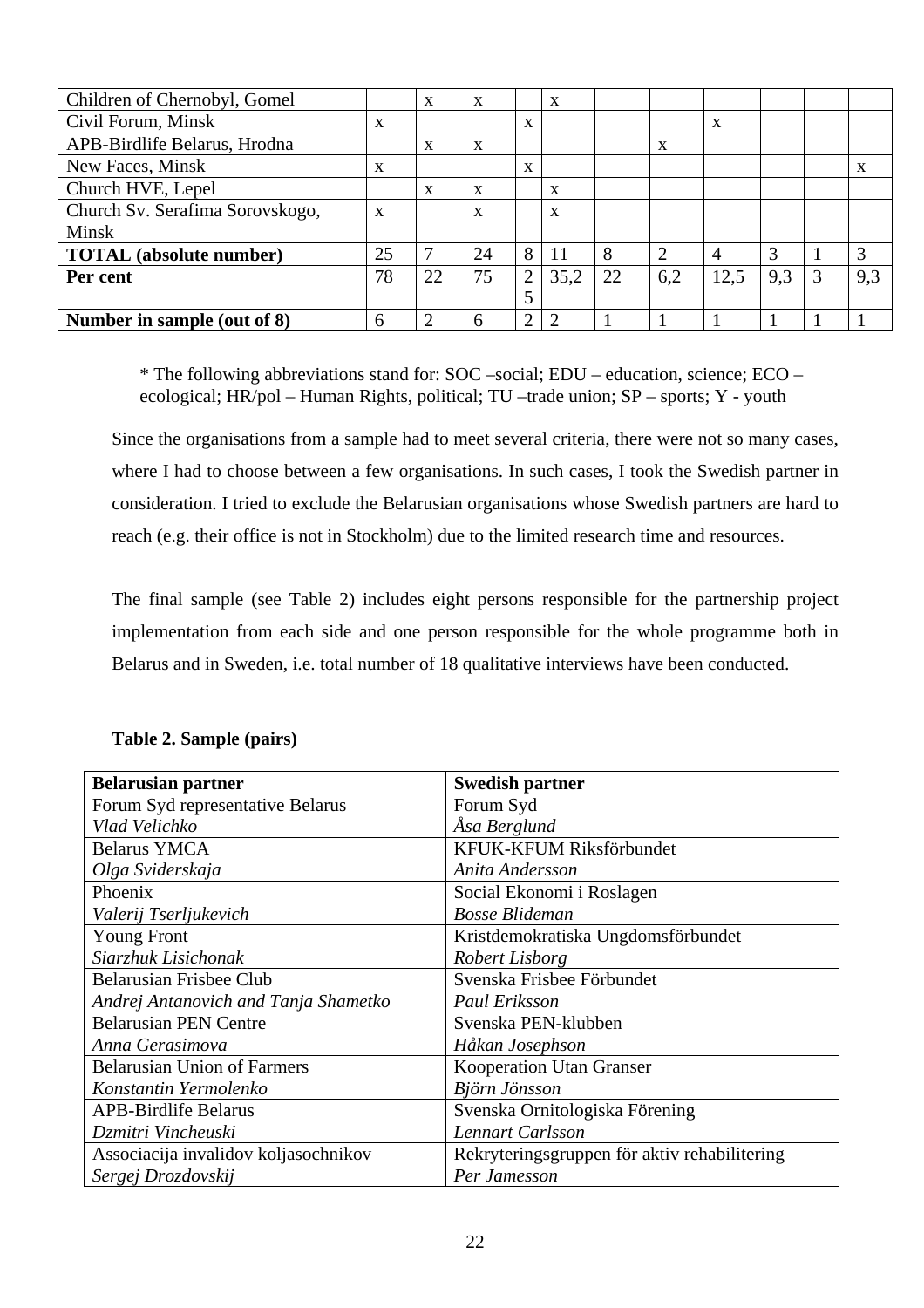| | | | | | | | | | | | |
|---|---|---|---|---|---|---|---|---|---|---|---|
| Children of Chernobyl, Gomel | | x | x | | x | | | | | | |
| Civil Forum, Minsk | x | | | x | | | | x | | | |
| APB-Birdlife Belarus, Hrodna | | x | x | | | | x | | | | |
| New Faces, Minsk | x | | | x | | | | | | | x |
| Church HVE, Lepel | | x | x | | x | | | | | | |
| Church Sv. Serafima Sorovskogo, Minsk | x | | x | | x | | | | | | |
| **TOTAL (absolute number)** | 25 | 7 | 24 | 8 | 11 | 8 | 2 | 4 | 3 | 1 | 3 |
| **Per cent** | 78 | 22 | 75 | 25 | 35,2 | 22 | 6,2 | 12,5 | 9,3 | 3 | 9,3 |
| **Number in sample (out of 8)** | 6 | 2 | 6 | 2 | 2 | 1 | 1 | 1 | 1 | 1 | 1 |

\* The following abbreviations stand for: SOC –social; EDU – education, science; ECO – ecological; HR/pol – Human Rights, political; TU –trade union; SP – sports; Y - youth

Since the organisations from a sample had to meet several criteria, there were not so many cases, where I had to choose between a few organisations. In such cases, I took the Swedish partner in consideration. I tried to exclude the Belarusian organisations whose Swedish partners are hard to reach (e.g. their office is not in Stockholm) due to the limited research time and resources.

The final sample (see Table 2) includes eight persons responsible for the partnership project implementation from each side and one person responsible for the whole programme both in Belarus and in Sweden, i.e. total number of 18 qualitative interviews have been conducted.

**Table 2. Sample (pairs)**

| **Belarusian partner** | **Swedish partner** |
|---|---|
| Forum Syd representative Belarus<br>*Vlad Velichko* | Forum Syd<br>*Åsa Berglund* |
| Belarus YMCA<br>*Olga Sviderskaja* | KFUK-KFUM Riksförbundet<br>*Anita Andersson* |
| Phoenix<br>*Valerij Tserljukevich* | Social Ekonomi i Roslagen<br>*Bosse Blideman* |
| Young Front<br>*Siarzhuk Lisichonak* | Kristdemokratiska Ungdomsförbundet<br>*Robert Lisborg* |
| Belarusian Frisbee Club<br>*Andrej Antanovich and Tanja Shametko* | Svenska Frisbee Förbundet<br>*Paul Eriksson* |
| Belarusian PEN Centre<br>*Anna Gerasimova* | Svenska PEN-klubben<br>*Håkan Josephson* |
| Belarusian Union of Farmers<br>*Konstantin Yermolenko* | Kooperation Utan Granser<br>*Björn Jönsson* |
| APB-Birdlife Belarus<br>*Dzmitri Vincheuski* | Svenska Ornitologiska Förening<br>*Lennart Carlsson* |
| Associacija invalidov koljasochnikov<br>*Sergej Drozdovskij* | Rekryteringsgruppen för aktiv rehabilitering<br>*Per Jamesson* |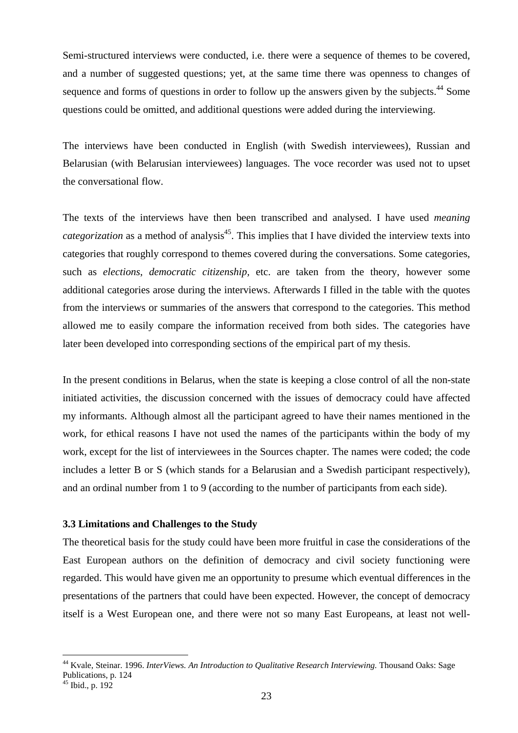Semi-structured interviews were conducted, i.e. there were a sequence of themes to be covered, and a number of suggested questions; yet, at the same time there was openness to changes of sequence and forms of questions in order to follow up the answers given by the subjects.[44] Some questions could be omitted, and additional questions were added during the interviewing.

The interviews have been conducted in English (with Swedish interviewees), Russian and Belarusian (with Belarusian interviewees) languages. The voce recorder was used not to upset the conversational flow.

The texts of the interviews have then been transcribed and analysed. I have used *meaning categorization* as a method of analysis[45]. This implies that I have divided the interview texts into categories that roughly correspond to themes covered during the conversations. Some categories, such as *elections*, *democratic citizenship,* etc. are taken from the theory, however some additional categories arose during the interviews. Afterwards I filled in the table with the quotes from the interviews or summaries of the answers that correspond to the categories. This method allowed me to easily compare the information received from both sides. The categories have later been developed into corresponding sections of the empirical part of my thesis.

In the present conditions in Belarus, when the state is keeping a close control of all the non-state initiated activities, the discussion concerned with the issues of democracy could have affected my informants. Although almost all the participant agreed to have their names mentioned in the work, for ethical reasons I have not used the names of the participants within the body of my work, except for the list of interviewees in the Sources chapter. The names were coded; the code includes a letter B or S (which stands for a Belarusian and a Swedish participant respectively), and an ordinal number from 1 to 9 (according to the number of participants from each side).

### 3.3 Limitations and Challenges to the Study

The theoretical basis for the study could have been more fruitful in case the considerations of the East European authors on the definition of democracy and civil society functioning were regarded. This would have given me an opportunity to presume which eventual differences in the presentations of the partners that could have been expected. However, the concept of democracy itself is a West European one, and there were not so many East Europeans, at least not well-

---

[44] Kvale, Steinar. 1996. *InterViews. An Introduction to Qualitative Research Interviewing.* Thousand Oaks: Sage Publications, p. 124

[45] Ibid., p. 192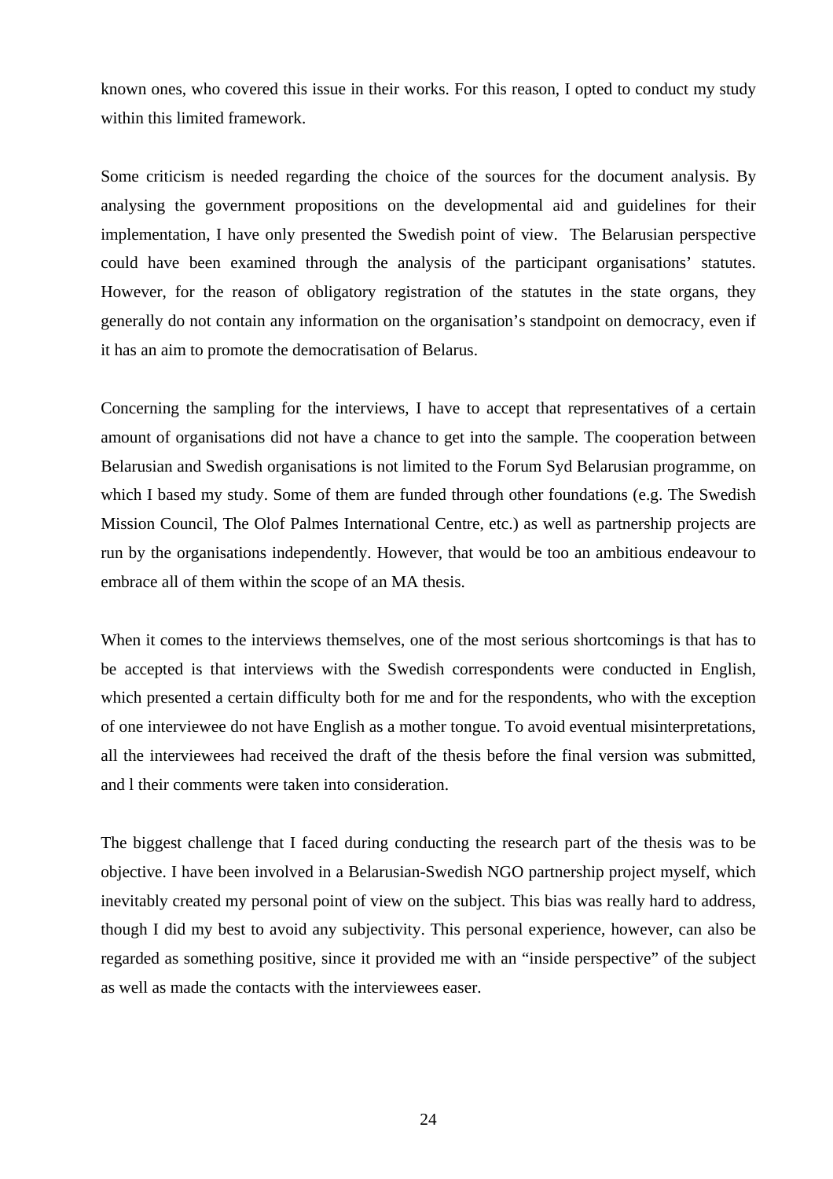known ones, who covered this issue in their works. For this reason, I opted to conduct my study within this limited framework.

Some criticism is needed regarding the choice of the sources for the document analysis. By analysing the government propositions on the developmental aid and guidelines for their implementation, I have only presented the Swedish point of view. The Belarusian perspective could have been examined through the analysis of the participant organisations' statutes. However, for the reason of obligatory registration of the statutes in the state organs, they generally do not contain any information on the organisation's standpoint on democracy, even if it has an aim to promote the democratisation of Belarus.

Concerning the sampling for the interviews, I have to accept that representatives of a certain amount of organisations did not have a chance to get into the sample. The cooperation between Belarusian and Swedish organisations is not limited to the Forum Syd Belarusian programme, on which I based my study. Some of them are funded through other foundations (e.g. The Swedish Mission Council, The Olof Palmes International Centre, etc.) as well as partnership projects are run by the organisations independently. However, that would be too an ambitious endeavour to embrace all of them within the scope of an MA thesis.

When it comes to the interviews themselves, one of the most serious shortcomings is that has to be accepted is that interviews with the Swedish correspondents were conducted in English, which presented a certain difficulty both for me and for the respondents, who with the exception of one interviewee do not have English as a mother tongue. To avoid eventual misinterpretations, all the interviewees had received the draft of the thesis before the final version was submitted, and l their comments were taken into consideration.

The biggest challenge that I faced during conducting the research part of the thesis was to be objective. I have been involved in a Belarusian-Swedish NGO partnership project myself, which inevitably created my personal point of view on the subject. This bias was really hard to address, though I did my best to avoid any subjectivity. This personal experience, however, can also be regarded as something positive, since it provided me with an "inside perspective" of the subject as well as made the contacts with the interviewees easer.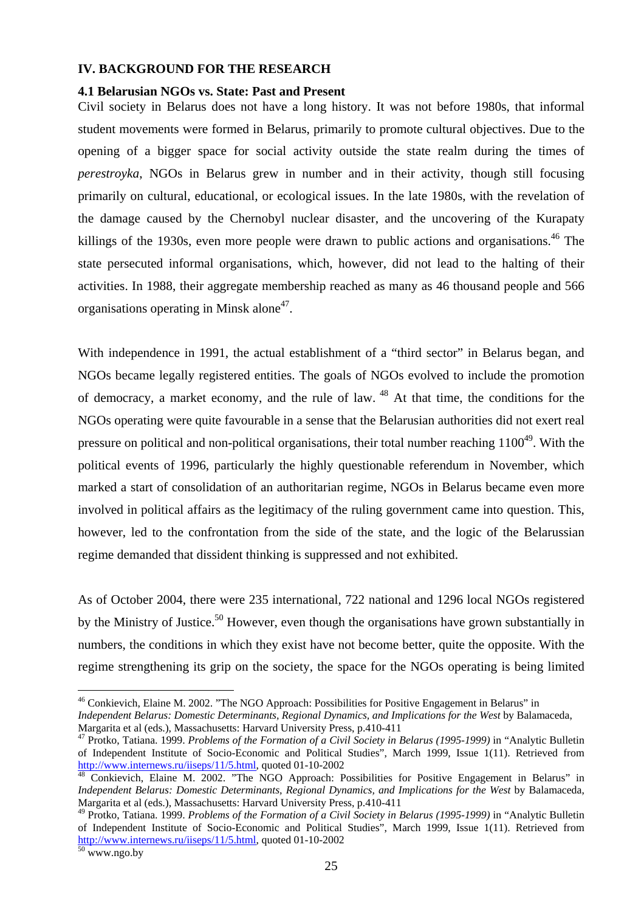## IV. BACKGROUND FOR THE RESEARCH

### 4.1 Belarusian NGOs vs. State: Past and Present

Civil society in Belarus does not have a long history. It was not before 1980s, that informal student movements were formed in Belarus, primarily to promote cultural objectives. Due to the opening of a bigger space for social activity outside the state realm during the times of *perestroyka*, NGOs in Belarus grew in number and in their activity, though still focusing primarily on cultural, educational, or ecological issues. In the late 1980s, with the revelation of the damage caused by the Chernobyl nuclear disaster, and the uncovering of the Kurapaty killings of the 1930s, even more people were drawn to public actions and organisations.[46] The state persecuted informal organisations, which, however, did not lead to the halting of their activities. In 1988, their aggregate membership reached as many as 46 thousand people and 566 organisations operating in Minsk alone[47].

With independence in 1991, the actual establishment of a "third sector" in Belarus began, and NGOs became legally registered entities. The goals of NGOs evolved to include the promotion of democracy, a market economy, and the rule of law. [48] At that time, the conditions for the NGOs operating were quite favourable in a sense that the Belarusian authorities did not exert real pressure on political and non-political organisations, their total number reaching 1100[49]. With the political events of 1996, particularly the highly questionable referendum in November, which marked a start of consolidation of an authoritarian regime, NGOs in Belarus became even more involved in political affairs as the legitimacy of the ruling government came into question. This, however, led to the confrontation from the side of the state, and the logic of the Belarussian regime demanded that dissident thinking is suppressed and not exhibited.

As of October 2004, there were 235 international, 722 national and 1296 local NGOs registered by the Ministry of Justice.[50] However, even though the organisations have grown substantially in numbers, the conditions in which they exist have not become better, quite the opposite. With the regime strengthening its grip on the society, the space for the NGOs operating is being limited

---

[46] Conkievich, Elaine M. 2002. "The NGO Approach: Possibilities for Positive Engagement in Belarus" in *Independent Belarus: Domestic Determinants, Regional Dynamics, and Implications for the West* by Balamaceda, Margarita et al (eds.), Massachusetts: Harvard University Press, p.410-411

[47] Protko, Tatiana. 1999. *Problems of the Formation of a Civil Society in Belarus (1995-1999)* in "Analytic Bulletin of Independent Institute of Socio-Economic and Political Studies", March 1999, Issue 1(11). Retrieved from http://www.internews.ru/iiseps/11/5.html, quoted 01-10-2002

[48] Conkievich, Elaine M. 2002. "The NGO Approach: Possibilities for Positive Engagement in Belarus" in *Independent Belarus: Domestic Determinants, Regional Dynamics, and Implications for the West* by Balamaceda, Margarita et al (eds.), Massachusetts: Harvard University Press, p.410-411

[49] Protko, Tatiana. 1999. *Problems of the Formation of a Civil Society in Belarus (1995-1999)* in "Analytic Bulletin of Independent Institute of Socio-Economic and Political Studies", March 1999, Issue 1(11). Retrieved from http://www.internews.ru/iiseps/11/5.html, quoted 01-10-2002

[50] www.ngo.by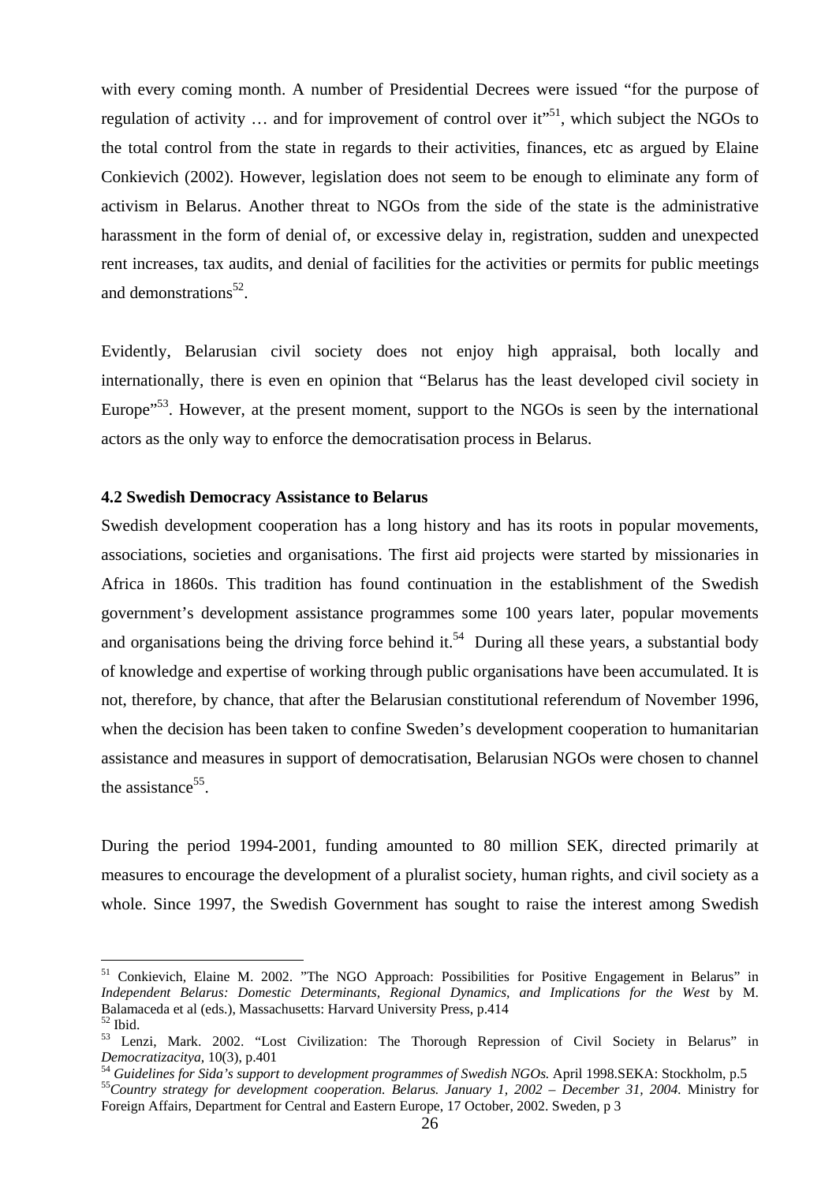with every coming month. A number of Presidential Decrees were issued "for the purpose of regulation of activity … and for improvement of control over it"[51], which subject the NGOs to the total control from the state in regards to their activities, finances, etc as argued by Elaine Conkievich (2002). However, legislation does not seem to be enough to eliminate any form of activism in Belarus. Another threat to NGOs from the side of the state is the administrative harassment in the form of denial of, or excessive delay in, registration, sudden and unexpected rent increases, tax audits, and denial of facilities for the activities or permits for public meetings and demonstrations[52].

Evidently, Belarusian civil society does not enjoy high appraisal, both locally and internationally, there is even en opinion that "Belarus has the least developed civil society in Europe"[53]. However, at the present moment, support to the NGOs is seen by the international actors as the only way to enforce the democratisation process in Belarus.

### 4.2 Swedish Democracy Assistance to Belarus

Swedish development cooperation has a long history and has its roots in popular movements, associations, societies and organisations. The first aid projects were started by missionaries in Africa in 1860s. This tradition has found continuation in the establishment of the Swedish government's development assistance programmes some 100 years later, popular movements and organisations being the driving force behind it.[54] During all these years, a substantial body of knowledge and expertise of working through public organisations have been accumulated. It is not, therefore, by chance, that after the Belarusian constitutional referendum of November 1996, when the decision has been taken to confine Sweden's development cooperation to humanitarian assistance and measures in support of democratisation, Belarusian NGOs were chosen to channel the assistance[55].

During the period 1994-2001, funding amounted to 80 million SEK, directed primarily at measures to encourage the development of a pluralist society, human rights, and civil society as a whole. Since 1997, the Swedish Government has sought to raise the interest among Swedish

---

[51] Conkievich, Elaine M. 2002. "The NGO Approach: Possibilities for Positive Engagement in Belarus" in *Independent Belarus: Domestic Determinants, Regional Dynamics, and Implications for the West* by M. Balamaceda et al (eds.), Massachusetts: Harvard University Press, p.414

[52] Ibid.

[53] Lenzi, Mark. 2002. "Lost Civilization: The Thorough Repression of Civil Society in Belarus" in *Democratizacitya*, 10(3), p.401

[54] *Guidelines for Sida's support to development programmes of Swedish NGOs.* April 1998.SEKA: Stockholm, p.5

[55] *Country strategy for development cooperation. Belarus. January 1, 2002 – December 31, 2004.* Ministry for Foreign Affairs, Department for Central and Eastern Europe, 17 October, 2002. Sweden, p 3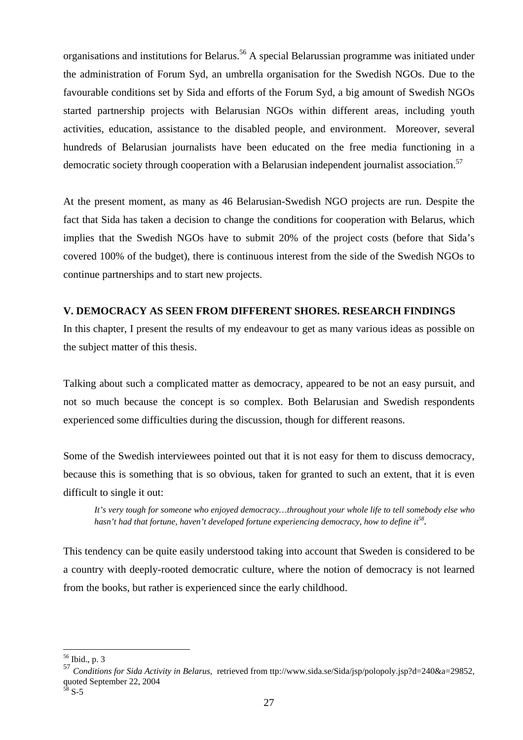organisations and institutions for Belarus.[56] A special Belarussian programme was initiated under the administration of Forum Syd, an umbrella organisation for the Swedish NGOs. Due to the favourable conditions set by Sida and efforts of the Forum Syd, a big amount of Swedish NGOs started partnership projects with Belarusian NGOs within different areas, including youth activities, education, assistance to the disabled people, and environment. Moreover, several hundreds of Belarusian journalists have been educated on the free media functioning in a democratic society through cooperation with a Belarusian independent journalist association.[57]

At the present moment, as many as 46 Belarusian-Swedish NGO projects are run. Despite the fact that Sida has taken a decision to change the conditions for cooperation with Belarus, which implies that the Swedish NGOs have to submit 20% of the project costs (before that Sida's covered 100% of the budget), there is continuous interest from the side of the Swedish NGOs to continue partnerships and to start new projects.

## V. DEMOCRACY AS SEEN FROM DIFFERENT SHORES. RESEARCH FINDINGS

In this chapter, I present the results of my endeavour to get as many various ideas as possible on the subject matter of this thesis.

Talking about such a complicated matter as democracy, appeared to be not an easy pursuit, and not so much because the concept is so complex. Both Belarusian and Swedish respondents experienced some difficulties during the discussion, though for different reasons.

Some of the Swedish interviewees pointed out that it is not easy for them to discuss democracy, because this is something that is so obvious, taken for granted to such an extent, that it is even difficult to single it out:

> *It's very tough for someone who enjoyed democracy…throughout your whole life to tell somebody else who hasn't had that fortune, haven't developed fortune experiencing democracy, how to define it*[58].

This tendency can be quite easily understood taking into account that Sweden is considered to be a country with deeply-rooted democratic culture, where the notion of democracy is not learned from the books, but rather is experienced since the early childhood.

---

[56] Ibid., p. 3

[57] *Conditions for Sida Activity in Belarus,* retrieved from ttp://www.sida.se/Sida/jsp/polopoly.jsp?d=240&a=29852, quoted September 22, 2004

[58] S-5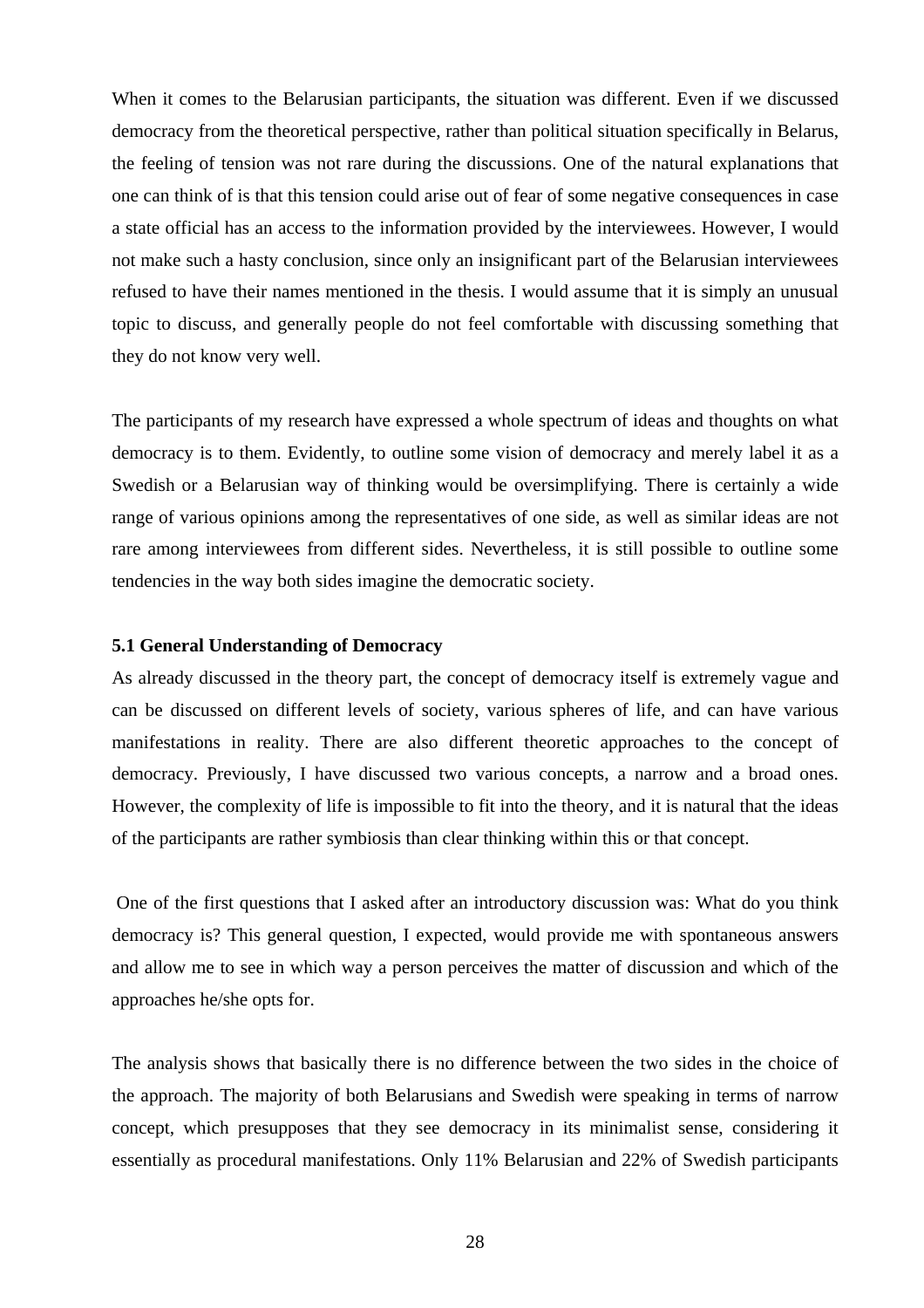When it comes to the Belarusian participants, the situation was different. Even if we discussed democracy from the theoretical perspective, rather than political situation specifically in Belarus, the feeling of tension was not rare during the discussions. One of the natural explanations that one can think of is that this tension could arise out of fear of some negative consequences in case a state official has an access to the information provided by the interviewees. However, I would not make such a hasty conclusion, since only an insignificant part of the Belarusian interviewees refused to have their names mentioned in the thesis. I would assume that it is simply an unusual topic to discuss, and generally people do not feel comfortable with discussing something that they do not know very well.

The participants of my research have expressed a whole spectrum of ideas and thoughts on what democracy is to them. Evidently, to outline some vision of democracy and merely label it as a Swedish or a Belarusian way of thinking would be oversimplifying. There is certainly a wide range of various opinions among the representatives of one side, as well as similar ideas are not rare among interviewees from different sides. Nevertheless, it is still possible to outline some tendencies in the way both sides imagine the democratic society.

### 5.1 General Understanding of Democracy

As already discussed in the theory part, the concept of democracy itself is extremely vague and can be discussed on different levels of society, various spheres of life, and can have various manifestations in reality. There are also different theoretic approaches to the concept of democracy. Previously, I have discussed two various concepts, a narrow and a broad ones. However, the complexity of life is impossible to fit into the theory, and it is natural that the ideas of the participants are rather symbiosis than clear thinking within this or that concept.

One of the first questions that I asked after an introductory discussion was: What do you think democracy is? This general question, I expected, would provide me with spontaneous answers and allow me to see in which way a person perceives the matter of discussion and which of the approaches he/she opts for.

The analysis shows that basically there is no difference between the two sides in the choice of the approach. The majority of both Belarusians and Swedish were speaking in terms of narrow concept, which presupposes that they see democracy in its minimalist sense, considering it essentially as procedural manifestations. Only 11% Belarusian and 22% of Swedish participants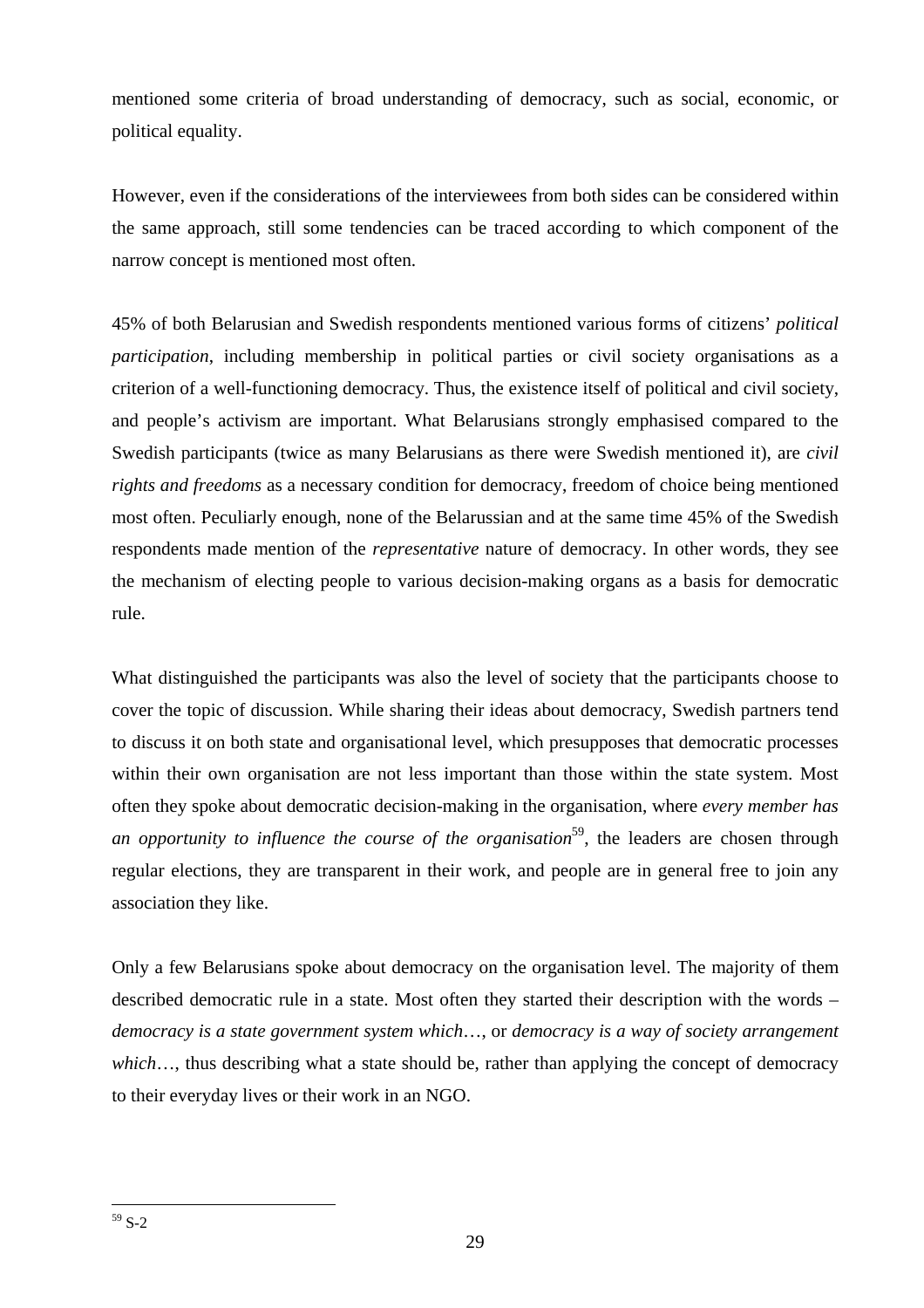mentioned some criteria of broad understanding of democracy, such as social, economic, or political equality.

However, even if the considerations of the interviewees from both sides can be considered within the same approach, still some tendencies can be traced according to which component of the narrow concept is mentioned most often.

45% of both Belarusian and Swedish respondents mentioned various forms of citizens' *political participation*, including membership in political parties or civil society organisations as a criterion of a well-functioning democracy. Thus, the existence itself of political and civil society, and people's activism are important. What Belarusians strongly emphasised compared to the Swedish participants (twice as many Belarusians as there were Swedish mentioned it), are *civil rights and freedoms* as a necessary condition for democracy, freedom of choice being mentioned most often. Peculiarly enough, none of the Belarussian and at the same time 45% of the Swedish respondents made mention of the *representative* nature of democracy. In other words, they see the mechanism of electing people to various decision-making organs as a basis for democratic rule.

What distinguished the participants was also the level of society that the participants choose to cover the topic of discussion. While sharing their ideas about democracy, Swedish partners tend to discuss it on both state and organisational level, which presupposes that democratic processes within their own organisation are not less important than those within the state system. Most often they spoke about democratic decision-making in the organisation, where *every member has an opportunity to influence the course of the organisation*[59], the leaders are chosen through regular elections, they are transparent in their work, and people are in general free to join any association they like.

Only a few Belarusians spoke about democracy on the organisation level. The majority of them described democratic rule in a state. Most often they started their description with the words – *democracy is a state government system which*…, or *democracy is a way of society arrangement which*…, thus describing what a state should be, rather than applying the concept of democracy to their everyday lives or their work in an NGO.

[59] S-2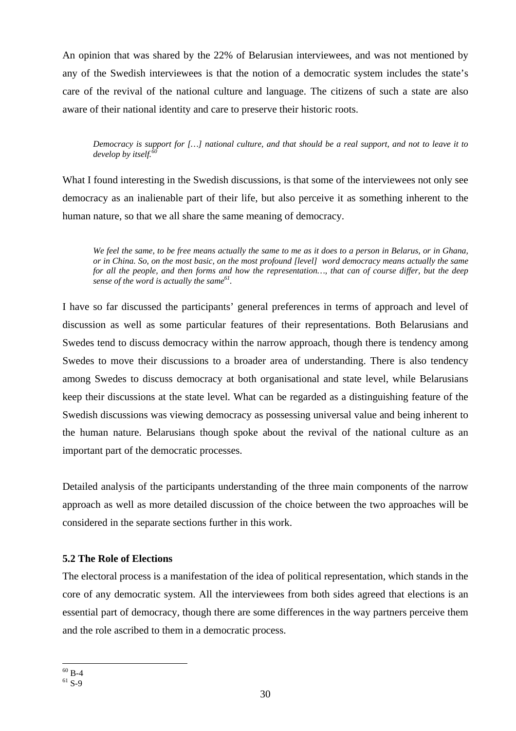An opinion that was shared by the 22% of Belarusian interviewees, and was not mentioned by any of the Swedish interviewees is that the notion of a democratic system includes the state's care of the revival of the national culture and language. The citizens of such a state are also aware of their national identity and care to preserve their historic roots.

> *Democracy is support for […] national culture, and that should be a real support, and not to leave it to develop by itself.*[60]

What I found interesting in the Swedish discussions, is that some of the interviewees not only see democracy as an inalienable part of their life, but also perceive it as something inherent to the human nature, so that we all share the same meaning of democracy.

> *We feel the same, to be free means actually the same to me as it does to a person in Belarus, or in Ghana, or in China. So, on the most basic, on the most profound [level] word democracy means actually the same for all the people, and then forms and how the representation…, that can of course differ, but the deep sense of the word is actually the same*[61].

I have so far discussed the participants' general preferences in terms of approach and level of discussion as well as some particular features of their representations. Both Belarusians and Swedes tend to discuss democracy within the narrow approach, though there is tendency among Swedes to move their discussions to a broader area of understanding. There is also tendency among Swedes to discuss democracy at both organisational and state level, while Belarusians keep their discussions at the state level. What can be regarded as a distinguishing feature of the Swedish discussions was viewing democracy as possessing universal value and being inherent to the human nature. Belarusians though spoke about the revival of the national culture as an important part of the democratic processes.

Detailed analysis of the participants understanding of the three main components of the narrow approach as well as more detailed discussion of the choice between the two approaches will be considered in the separate sections further in this work.

### 5.2 The Role of Elections

The electoral process is a manifestation of the idea of political representation, which stands in the core of any democratic system. All the interviewees from both sides agreed that elections is an essential part of democracy, though there are some differences in the way partners perceive them and the role ascribed to them in a democratic process.

---

[60] B-4

[61] S-9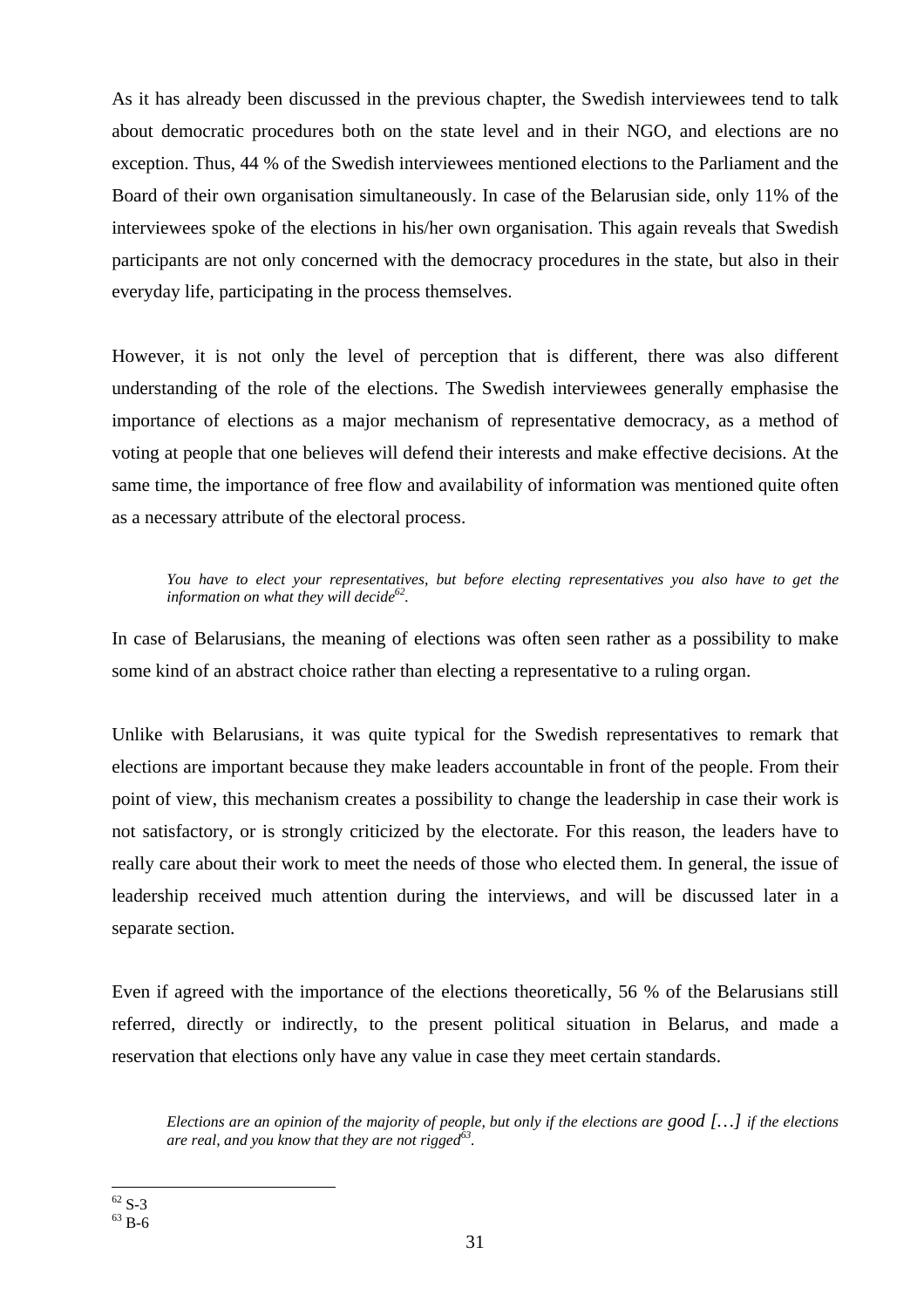As it has already been discussed in the previous chapter, the Swedish interviewees tend to talk about democratic procedures both on the state level and in their NGO, and elections are no exception. Thus, 44 % of the Swedish interviewees mentioned elections to the Parliament and the Board of their own organisation simultaneously. In case of the Belarusian side, only 11% of the interviewees spoke of the elections in his/her own organisation. This again reveals that Swedish participants are not only concerned with the democracy procedures in the state, but also in their everyday life, participating in the process themselves.

However, it is not only the level of perception that is different, there was also different understanding of the role of the elections. The Swedish interviewees generally emphasise the importance of elections as a major mechanism of representative democracy, as a method of voting at people that one believes will defend their interests and make effective decisions. At the same time, the importance of free flow and availability of information was mentioned quite often as a necessary attribute of the electoral process.

> *You have to elect your representatives, but before electing representatives you also have to get the information on what they will decide*[62].

In case of Belarusians, the meaning of elections was often seen rather as a possibility to make some kind of an abstract choice rather than electing a representative to a ruling organ.

Unlike with Belarusians, it was quite typical for the Swedish representatives to remark that elections are important because they make leaders accountable in front of the people. From their point of view, this mechanism creates a possibility to change the leadership in case their work is not satisfactory, or is strongly criticized by the electorate. For this reason, the leaders have to really care about their work to meet the needs of those who elected them. In general, the issue of leadership received much attention during the interviews, and will be discussed later in a separate section.

Even if agreed with the importance of the elections theoretically, 56 % of the Belarusians still referred, directly or indirectly, to the present political situation in Belarus, and made a reservation that elections only have any value in case they meet certain standards.

> *Elections are an opinion of the majority of people, but only if the elections are good […] if the elections are real, and you know that they are not rigged*[63].

[62] S-3

[63] B-6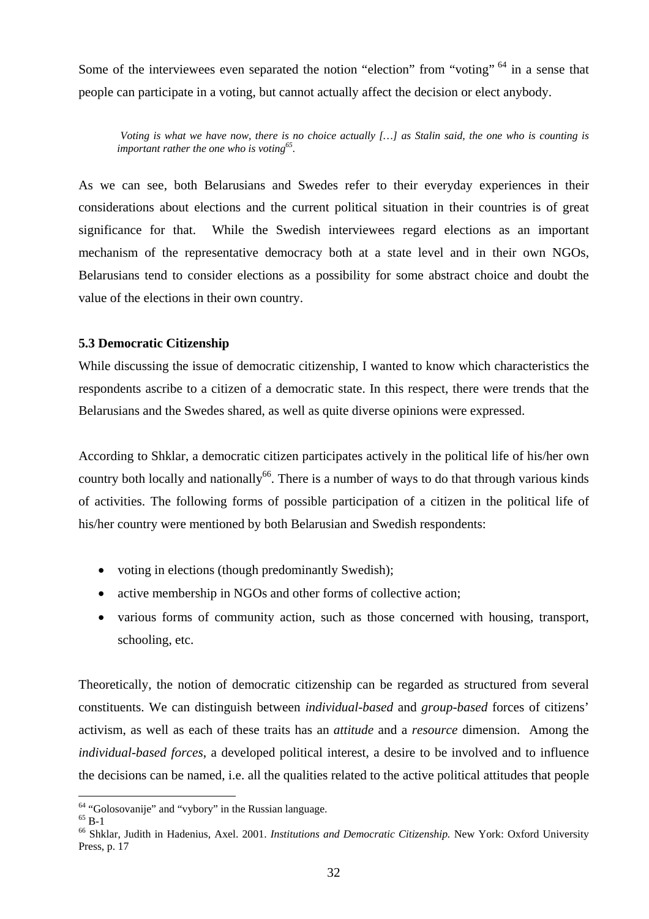Some of the interviewees even separated the notion "election" from "voting" [64] in a sense that people can participate in a voting, but cannot actually affect the decision or elect anybody.

> *Voting is what we have now, there is no choice actually […] as Stalin said, the one who is counting is important rather the one who is voting*[65].

As we can see, both Belarusians and Swedes refer to their everyday experiences in their considerations about elections and the current political situation in their countries is of great significance for that. While the Swedish interviewees regard elections as an important mechanism of the representative democracy both at a state level and in their own NGOs, Belarusians tend to consider elections as a possibility for some abstract choice and doubt the value of the elections in their own country.

### 5.3 Democratic Citizenship

While discussing the issue of democratic citizenship, I wanted to know which characteristics the respondents ascribe to a citizen of a democratic state. In this respect, there were trends that the Belarusians and the Swedes shared, as well as quite diverse opinions were expressed.

According to Shklar, a democratic citizen participates actively in the political life of his/her own country both locally and nationally[66]. There is a number of ways to do that through various kinds of activities. The following forms of possible participation of a citizen in the political life of his/her country were mentioned by both Belarusian and Swedish respondents:

- voting in elections (though predominantly Swedish);
- active membership in NGOs and other forms of collective action;
- various forms of community action, such as those concerned with housing, transport, schooling, etc.

Theoretically, the notion of democratic citizenship can be regarded as structured from several constituents. We can distinguish between *individual-based* and *group-based* forces of citizens' activism, as well as each of these traits has an *attitude* and a *resource* dimension. Among the *individual-based forces*, a developed political interest, a desire to be involved and to influence the decisions can be named, i.e. all the qualities related to the active political attitudes that people

---

[64] "Golosovanije" and "vybory" in the Russian language.

[65] B-1

[66] Shklar, Judith in Hadenius, Axel. 2001. *Institutions and Democratic Citizenship.* New York: Oxford University Press, p. 17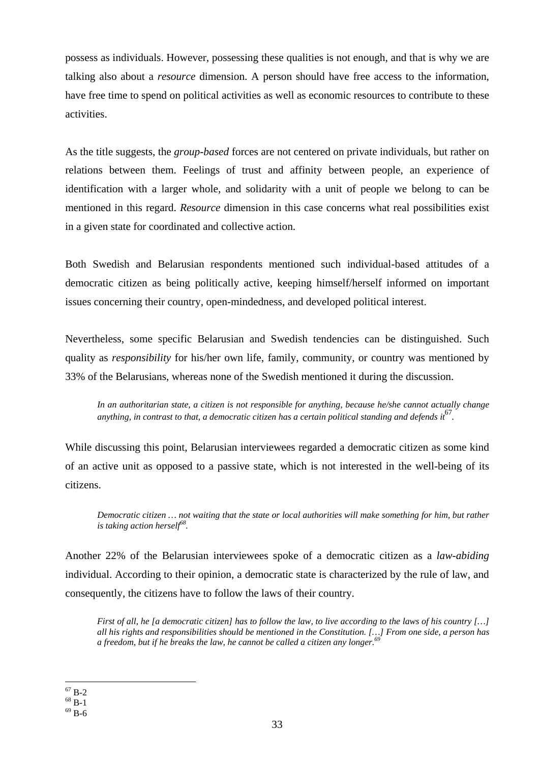possess as individuals. However, possessing these qualities is not enough, and that is why we are talking also about a *resource* dimension. A person should have free access to the information, have free time to spend on political activities as well as economic resources to contribute to these activities.

As the title suggests, the *group-based* forces are not centered on private individuals, but rather on relations between them. Feelings of trust and affinity between people, an experience of identification with a larger whole, and solidarity with a unit of people we belong to can be mentioned in this regard. *Resource* dimension in this case concerns what real possibilities exist in a given state for coordinated and collective action.

Both Swedish and Belarusian respondents mentioned such individual-based attitudes of a democratic citizen as being politically active, keeping himself/herself informed on important issues concerning their country, open-mindedness, and developed political interest.

Nevertheless, some specific Belarusian and Swedish tendencies can be distinguished. Such quality as *responsibility* for his/her own life, family, community, or country was mentioned by 33% of the Belarusians, whereas none of the Swedish mentioned it during the discussion.

> *In an authoritarian state, a citizen is not responsible for anything, because he/she cannot actually change anything, in contrast to that, a democratic citizen has a certain political standing and defends it*[67].

While discussing this point, Belarusian interviewees regarded a democratic citizen as some kind of an active unit as opposed to a passive state, which is not interested in the well-being of its citizens.

> *Democratic citizen … not waiting that the state or local authorities will make something for him, but rather is taking action herself*[68].

Another 22% of the Belarusian interviewees spoke of a democratic citizen as a *law-abiding* individual. According to their opinion, a democratic state is characterized by the rule of law, and consequently, the citizens have to follow the laws of their country.

> *First of all, he [a democratic citizen] has to follow the law, to live according to the laws of his country […] all his rights and responsibilities should be mentioned in the Constitution. […] From one side, a person has a freedom, but if he breaks the law, he cannot be called a citizen any longer.*[69]

---

[67] B-2
[68] B-1
[69] B-6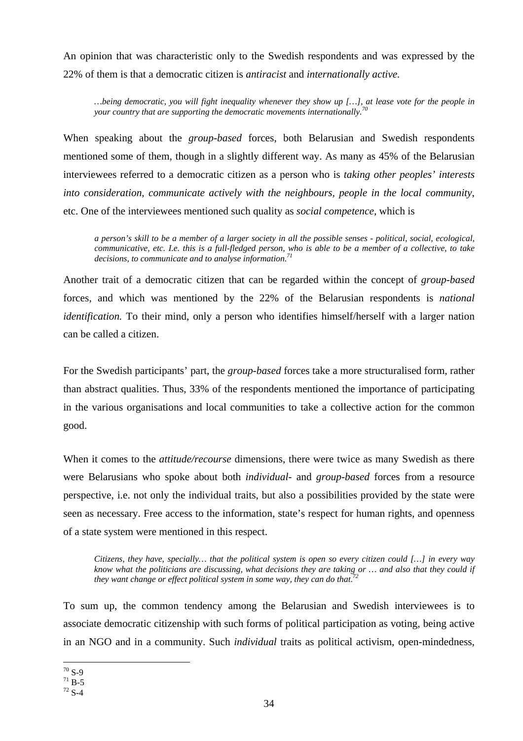An opinion that was characteristic only to the Swedish respondents and was expressed by the 22% of them is that a democratic citizen is *antiracist* and *internationally active.*

> *…being democratic, you will fight inequality whenever they show up […], at lease vote for the people in your country that are supporting the democratic movements internationally.*[70]

When speaking about the *group-based* forces, both Belarusian and Swedish respondents mentioned some of them, though in a slightly different way. As many as 45% of the Belarusian interviewees referred to a democratic citizen as a person who is *taking other peoples' interests into consideration, communicate actively with the neighbours, people in the local community*, etc. One of the interviewees mentioned such quality as *social competence*, which is

> *a person's skill to be a member of a larger society in all the possible senses - political, social, ecological, communicative, etc. I.e. this is a full-fledged person, who is able to be a member of a collective, to take decisions, to communicate and to analyse information.*[71]

Another trait of a democratic citizen that can be regarded within the concept of *group-based* forces, and which was mentioned by the 22% of the Belarusian respondents is *national identification.* To their mind, only a person who identifies himself/herself with a larger nation can be called a citizen.

For the Swedish participants' part, the *group-based* forces take a more structuralised form, rather than abstract qualities. Thus, 33% of the respondents mentioned the importance of participating in the various organisations and local communities to take a collective action for the common good.

When it comes to the *attitude/recourse* dimensions, there were twice as many Swedish as there were Belarusians who spoke about both *individual-* and *group-based* forces from a resource perspective, i.e. not only the individual traits, but also a possibilities provided by the state were seen as necessary. Free access to the information, state's respect for human rights, and openness of a state system were mentioned in this respect.

> *Citizens, they have, specially… that the political system is open so every citizen could […] in every way know what the politicians are discussing, what decisions they are taking or … and also that they could if they want change or effect political system in some way, they can do that.*[72]

To sum up, the common tendency among the Belarusian and Swedish interviewees is to associate democratic citizenship with such forms of political participation as voting, being active in an NGO and in a community. Such *individual* traits as political activism, open-mindedness,

---

[70] S-9
[71] B-5
[72] S-4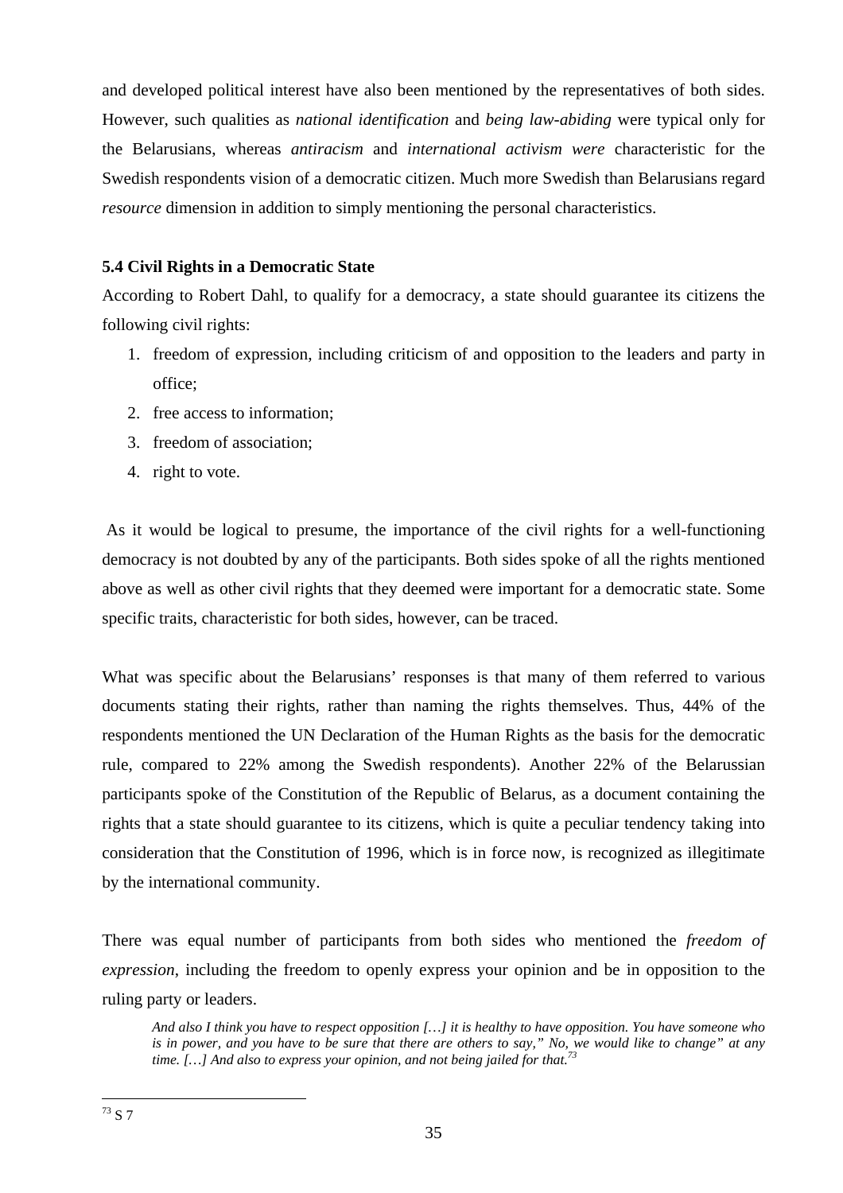and developed political interest have also been mentioned by the representatives of both sides. However, such qualities as *national identification* and *being law-abiding* were typical only for the Belarusians, whereas *antiracism* and *international activism were* characteristic for the Swedish respondents vision of a democratic citizen. Much more Swedish than Belarusians regard *resource* dimension in addition to simply mentioning the personal characteristics.

### 5.4 Civil Rights in a Democratic State

According to Robert Dahl, to qualify for a democracy, a state should guarantee its citizens the following civil rights:

1. freedom of expression, including criticism of and opposition to the leaders and party in office;
2. free access to information;
3. freedom of association;
4. right to vote.

As it would be logical to presume, the importance of the civil rights for a well-functioning democracy is not doubted by any of the participants. Both sides spoke of all the rights mentioned above as well as other civil rights that they deemed were important for a democratic state. Some specific traits, characteristic for both sides, however, can be traced.

What was specific about the Belarusians' responses is that many of them referred to various documents stating their rights, rather than naming the rights themselves. Thus, 44% of the respondents mentioned the UN Declaration of the Human Rights as the basis for the democratic rule, compared to 22% among the Swedish respondents). Another 22% of the Belarussian participants spoke of the Constitution of the Republic of Belarus, as a document containing the rights that a state should guarantee to its citizens, which is quite a peculiar tendency taking into consideration that the Constitution of 1996, which is in force now, is recognized as illegitimate by the international community.

There was equal number of participants from both sides who mentioned the *freedom of expression*, including the freedom to openly express your opinion and be in opposition to the ruling party or leaders.

> *And also I think you have to respect opposition […] it is healthy to have opposition. You have someone who is in power, and you have to be sure that there are others to say," No, we would like to change" at any time. […] And also to express your opinion, and not being jailed for that.*[73]

[73] S 7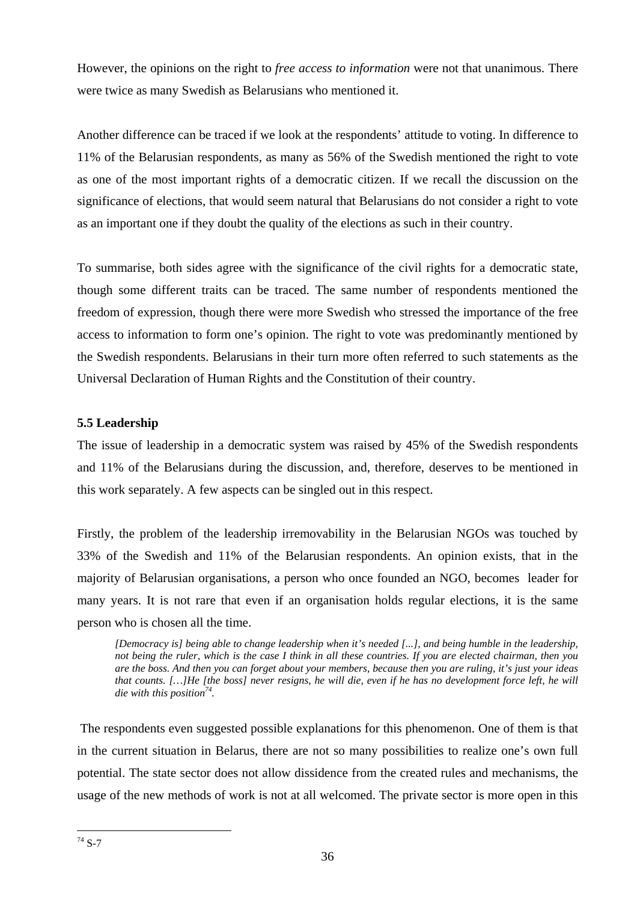However, the opinions on the right to *free access to information* were not that unanimous. There were twice as many Swedish as Belarusians who mentioned it.

Another difference can be traced if we look at the respondents' attitude to voting. In difference to 11% of the Belarusian respondents, as many as 56% of the Swedish mentioned the right to vote as one of the most important rights of a democratic citizen. If we recall the discussion on the significance of elections, that would seem natural that Belarusians do not consider a right to vote as an important one if they doubt the quality of the elections as such in their country.

To summarise, both sides agree with the significance of the civil rights for a democratic state, though some different traits can be traced. The same number of respondents mentioned the freedom of expression, though there were more Swedish who stressed the importance of the free access to information to form one's opinion. The right to vote was predominantly mentioned by the Swedish respondents. Belarusians in their turn more often referred to such statements as the Universal Declaration of Human Rights and the Constitution of their country.

### 5.5 Leadership

The issue of leadership in a democratic system was raised by 45% of the Swedish respondents and 11% of the Belarusians during the discussion, and, therefore, deserves to be mentioned in this work separately. A few aspects can be singled out in this respect.

Firstly, the problem of the leadership irremovability in the Belarusian NGOs was touched by 33% of the Swedish and 11% of the Belarusian respondents. An opinion exists, that in the majority of Belarusian organisations, a person who once founded an NGO, becomes leader for many years. It is not rare that even if an organisation holds regular elections, it is the same person who is chosen all the time.

> *[Democracy is] being able to change leadership when it's needed [...], and being humble in the leadership, not being the ruler, which is the case I think in all these countries. If you are elected chairman, then you are the boss. And then you can forget about your members, because then you are ruling, it's just your ideas that counts. […]He [the boss] never resigns, he will die, even if he has no development force left, he will die with this position*[74]*.*

The respondents even suggested possible explanations for this phenomenon. One of them is that in the current situation in Belarus, there are not so many possibilities to realize one's own full potential. The state sector does not allow dissidence from the created rules and mechanisms, the usage of the new methods of work is not at all welcomed. The private sector is more open in this

---

[74] S-7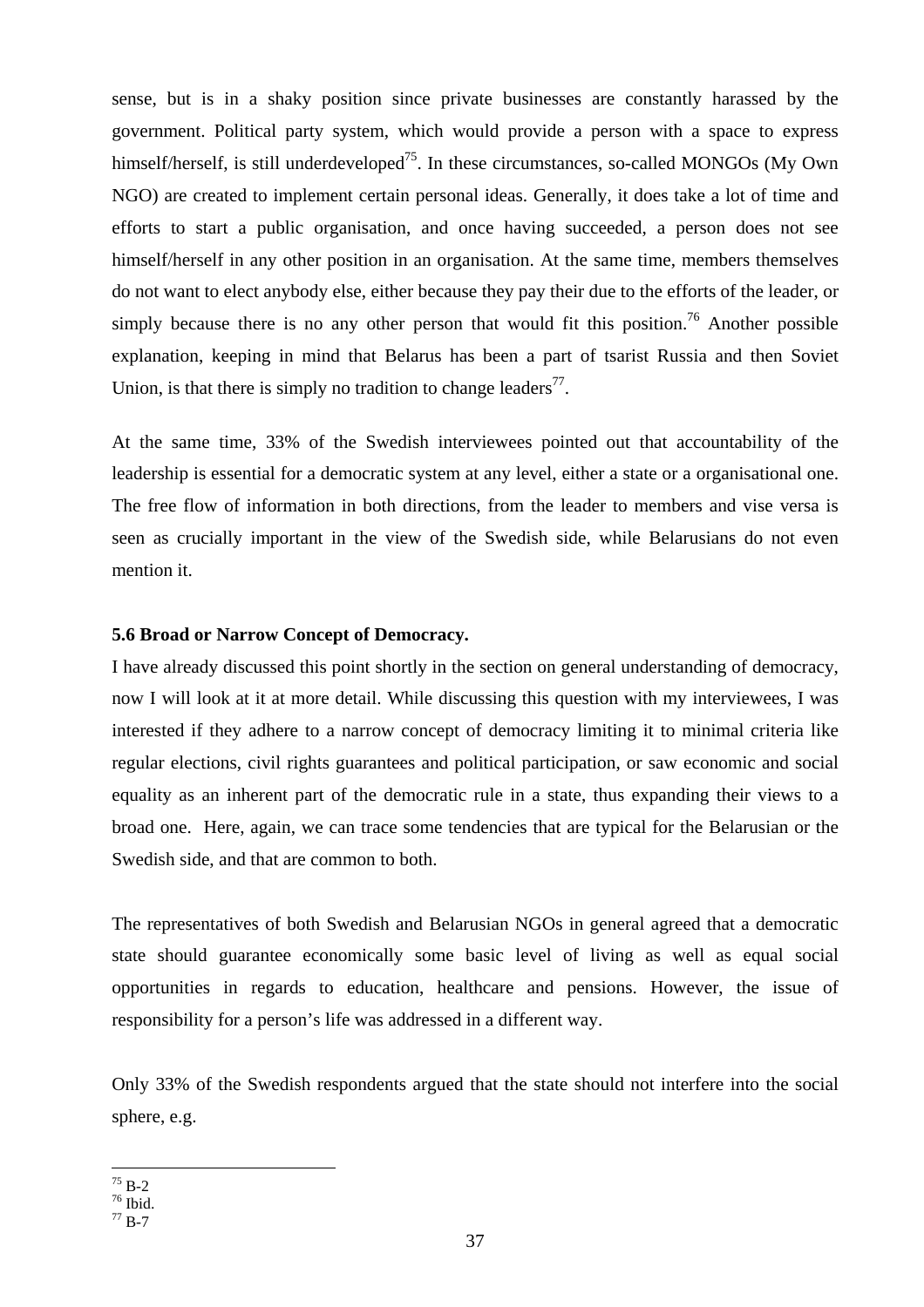sense, but is in a shaky position since private businesses are constantly harassed by the government. Political party system, which would provide a person with a space to express himself/herself, is still underdeveloped[75]. In these circumstances, so-called MONGOs (My Own NGO) are created to implement certain personal ideas. Generally, it does take a lot of time and efforts to start a public organisation, and once having succeeded, a person does not see himself/herself in any other position in an organisation. At the same time, members themselves do not want to elect anybody else, either because they pay their due to the efforts of the leader, or simply because there is no any other person that would fit this position.[76] Another possible explanation, keeping in mind that Belarus has been a part of tsarist Russia and then Soviet Union, is that there is simply no tradition to change leaders[77].

At the same time, 33% of the Swedish interviewees pointed out that accountability of the leadership is essential for a democratic system at any level, either a state or a organisational one. The free flow of information in both directions, from the leader to members and vise versa is seen as crucially important in the view of the Swedish side, while Belarusians do not even mention it.

**5.6 Broad or Narrow Concept of Democracy.**

I have already discussed this point shortly in the section on general understanding of democracy, now I will look at it at more detail. While discussing this question with my interviewees, I was interested if they adhere to a narrow concept of democracy limiting it to minimal criteria like regular elections, civil rights guarantees and political participation, or saw economic and social equality as an inherent part of the democratic rule in a state, thus expanding their views to a broad one. Here, again, we can trace some tendencies that are typical for the Belarusian or the Swedish side, and that are common to both.

The representatives of both Swedish and Belarusian NGOs in general agreed that a democratic state should guarantee economically some basic level of living as well as equal social opportunities in regards to education, healthcare and pensions. However, the issue of responsibility for a person's life was addressed in a different way.

Only 33% of the Swedish respondents argued that the state should not interfere into the social sphere, e.g.

---

[75] B-2
[76] Ibid.
[77] B-7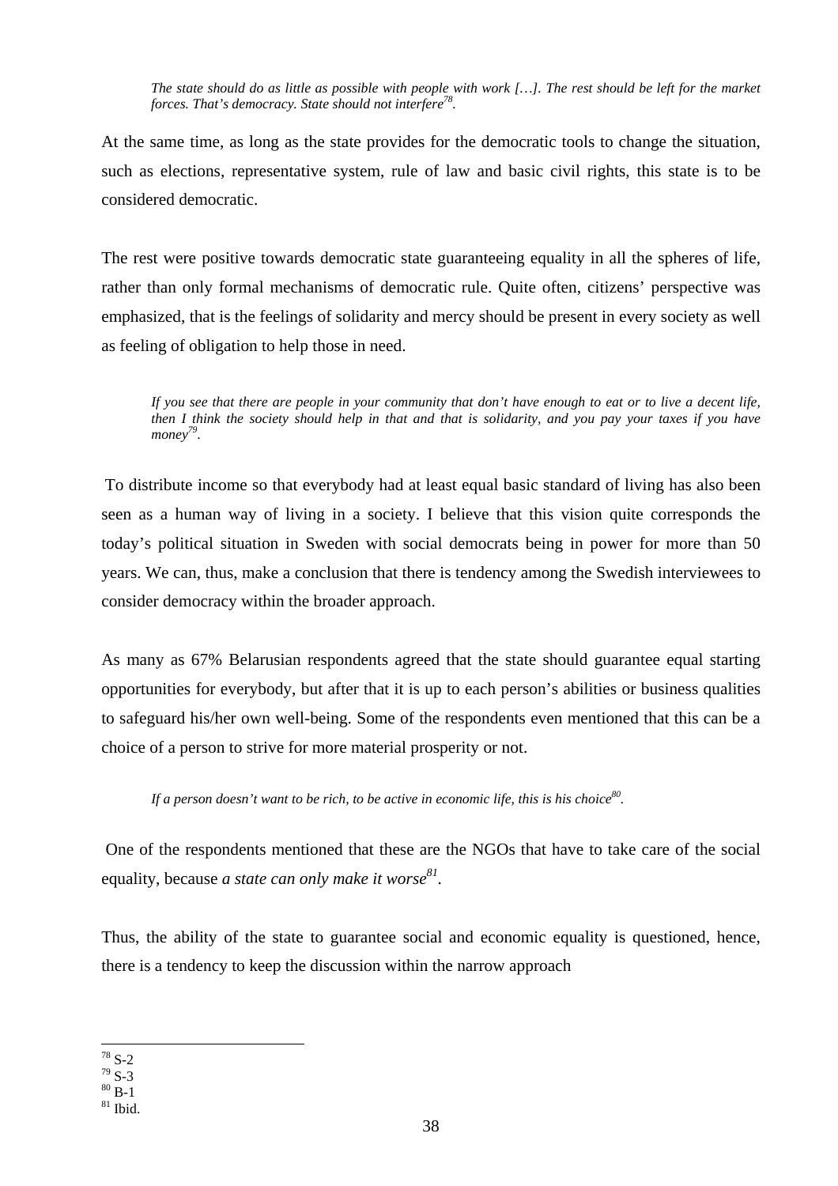> *The state should do as little as possible with people with work […]. The rest should be left for the market forces. That's democracy. State should not interfere*[78].

At the same time, as long as the state provides for the democratic tools to change the situation, such as elections, representative system, rule of law and basic civil rights, this state is to be considered democratic.

The rest were positive towards democratic state guaranteeing equality in all the spheres of life, rather than only formal mechanisms of democratic rule. Quite often, citizens' perspective was emphasized, that is the feelings of solidarity and mercy should be present in every society as well as feeling of obligation to help those in need.

> *If you see that there are people in your community that don't have enough to eat or to live a decent life, then I think the society should help in that and that is solidarity, and you pay your taxes if you have money*[79].

To distribute income so that everybody had at least equal basic standard of living has also been seen as a human way of living in a society. I believe that this vision quite corresponds the today's political situation in Sweden with social democrats being in power for more than 50 years. We can, thus, make a conclusion that there is tendency among the Swedish interviewees to consider democracy within the broader approach.

As many as 67% Belarusian respondents agreed that the state should guarantee equal starting opportunities for everybody, but after that it is up to each person's abilities or business qualities to safeguard his/her own well-being. Some of the respondents even mentioned that this can be a choice of a person to strive for more material prosperity or not.

> *If a person doesn't want to be rich, to be active in economic life, this is his choice*[80].

One of the respondents mentioned that these are the NGOs that have to take care of the social equality, because *a state can only make it worse*[81].

Thus, the ability of the state to guarantee social and economic equality is questioned, hence, there is a tendency to keep the discussion within the narrow approach

[78] S-2
[79] S-3
[80] B-1
[81] Ibid.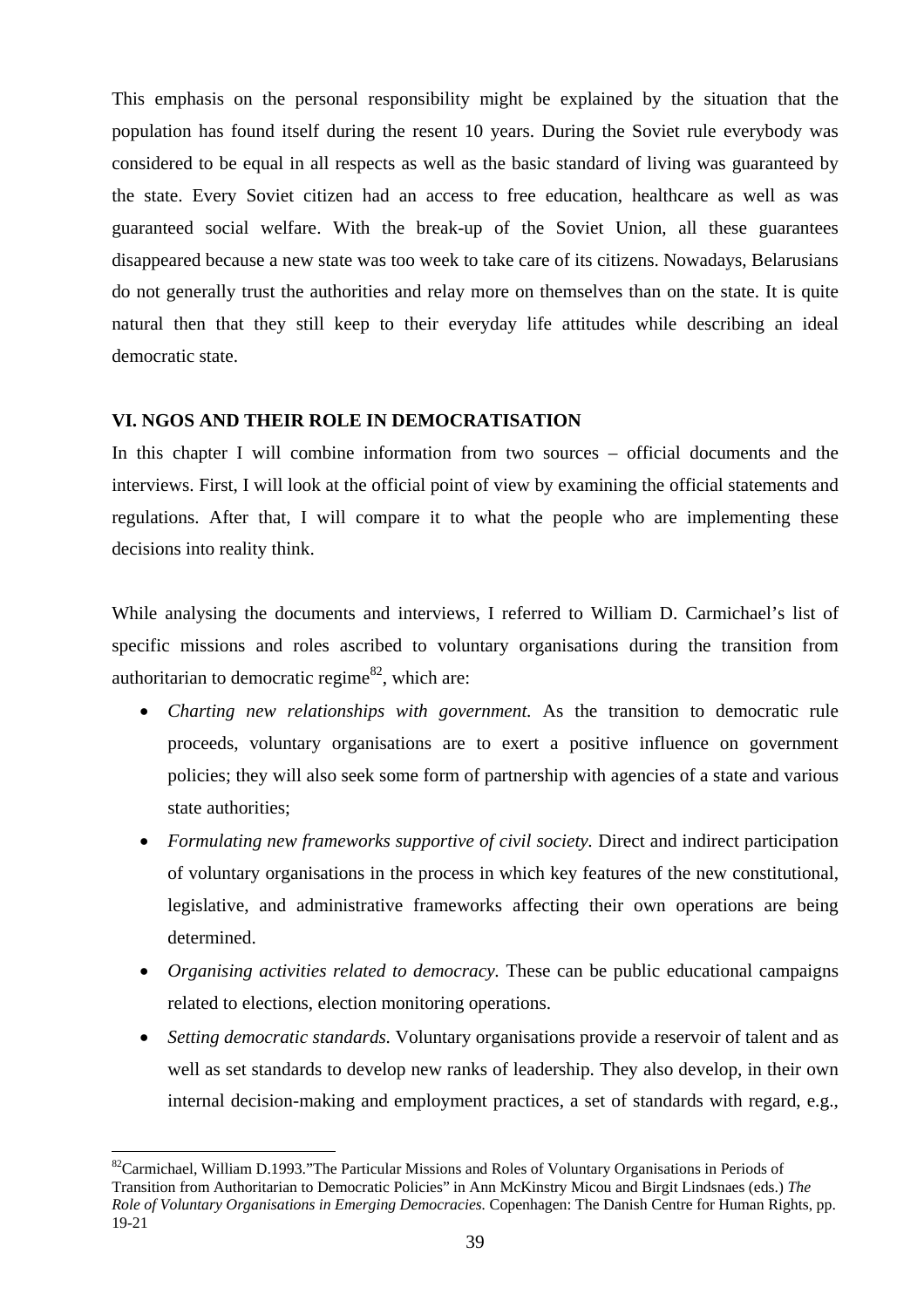This emphasis on the personal responsibility might be explained by the situation that the population has found itself during the resent 10 years. During the Soviet rule everybody was considered to be equal in all respects as well as the basic standard of living was guaranteed by the state. Every Soviet citizen had an access to free education, healthcare as well as was guaranteed social welfare. With the break-up of the Soviet Union, all these guarantees disappeared because a new state was too week to take care of its citizens. Nowadays, Belarusians do not generally trust the authorities and relay more on themselves than on the state. It is quite natural then that they still keep to their everyday life attitudes while describing an ideal democratic state.

## VI. NGOS AND THEIR ROLE IN DEMOCRATISATION

In this chapter I will combine information from two sources – official documents and the interviews. First, I will look at the official point of view by examining the official statements and regulations. After that, I will compare it to what the people who are implementing these decisions into reality think.

While analysing the documents and interviews, I referred to William D. Carmichael's list of specific missions and roles ascribed to voluntary organisations during the transition from authoritarian to democratic regime[82], which are:

- *Charting new relationships with government.* As the transition to democratic rule proceeds, voluntary organisations are to exert a positive influence on government policies; they will also seek some form of partnership with agencies of a state and various state authorities;
- *Formulating new frameworks supportive of civil society.* Direct and indirect participation of voluntary organisations in the process in which key features of the new constitutional, legislative, and administrative frameworks affecting their own operations are being determined.
- *Organising activities related to democracy.* These can be public educational campaigns related to elections, election monitoring operations.
- *Setting democratic standards.* Voluntary organisations provide a reservoir of talent and as well as set standards to develop new ranks of leadership. They also develop, in their own internal decision-making and employment practices, a set of standards with regard, e.g.,

[82] Carmichael, William D.1993."The Particular Missions and Roles of Voluntary Organisations in Periods of Transition from Authoritarian to Democratic Policies" in Ann McKinstry Micou and Birgit Lindsnaes (eds.) *The Role of Voluntary Organisations in Emerging Democracies.* Copenhagen: The Danish Centre for Human Rights, pp. 19-21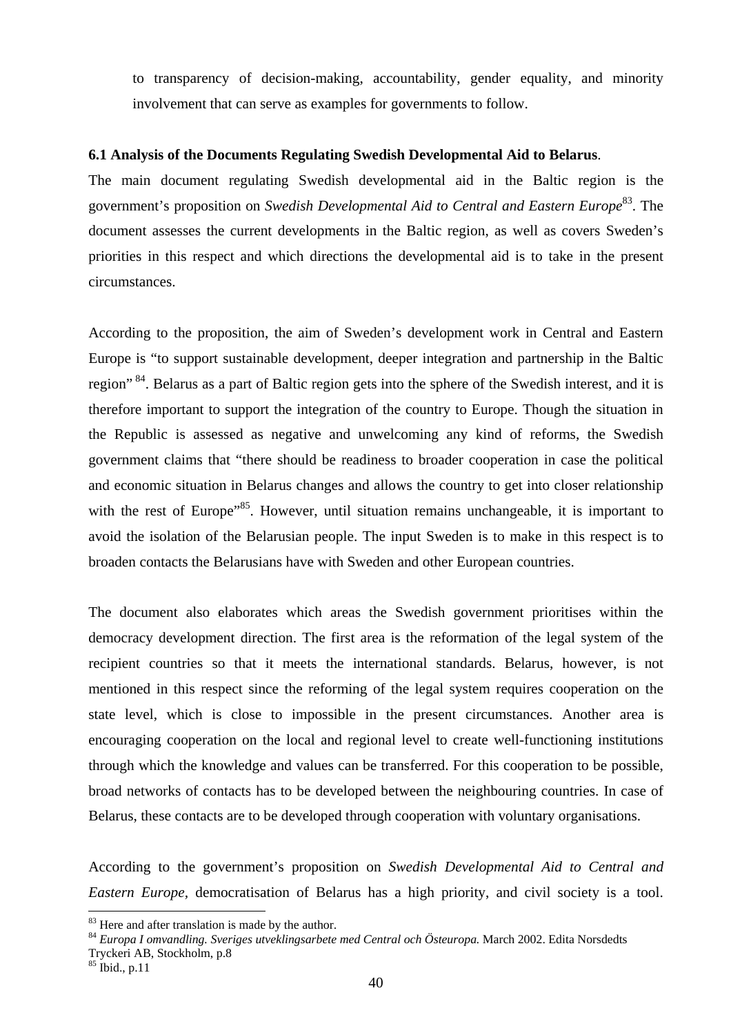to transparency of decision-making, accountability, gender equality, and minority involvement that can serve as examples for governments to follow.

**6.1 Analysis of the Documents Regulating Swedish Developmental Aid to Belarus**.

The main document regulating Swedish developmental aid in the Baltic region is the government's proposition on *Swedish Developmental Aid to Central and Eastern Europe*[83]. The document assesses the current developments in the Baltic region, as well as covers Sweden's priorities in this respect and which directions the developmental aid is to take in the present circumstances.

According to the proposition, the aim of Sweden's development work in Central and Eastern Europe is "to support sustainable development, deeper integration and partnership in the Baltic region" [84]. Belarus as a part of Baltic region gets into the sphere of the Swedish interest, and it is therefore important to support the integration of the country to Europe. Though the situation in the Republic is assessed as negative and unwelcoming any kind of reforms, the Swedish government claims that "there should be readiness to broader cooperation in case the political and economic situation in Belarus changes and allows the country to get into closer relationship with the rest of Europe"[85]. However, until situation remains unchangeable, it is important to avoid the isolation of the Belarusian people. The input Sweden is to make in this respect is to broaden contacts the Belarusians have with Sweden and other European countries.

The document also elaborates which areas the Swedish government prioritises within the democracy development direction. The first area is the reformation of the legal system of the recipient countries so that it meets the international standards. Belarus, however, is not mentioned in this respect since the reforming of the legal system requires cooperation on the state level, which is close to impossible in the present circumstances. Another area is encouraging cooperation on the local and regional level to create well-functioning institutions through which the knowledge and values can be transferred. For this cooperation to be possible, broad networks of contacts has to be developed between the neighbouring countries. In case of Belarus, these contacts are to be developed through cooperation with voluntary organisations.

According to the government's proposition on *Swedish Developmental Aid to Central and Eastern Europe*, democratisation of Belarus has a high priority, and civil society is a tool.

---

[83] Here and after translation is made by the author.

[84] *Europa I omvandling. Sveriges utveklingsarbete med Central och Östeuropa.* March 2002. Edita Norsdedts Tryckeri AB, Stockholm, p.8

[85] Ibid., p.11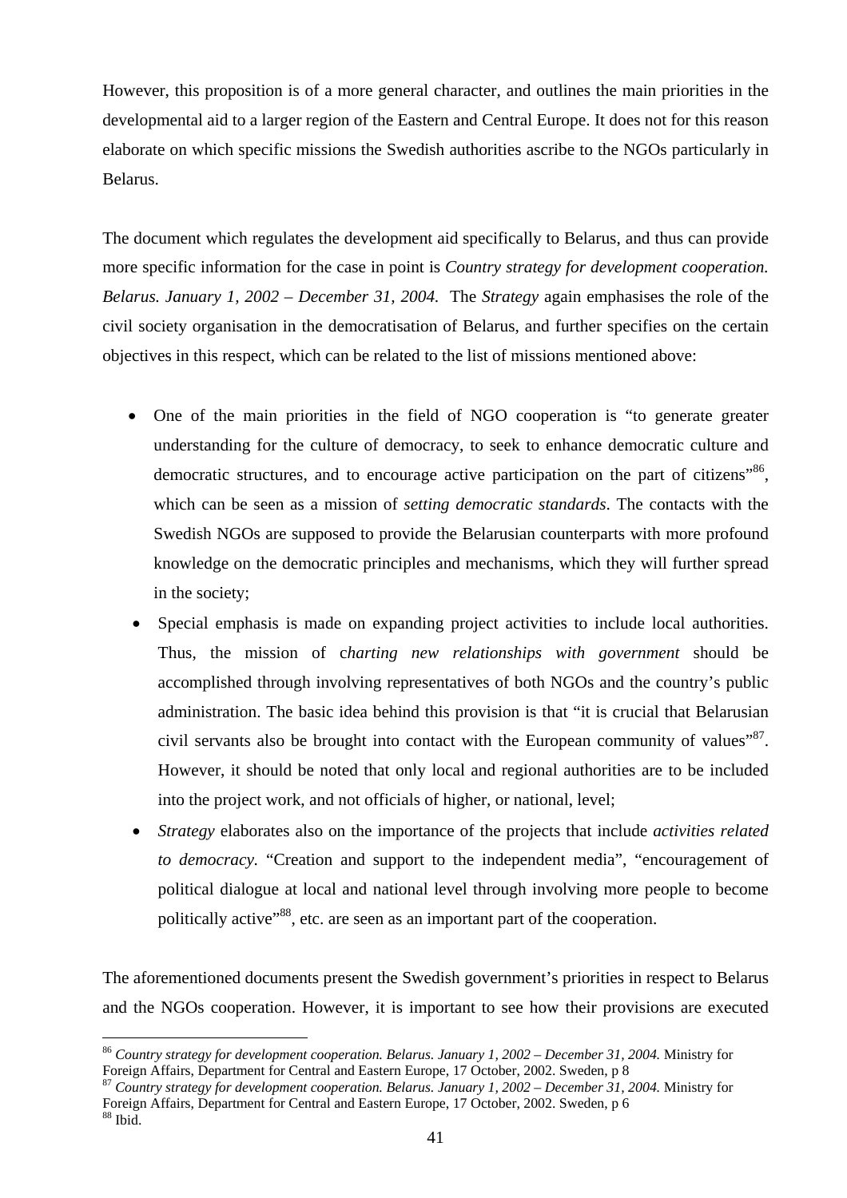However, this proposition is of a more general character, and outlines the main priorities in the developmental aid to a larger region of the Eastern and Central Europe. It does not for this reason elaborate on which specific missions the Swedish authorities ascribe to the NGOs particularly in Belarus.

The document which regulates the development aid specifically to Belarus, and thus can provide more specific information for the case in point is *Country strategy for development cooperation. Belarus. January 1, 2002 – December 31, 2004.* The *Strategy* again emphasises the role of the civil society organisation in the democratisation of Belarus, and further specifies on the certain objectives in this respect, which can be related to the list of missions mentioned above:

- One of the main priorities in the field of NGO cooperation is "to generate greater understanding for the culture of democracy, to seek to enhance democratic culture and democratic structures, and to encourage active participation on the part of citizens"[86], which can be seen as a mission of *setting democratic standards*. The contacts with the Swedish NGOs are supposed to provide the Belarusian counterparts with more profound knowledge on the democratic principles and mechanisms, which they will further spread in the society;
- Special emphasis is made on expanding project activities to include local authorities. Thus, the mission of c*harting new relationships with government* should be accomplished through involving representatives of both NGOs and the country's public administration. The basic idea behind this provision is that "it is crucial that Belarusian civil servants also be brought into contact with the European community of values"[87]. However, it should be noted that only local and regional authorities are to be included into the project work, and not officials of higher, or national, level;
- *Strategy* elaborates also on the importance of the projects that include *activities related to democracy.* "Creation and support to the independent media", "encouragement of political dialogue at local and national level through involving more people to become politically active"[88], etc. are seen as an important part of the cooperation.

The aforementioned documents present the Swedish government's priorities in respect to Belarus and the NGOs cooperation. However, it is important to see how their provisions are executed

---

[86] *Country strategy for development cooperation. Belarus. January 1, 2002 – December 31, 2004.* Ministry for Foreign Affairs, Department for Central and Eastern Europe, 17 October, 2002. Sweden, p 8

[87] *Country strategy for development cooperation. Belarus. January 1, 2002 – December 31, 2004.* Ministry for Foreign Affairs, Department for Central and Eastern Europe, 17 October, 2002. Sweden, p 6

[88] Ibid.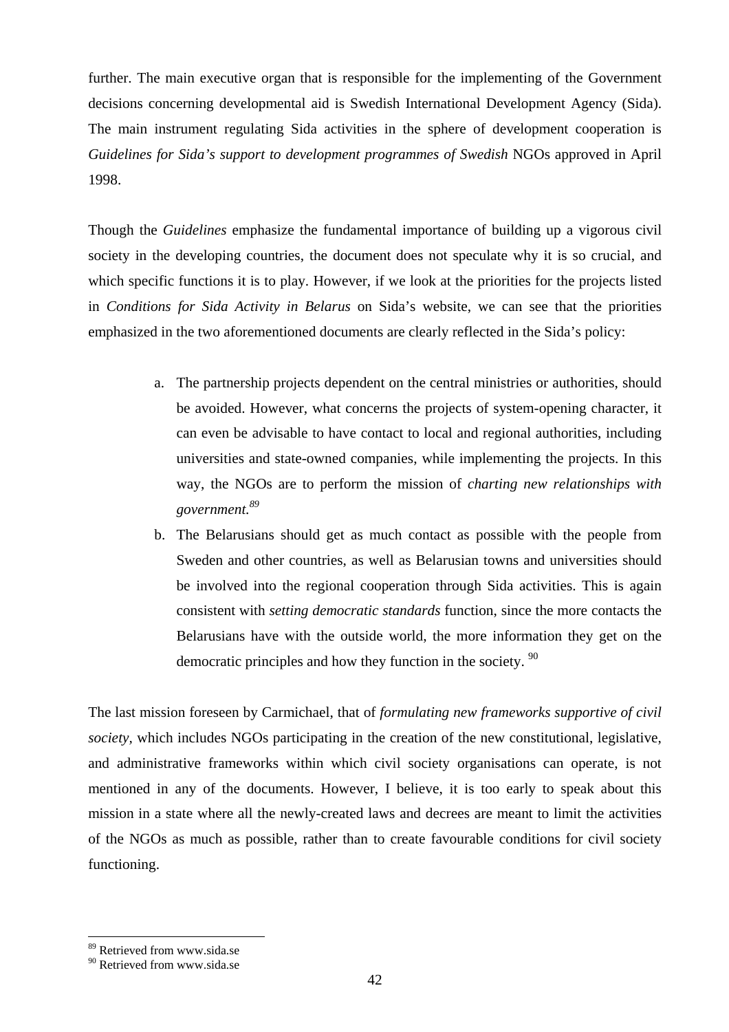further. The main executive organ that is responsible for the implementing of the Government decisions concerning developmental aid is Swedish International Development Agency (Sida). The main instrument regulating Sida activities in the sphere of development cooperation is *Guidelines for Sida's support to development programmes of Swedish* NGOs approved in April 1998.

Though the *Guidelines* emphasize the fundamental importance of building up a vigorous civil society in the developing countries, the document does not speculate why it is so crucial, and which specific functions it is to play. However, if we look at the priorities for the projects listed in *Conditions for Sida Activity in Belarus* on Sida's website, we can see that the priorities emphasized in the two aforementioned documents are clearly reflected in the Sida's policy:

a. The partnership projects dependent on the central ministries or authorities, should be avoided. However, what concerns the projects of system-opening character, it can even be advisable to have contact to local and regional authorities, including universities and state-owned companies, while implementing the projects. In this way, the NGOs are to perform the mission of *charting new relationships with government.*[89]
b. The Belarusians should get as much contact as possible with the people from Sweden and other countries, as well as Belarusian towns and universities should be involved into the regional cooperation through Sida activities. This is again consistent with *setting democratic standards* function, since the more contacts the Belarusians have with the outside world, the more information they get on the democratic principles and how they function in the society. [90]

The last mission foreseen by Carmichael, that of *formulating new frameworks supportive of civil society*, which includes NGOs participating in the creation of the new constitutional, legislative, and administrative frameworks within which civil society organisations can operate, is not mentioned in any of the documents. However, I believe, it is too early to speak about this mission in a state where all the newly-created laws and decrees are meant to limit the activities of the NGOs as much as possible, rather than to create favourable conditions for civil society functioning.

[89] Retrieved from www.sida.se
[90] Retrieved from www.sida.se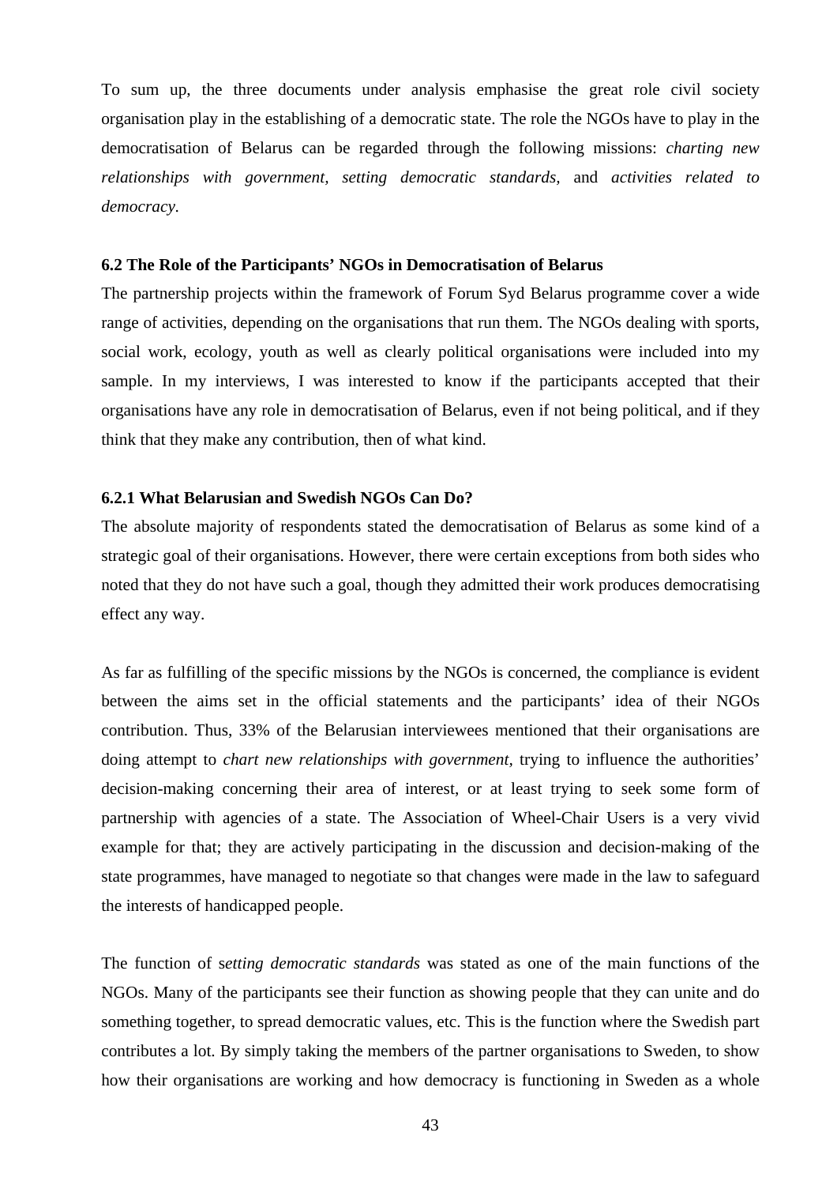To sum up, the three documents under analysis emphasise the great role civil society organisation play in the establishing of a democratic state. The role the NGOs have to play in the democratisation of Belarus can be regarded through the following missions: *charting new relationships with government*, *setting democratic standards*, and *activities related to democracy.*

### 6.2 The Role of the Participants' NGOs in Democratisation of Belarus

The partnership projects within the framework of Forum Syd Belarus programme cover a wide range of activities, depending on the organisations that run them. The NGOs dealing with sports, social work, ecology, youth as well as clearly political organisations were included into my sample. In my interviews, I was interested to know if the participants accepted that their organisations have any role in democratisation of Belarus, even if not being political, and if they think that they make any contribution, then of what kind.

#### 6.2.1 What Belarusian and Swedish NGOs Can Do?

The absolute majority of respondents stated the democratisation of Belarus as some kind of a strategic goal of their organisations. However, there were certain exceptions from both sides who noted that they do not have such a goal, though they admitted their work produces democratising effect any way.

As far as fulfilling of the specific missions by the NGOs is concerned, the compliance is evident between the aims set in the official statements and the participants' idea of their NGOs contribution. Thus, 33% of the Belarusian interviewees mentioned that their organisations are doing attempt to *chart new relationships with government*, trying to influence the authorities' decision-making concerning their area of interest, or at least trying to seek some form of partnership with agencies of a state. The Association of Wheel-Chair Users is a very vivid example for that; they are actively participating in the discussion and decision-making of the state programmes, have managed to negotiate so that changes were made in the law to safeguard the interests of handicapped people.

The function of s*etting democratic standards* was stated as one of the main functions of the NGOs. Many of the participants see their function as showing people that they can unite and do something together, to spread democratic values, etc. This is the function where the Swedish part contributes a lot. By simply taking the members of the partner organisations to Sweden, to show how their organisations are working and how democracy is functioning in Sweden as a whole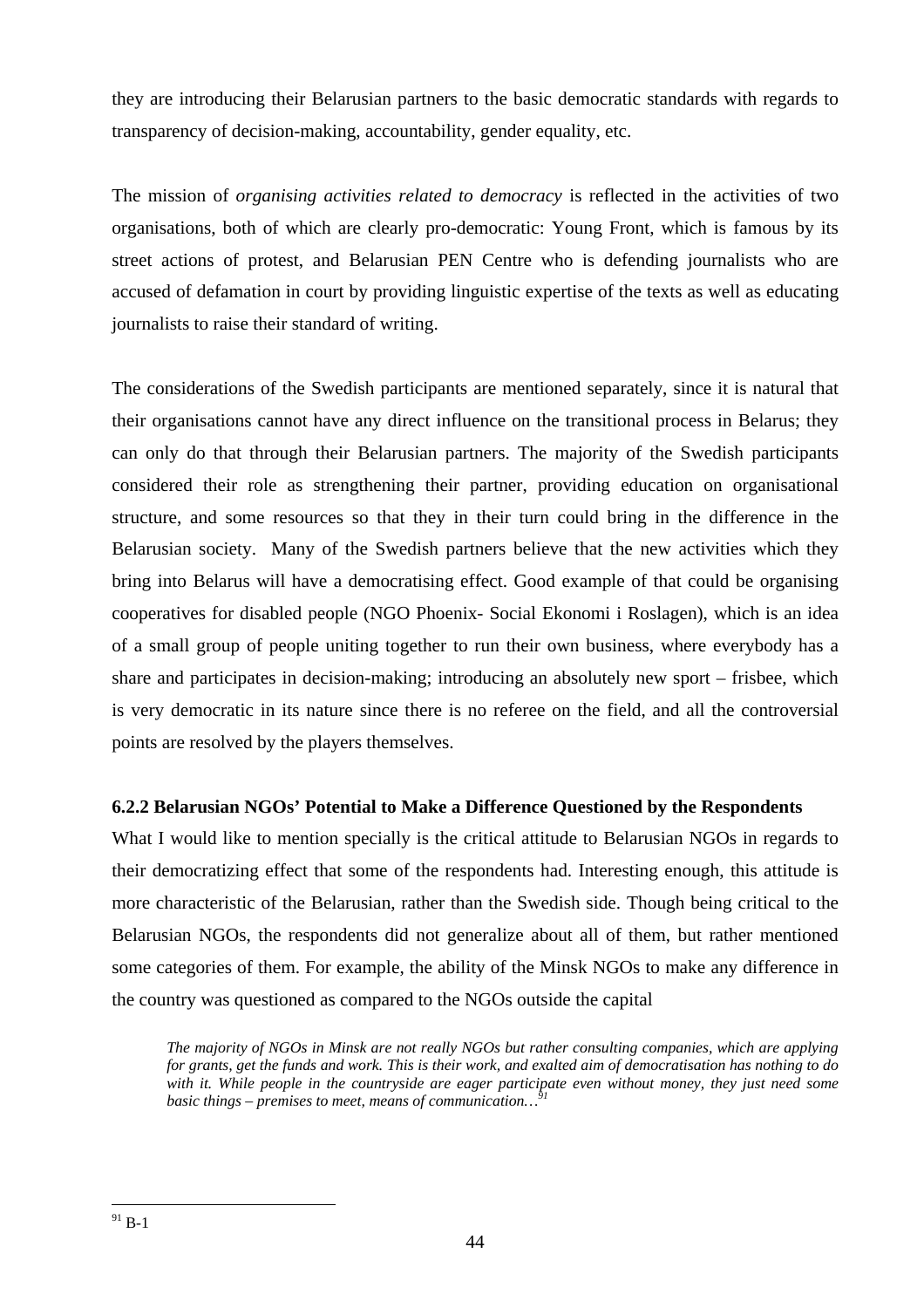they are introducing their Belarusian partners to the basic democratic standards with regards to transparency of decision-making, accountability, gender equality, etc.

The mission of *organising activities related to democracy* is reflected in the activities of two organisations, both of which are clearly pro-democratic: Young Front, which is famous by its street actions of protest, and Belarusian PEN Centre who is defending journalists who are accused of defamation in court by providing linguistic expertise of the texts as well as educating journalists to raise their standard of writing.

The considerations of the Swedish participants are mentioned separately, since it is natural that their organisations cannot have any direct influence on the transitional process in Belarus; they can only do that through their Belarusian partners. The majority of the Swedish participants considered their role as strengthening their partner, providing education on organisational structure, and some resources so that they in their turn could bring in the difference in the Belarusian society. Many of the Swedish partners believe that the new activities which they bring into Belarus will have a democratising effect. Good example of that could be organising cooperatives for disabled people (NGO Phoenix- Social Ekonomi i Roslagen), which is an idea of a small group of people uniting together to run their own business, where everybody has a share and participates in decision-making; introducing an absolutely new sport – frisbee, which is very democratic in its nature since there is no referee on the field, and all the controversial points are resolved by the players themselves.

### 6.2.2 Belarusian NGOs' Potential to Make a Difference Questioned by the Respondents

What I would like to mention specially is the critical attitude to Belarusian NGOs in regards to their democratizing effect that some of the respondents had. Interesting enough, this attitude is more characteristic of the Belarusian, rather than the Swedish side. Though being critical to the Belarusian NGOs, the respondents did not generalize about all of them, but rather mentioned some categories of them. For example, the ability of the Minsk NGOs to make any difference in the country was questioned as compared to the NGOs outside the capital

> *The majority of NGOs in Minsk are not really NGOs but rather consulting companies, which are applying for grants, get the funds and work. This is their work, and exalted aim of democratisation has nothing to do with it. While people in the countryside are eager participate even without money, they just need some basic things – premises to meet, means of communication…*[91]

[91] B-1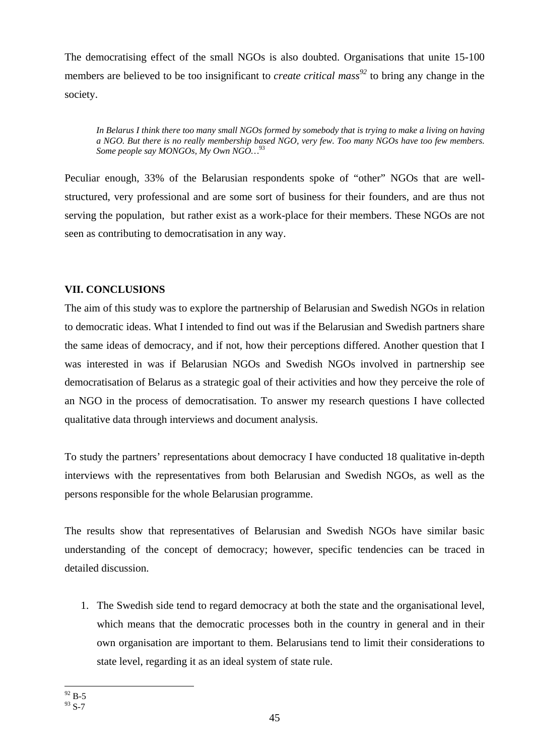The democratising effect of the small NGOs is also doubted. Organisations that unite 15-100 members are believed to be too insignificant to *create critical mass*[92] to bring any change in the society.

> *In Belarus I think there too many small NGOs formed by somebody that is trying to make a living on having a NGO. But there is no really membership based NGO, very few. Too many NGOs have too few members. Some people say MONGOs, My Own NGO…*[93]

Peculiar enough, 33% of the Belarusian respondents spoke of "other" NGOs that are well-structured, very professional and are some sort of business for their founders, and are thus not serving the population, but rather exist as a work-place for their members. These NGOs are not seen as contributing to democratisation in any way.

## VII. CONCLUSIONS

The aim of this study was to explore the partnership of Belarusian and Swedish NGOs in relation to democratic ideas. What I intended to find out was if the Belarusian and Swedish partners share the same ideas of democracy, and if not, how their perceptions differed. Another question that I was interested in was if Belarusian NGOs and Swedish NGOs involved in partnership see democratisation of Belarus as a strategic goal of their activities and how they perceive the role of an NGO in the process of democratisation. To answer my research questions I have collected qualitative data through interviews and document analysis.

To study the partners' representations about democracy I have conducted 18 qualitative in-depth interviews with the representatives from both Belarusian and Swedish NGOs, as well as the persons responsible for the whole Belarusian programme.

The results show that representatives of Belarusian and Swedish NGOs have similar basic understanding of the concept of democracy; however, specific tendencies can be traced in detailed discussion.

1. The Swedish side tend to regard democracy at both the state and the organisational level, which means that the democratic processes both in the country in general and in their own organisation are important to them. Belarusians tend to limit their considerations to state level, regarding it as an ideal system of state rule.

---

[92] B-5

[93] S-7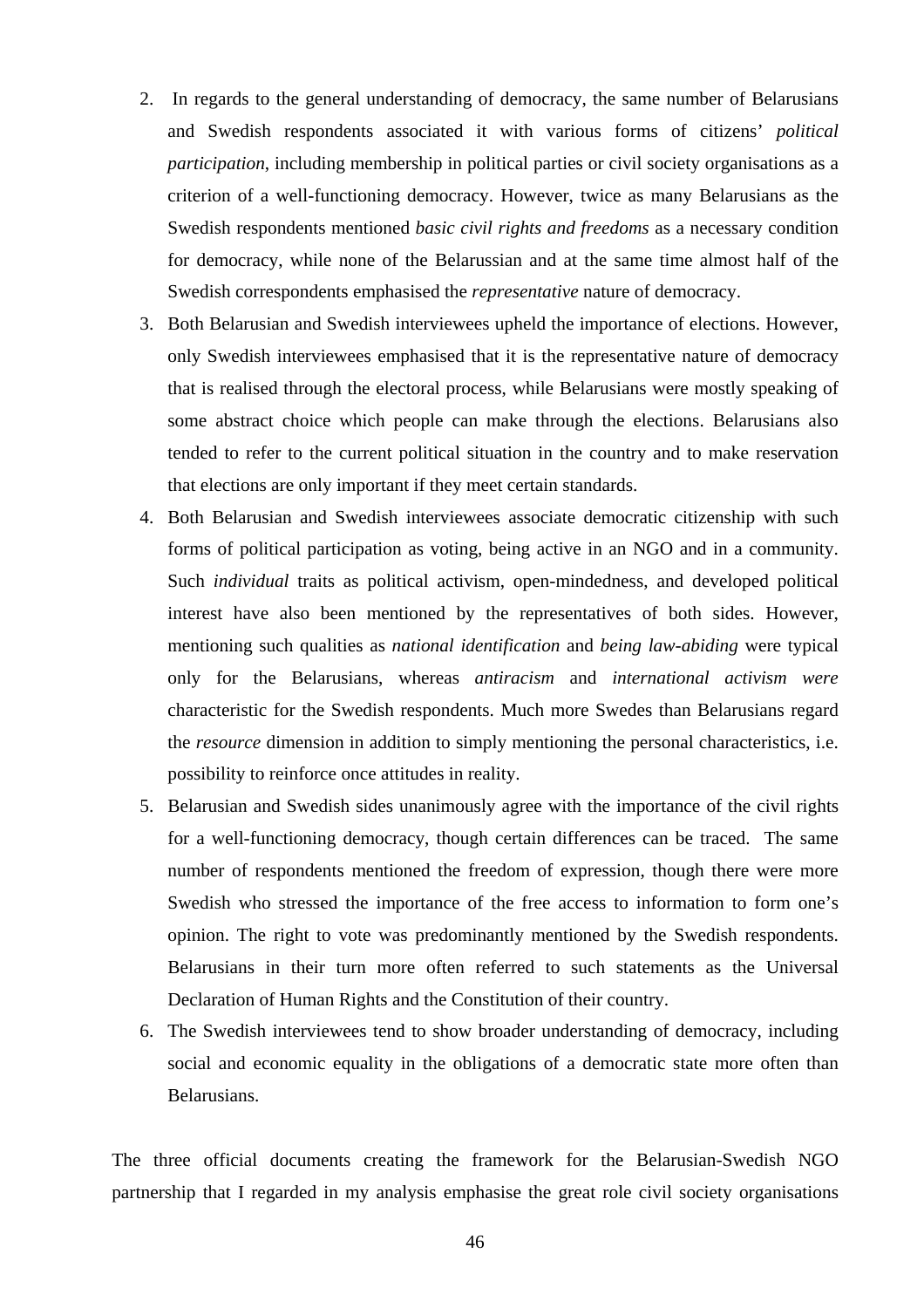2. In regards to the general understanding of democracy, the same number of Belarusians and Swedish respondents associated it with various forms of citizens' *political participation*, including membership in political parties or civil society organisations as a criterion of a well-functioning democracy. However, twice as many Belarusians as the Swedish respondents mentioned *basic civil rights and freedoms* as a necessary condition for democracy, while none of the Belarussian and at the same time almost half of the Swedish correspondents emphasised the *representative* nature of democracy.
3. Both Belarusian and Swedish interviewees upheld the importance of elections. However, only Swedish interviewees emphasised that it is the representative nature of democracy that is realised through the electoral process, while Belarusians were mostly speaking of some abstract choice which people can make through the elections. Belarusians also tended to refer to the current political situation in the country and to make reservation that elections are only important if they meet certain standards.
4. Both Belarusian and Swedish interviewees associate democratic citizenship with such forms of political participation as voting, being active in an NGO and in a community. Such *individual* traits as political activism, open-mindedness, and developed political interest have also been mentioned by the representatives of both sides. However, mentioning such qualities as *national identification* and *being law-abiding* were typical only for the Belarusians, whereas *antiracism* and *international activism were* characteristic for the Swedish respondents. Much more Swedes than Belarusians regard the *resource* dimension in addition to simply mentioning the personal characteristics, i.e. possibility to reinforce once attitudes in reality.
5. Belarusian and Swedish sides unanimously agree with the importance of the civil rights for a well-functioning democracy, though certain differences can be traced. The same number of respondents mentioned the freedom of expression, though there were more Swedish who stressed the importance of the free access to information to form one's opinion. The right to vote was predominantly mentioned by the Swedish respondents. Belarusians in their turn more often referred to such statements as the Universal Declaration of Human Rights and the Constitution of their country.
6. The Swedish interviewees tend to show broader understanding of democracy, including social and economic equality in the obligations of a democratic state more often than Belarusians.

The three official documents creating the framework for the Belarusian-Swedish NGO partnership that I regarded in my analysis emphasise the great role civil society organisations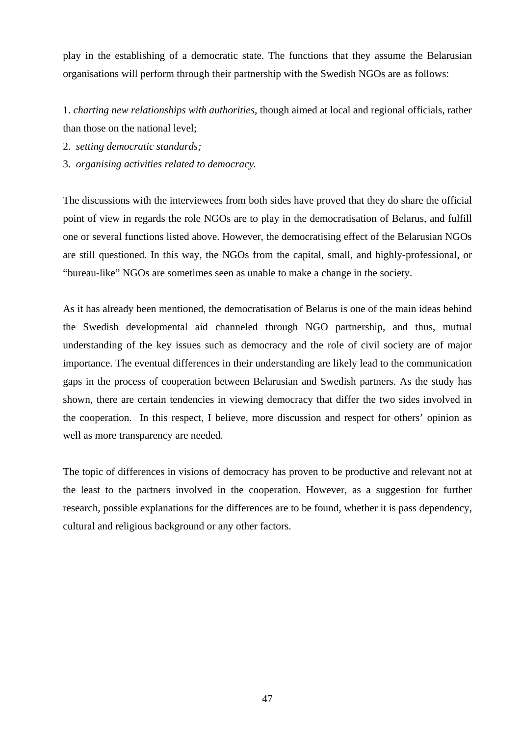play in the establishing of a democratic state. The functions that they assume the Belarusian organisations will perform through their partnership with the Swedish NGOs are as follows:

1. *charting new relationships with authorities*, though aimed at local and regional officials, rather than those on the national level;
2. *setting democratic standards;*
3. *organising activities related to democracy.*

The discussions with the interviewees from both sides have proved that they do share the official point of view in regards the role NGOs are to play in the democratisation of Belarus, and fulfill one or several functions listed above. However, the democratising effect of the Belarusian NGOs are still questioned. In this way, the NGOs from the capital, small, and highly-professional, or "bureau-like" NGOs are sometimes seen as unable to make a change in the society.

As it has already been mentioned, the democratisation of Belarus is one of the main ideas behind the Swedish developmental aid channeled through NGO partnership, and thus, mutual understanding of the key issues such as democracy and the role of civil society are of major importance. The eventual differences in their understanding are likely lead to the communication gaps in the process of cooperation between Belarusian and Swedish partners. As the study has shown, there are certain tendencies in viewing democracy that differ the two sides involved in the cooperation. In this respect, I believe, more discussion and respect for others' opinion as well as more transparency are needed.

The topic of differences in visions of democracy has proven to be productive and relevant not at the least to the partners involved in the cooperation. However, as a suggestion for further research, possible explanations for the differences are to be found, whether it is pass dependency, cultural and religious background or any other factors.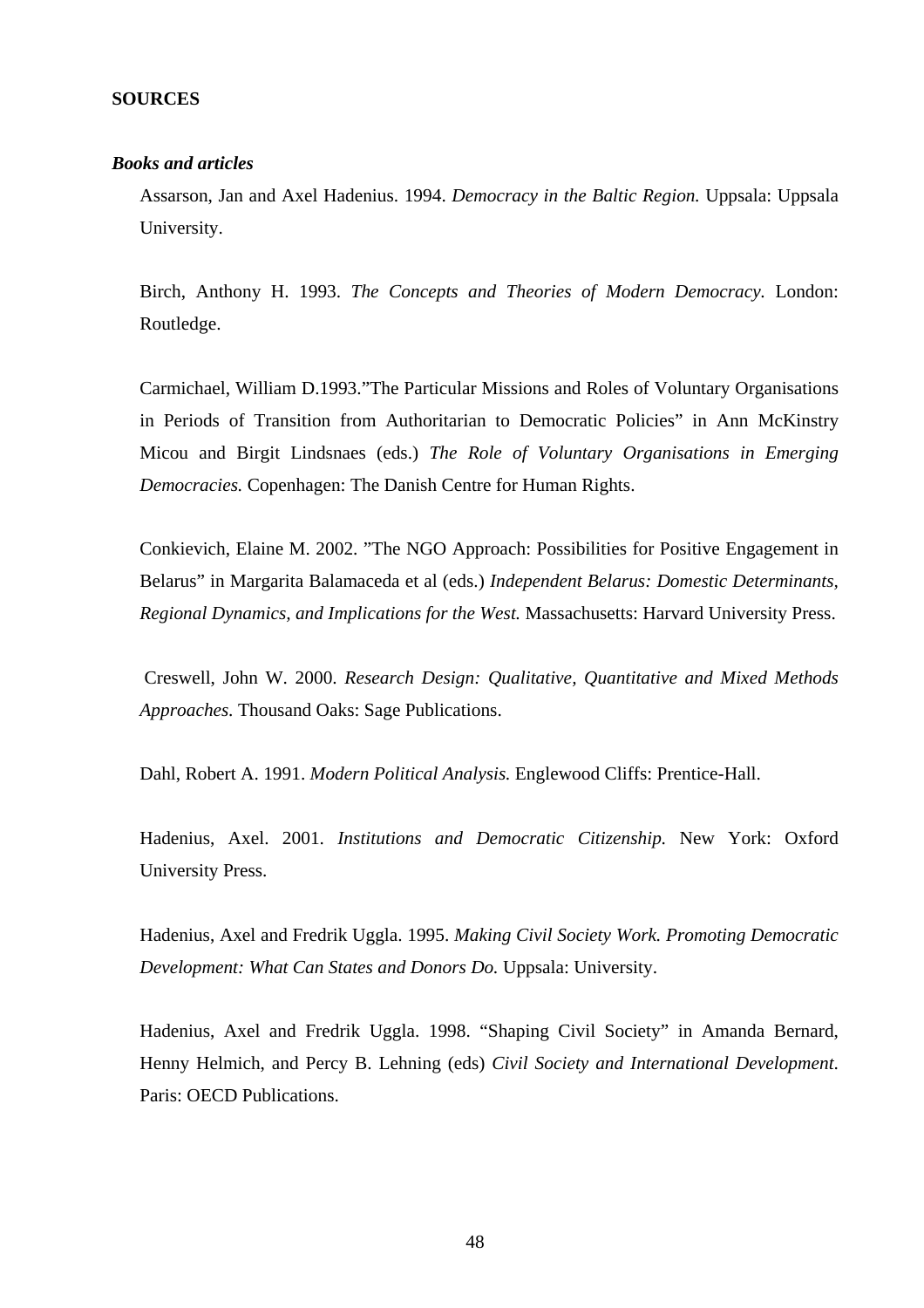**SOURCES**

***Books and articles***

Assarson, Jan and Axel Hadenius. 1994. *Democracy in the Baltic Region.* Uppsala: Uppsala University.

Birch, Anthony H. 1993. *The Concepts and Theories of Modern Democracy.* London: Routledge.

Carmichael, William D.1993.”The Particular Missions and Roles of Voluntary Organisations in Periods of Transition from Authoritarian to Democratic Policies” in Ann McKinstry Micou and Birgit Lindsnaes (eds.) *The Role of Voluntary Organisations in Emerging Democracies.* Copenhagen: The Danish Centre for Human Rights.

Conkievich, Elaine M. 2002. ”The NGO Approach: Possibilities for Positive Engagement in Belarus” in Margarita Balamaceda et al (eds.) *Independent Belarus: Domestic Determinants, Regional Dynamics, and Implications for the West.* Massachusetts: Harvard University Press.

Creswell, John W. 2000. *Research Design: Qualitative, Quantitative and Mixed Methods Approaches.* Thousand Oaks: Sage Publications.

Dahl, Robert A. 1991. *Modern Political Analysis.* Englewood Cliffs: Prentice-Hall.

Hadenius, Axel. 2001. *Institutions and Democratic Citizenship.* New York: Oxford University Press.

Hadenius, Axel and Fredrik Uggla. 1995. *Making Civil Society Work. Promoting Democratic Development: What Can States and Donors Do.* Uppsala: University.

Hadenius, Axel and Fredrik Uggla. 1998. “Shaping Civil Society” in Amanda Bernard, Henny Helmich, and Percy B. Lehning (eds) *Civil Society and International Development.* Paris: OECD Publications.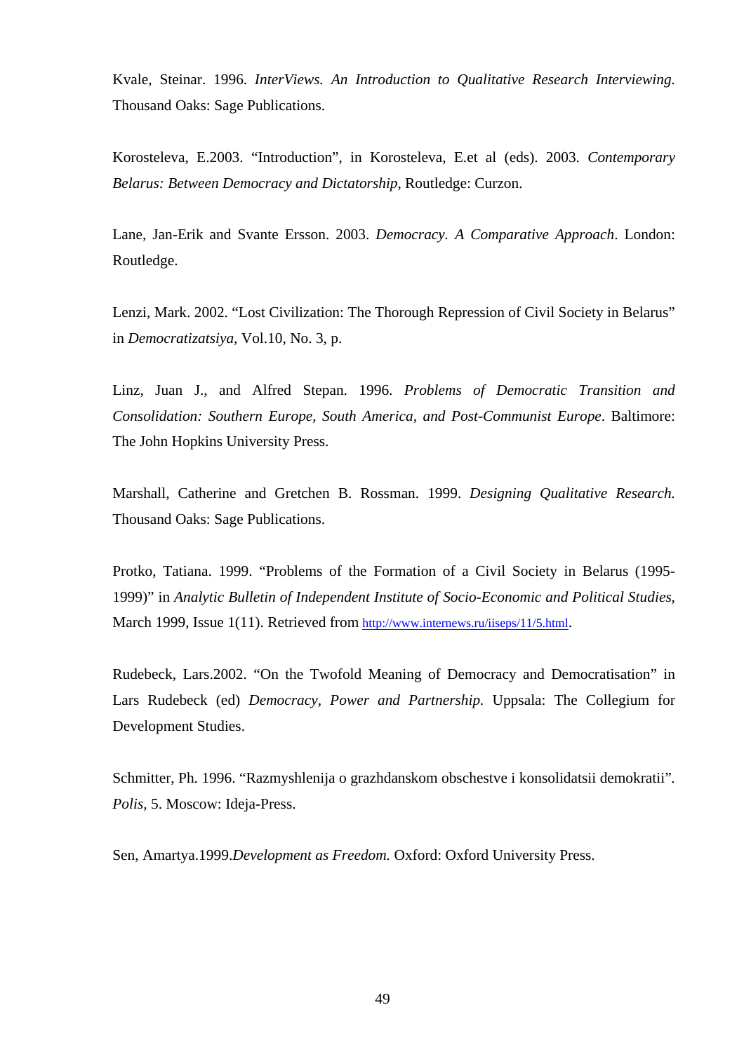Kvale, Steinar. 1996. *InterViews. An Introduction to Qualitative Research Interviewing.* Thousand Oaks: Sage Publications.

Korosteleva, E.2003. “Introduction”, in Korosteleva, E.et al (eds). 2003. *Contemporary Belarus: Between Democracy and Dictatorship*, Routledge: Curzon.

Lane, Jan-Erik and Svante Ersson. 2003. *Democracy. A Comparative Approach*. London: Routledge.

Lenzi, Mark. 2002. “Lost Civilization: The Thorough Repression of Civil Society in Belarus” in *Democratizatsiya*, Vol.10, No. 3, p.

Linz, Juan J., and Alfred Stepan. 1996. *Problems of Democratic Transition and Consolidation: Southern Europe, South America, and Post-Communist Europe*. Baltimore: The John Hopkins University Press.

Marshall, Catherine and Gretchen B. Rossman. 1999. *Designing Qualitative Research.* Thousand Oaks: Sage Publications.

Protko, Tatiana. 1999. “Problems of the Formation of a Civil Society in Belarus (1995-1999)” in *Analytic Bulletin of Independent Institute of Socio-Economic and Political Studies*, March 1999, Issue 1(11). Retrieved from http://www.internews.ru/iiseps/11/5.html.

Rudebeck, Lars.2002. “On the Twofold Meaning of Democracy and Democratisation” in Lars Rudebeck (ed) *Democracy, Power and Partnership.* Uppsala: The Collegium for Development Studies.

Schmitter, Ph. 1996. “Razmyshlenija o grazhdanskom obschestve i konsolidatsii demokratii”. *Polis*, 5. Moscow: Ideja-Press.

Sen, Amartya.1999.*Development as Freedom.* Oxford: Oxford University Press.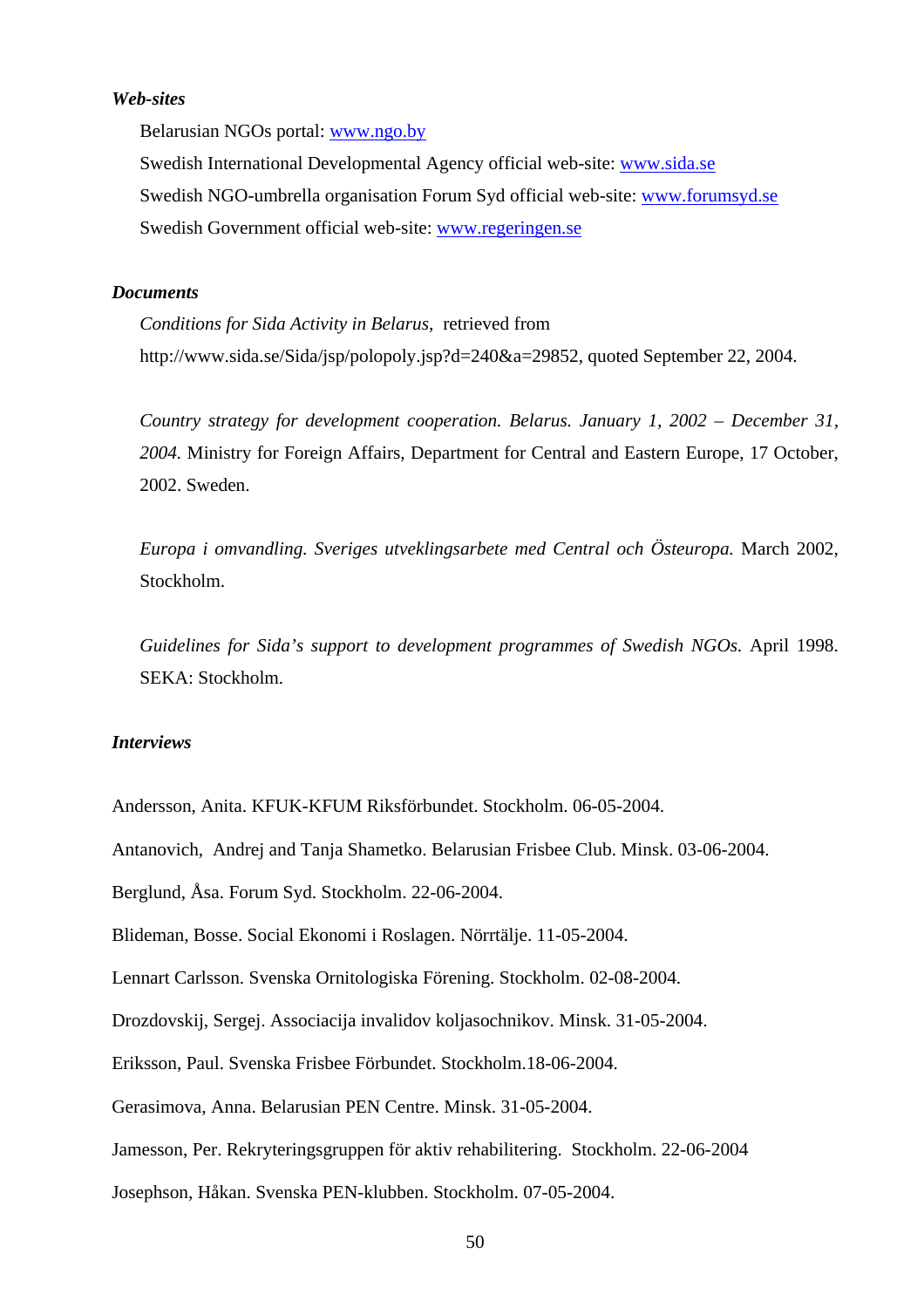***Web-sites***

Belarusian NGOs portal: [www.ngo.by](http://www.ngo.by)

Swedish International Developmental Agency official web-site: [www.sida.se](http://www.sida.se)

Swedish NGO-umbrella organisation Forum Syd official web-site: [www.forumsyd.se](http://www.forumsyd.se)

Swedish Government official web-site: [www.regeringen.se](http://www.regeringen.se)

***Documents***

*Conditions for Sida Activity in Belarus,* retrieved from http://www.sida.se/Sida/jsp/polopoly.jsp?d=240&a=29852, quoted September 22, 2004.

*Country strategy for development cooperation. Belarus. January 1, 2002 – December 31, 2004.* Ministry for Foreign Affairs, Department for Central and Eastern Europe, 17 October, 2002. Sweden.

*Europa i omvandling. Sveriges utveklingsarbete med Central och Östeuropa.* March 2002, Stockholm.

*Guidelines for Sida's support to development programmes of Swedish NGOs.* April 1998. SEKA: Stockholm.

***Interviews***

Andersson, Anita. KFUK-KFUM Riksförbundet. Stockholm. 06-05-2004.

Antanovich, Andrej and Tanja Shametko. Belarusian Frisbee Club. Minsk. 03-06-2004.

Berglund, Åsa. Forum Syd. Stockholm. 22-06-2004.

Blideman, Bosse. Social Ekonomi i Roslagen. Nörrtälje. 11-05-2004.

Lennart Carlsson. Svenska Ornitologiska Förening. Stockholm. 02-08-2004.

Drozdovskij, Sergej. Associacija invalidov koljasochnikov. Minsk. 31-05-2004.

Eriksson, Paul. Svenska Frisbee Förbundet. Stockholm.18-06-2004.

Gerasimova, Anna. Belarusian PEN Centre. Minsk. 31-05-2004.

Jamesson, Per. Rekryteringsgruppen för aktiv rehabilitering. Stockholm. 22-06-2004

Josephson, Håkan. Svenska PEN-klubben. Stockholm. 07-05-2004.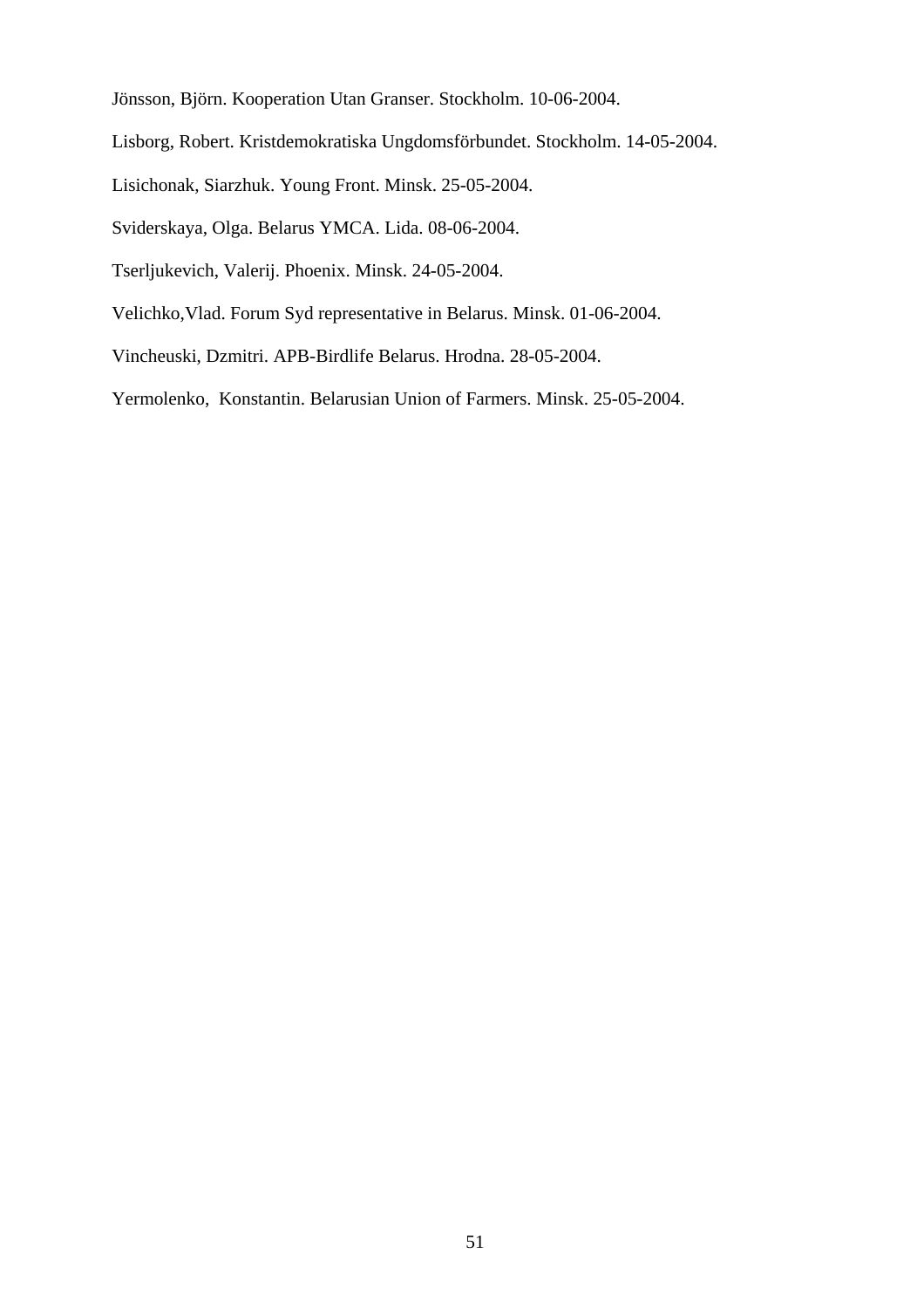Jönsson, Björn. Kooperation Utan Granser. Stockholm. 10-06-2004.

Lisborg, Robert. Kristdemokratiska Ungdomsförbundet. Stockholm. 14-05-2004.

Lisichonak, Siarzhuk. Young Front. Minsk. 25-05-2004.

Sviderskaya, Olga. Belarus YMCA. Lida. 08-06-2004.

Tserljukevich, Valerij. Phoenix. Minsk. 24-05-2004.

Velichko,Vlad. Forum Syd representative in Belarus. Minsk. 01-06-2004.

Vincheuski, Dzmitri. APB-Birdlife Belarus. Hrodna. 28-05-2004.

Yermolenko, Konstantin. Belarusian Union of Farmers. Minsk. 25-05-2004.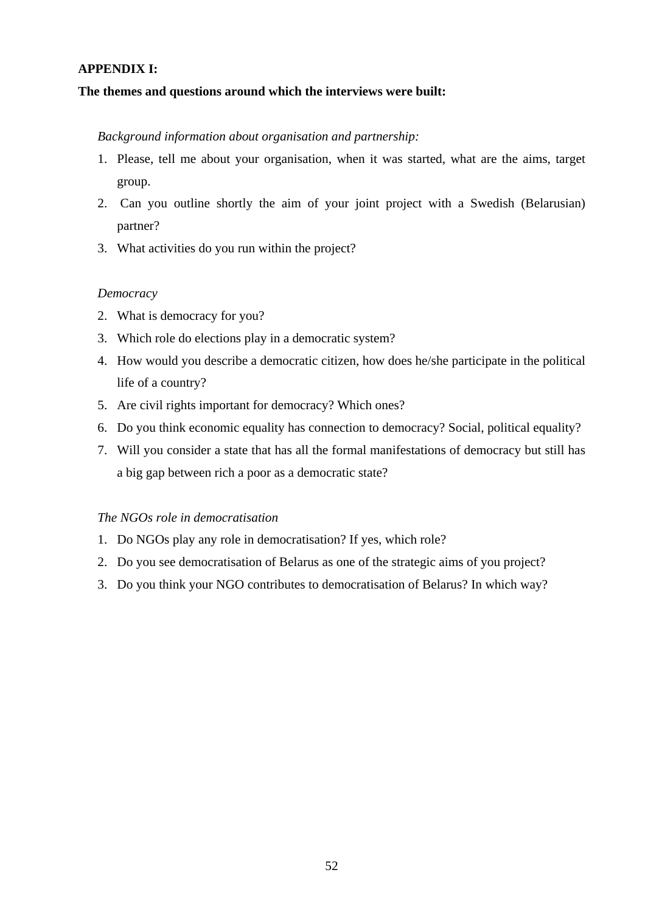**APPENDIX I:**

**The themes and questions around which the interviews were built:**

*Background information about organisation and partnership:*

1. Please, tell me about your organisation, when it was started, what are the aims, target group.
2. Can you outline shortly the aim of your joint project with a Swedish (Belarusian) partner?
3. What activities do you run within the project?

*Democracy*

2. What is democracy for you?
3. Which role do elections play in a democratic system?
4. How would you describe a democratic citizen, how does he/she participate in the political life of a country?
5. Are civil rights important for democracy? Which ones?
6. Do you think economic equality has connection to democracy? Social, political equality?
7. Will you consider a state that has all the formal manifestations of democracy but still has a big gap between rich a poor as a democratic state?

*The NGOs role in democratisation*

1. Do NGOs play any role in democratisation? If yes, which role?
2. Do you see democratisation of Belarus as one of the strategic aims of you project?
3. Do you think your NGO contributes to democratisation of Belarus? In which way?